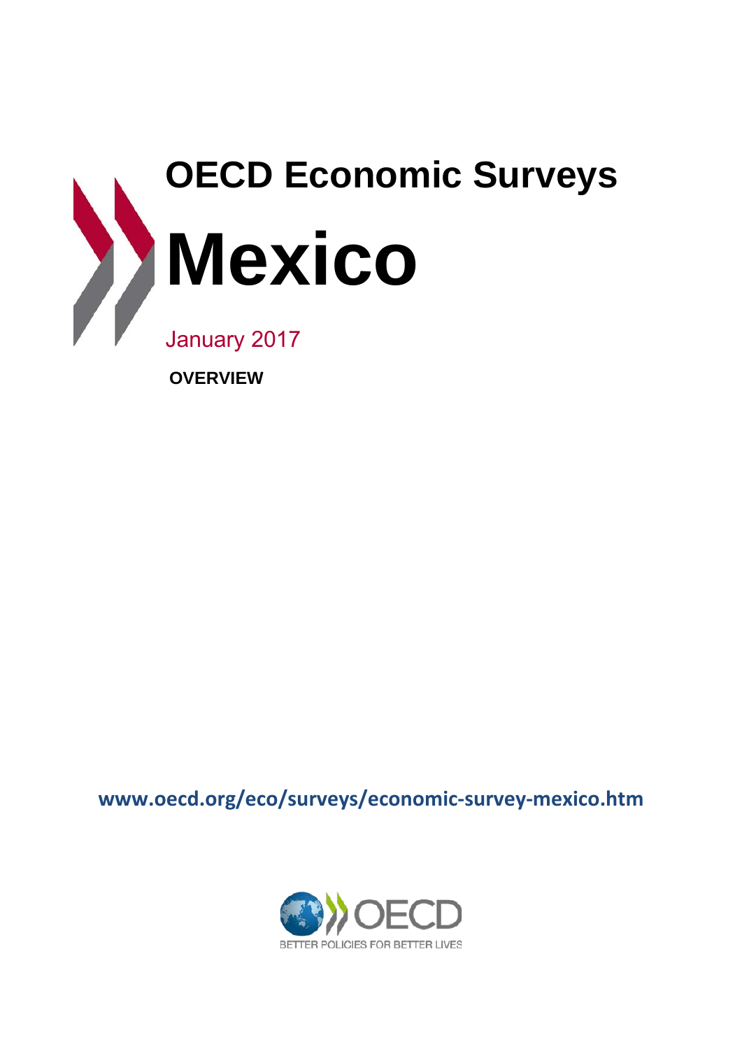# OECD Economic Surveys

# Mexico

January 2017

**OVERVIEW**

www.oecd.org/eco/surveys/economic-survey-mexico.htm

OECD

BETTER POLICIES FOR BETTER LIVES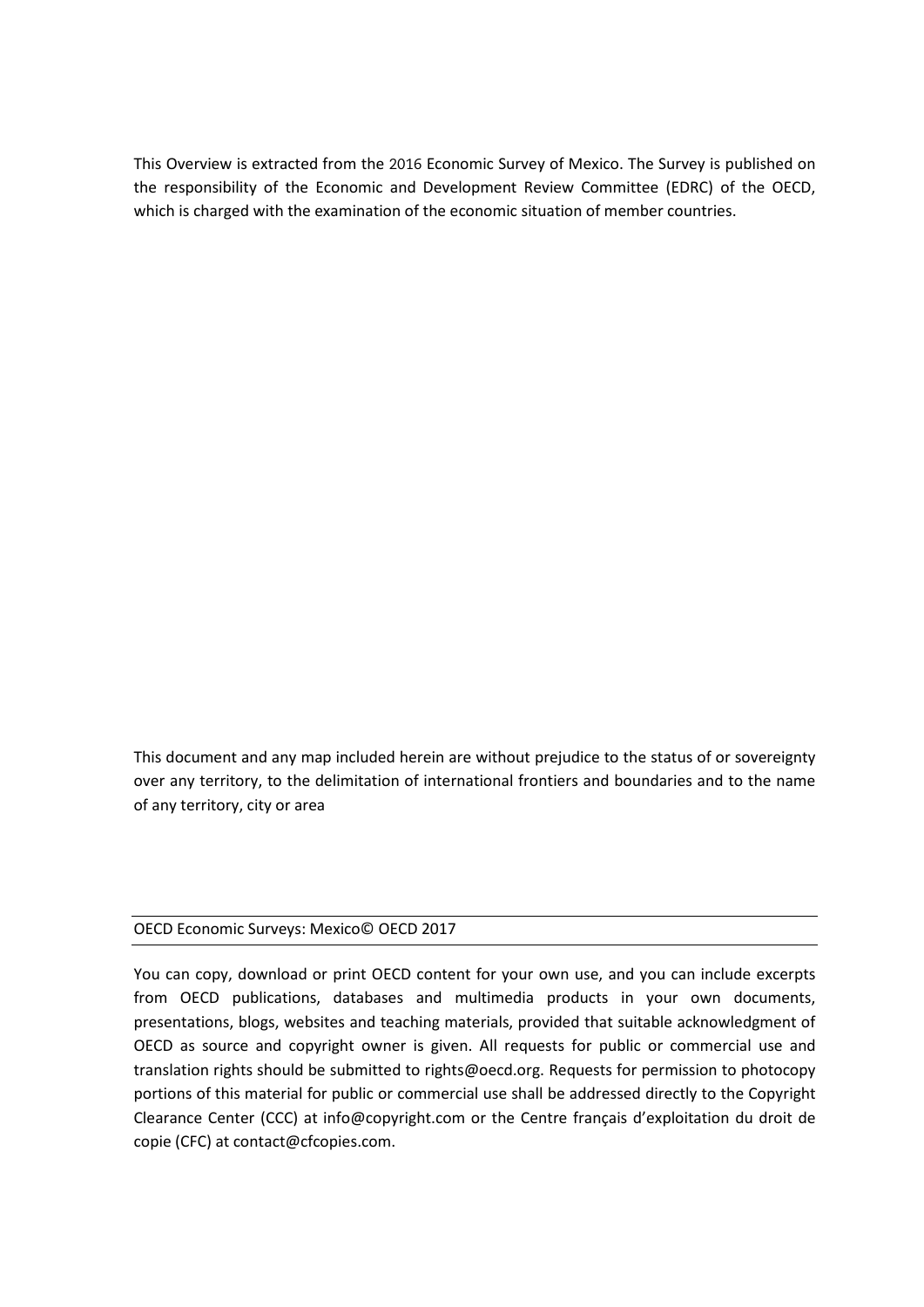This Overview is extracted from the 2016 Economic Survey of Mexico. The Survey is published on the responsibility of the Economic and Development Review Committee (EDRC) of the OECD, which is charged with the examination of the economic situation of member countries.

This document and any map included herein are without prejudice to the status of or sovereignty over any territory, to the delimitation of international frontiers and boundaries and to the name of any territory, city or area

OECD Economic Surveys: Mexico© OECD 2017

You can copy, download or print OECD content for your own use, and you can include excerpts from OECD publications, databases and multimedia products in your own documents, presentations, blogs, websites and teaching materials, provided that suitable acknowledgment of OECD as source and copyright owner is given. All requests for public or commercial use and translation rights should be submitted to rights@oecd.org. Requests for permission to photocopy portions of this material for public or commercial use shall be addressed directly to the Copyright Clearance Center (CCC) at info@copyright.com or the Centre français d'exploitation du droit de copie (CFC) at contact@cfcopies.com.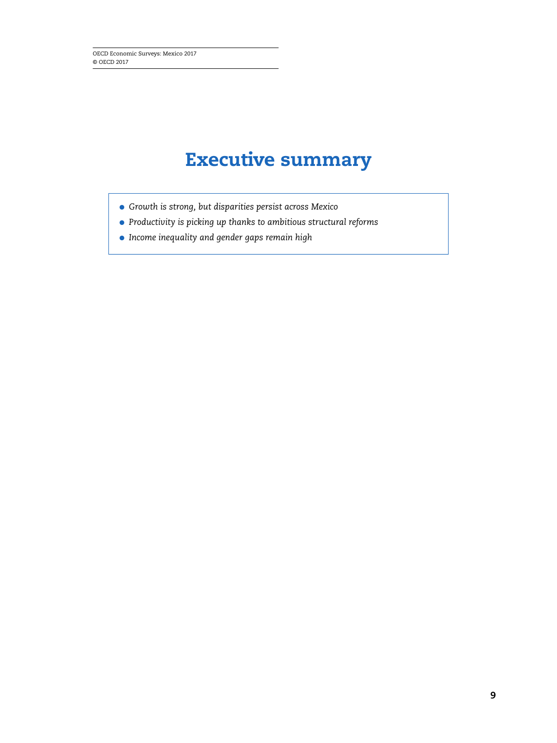# Executive summary

- *Growth is strong, but disparities persist across Mexico*
- *Productivity is picking up thanks to ambitious structural reforms*
- *Income inequality and gender gaps remain high*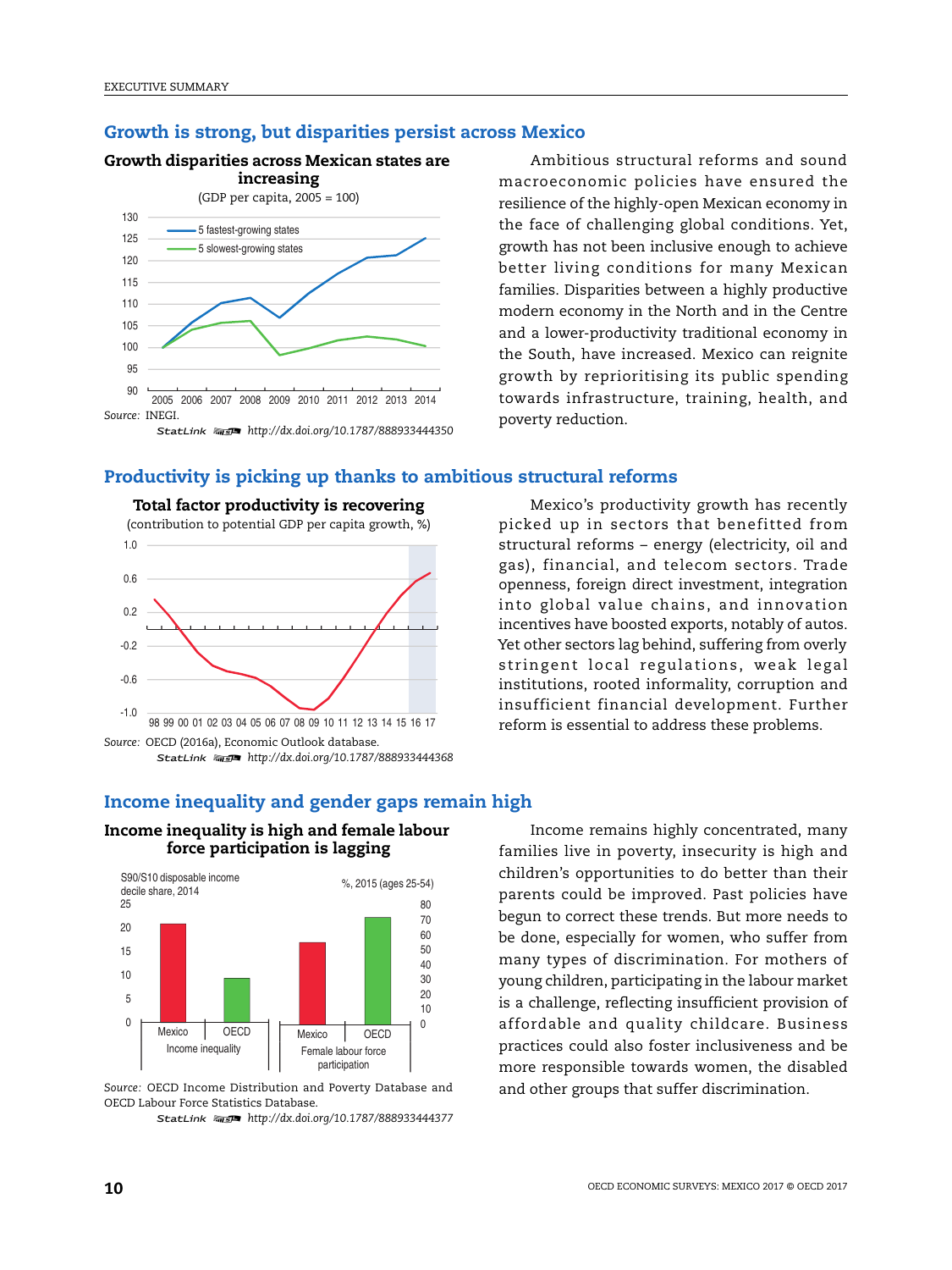## Growth is strong, but disparities persist across Mexico

**Growth disparities across Mexican states are increasing**

(GDP per capita, 2005 = 100)

Source: INEGI.

StatLink http://dx.doi.org/10.1787/888933444350

Ambitious structural reforms and sound macroeconomic policies have ensured the resilience of the highly-open Mexican economy in the face of challenging global conditions. Yet, growth has not been inclusive enough to achieve better living conditions for many Mexican families. Disparities between a highly productive modern economy in the North and in the Centre and a lower-productivity traditional economy in the South, have increased. Mexico can reignite growth by reprioritising its public spending towards infrastructure, training, health, and poverty reduction.

## Productivity is picking up thanks to ambitious structural reforms

**Total factor productivity is recovering**

(contribution to potential GDP per capita growth, %)

Source: OECD (2016a), Economic Outlook database.

StatLink http://dx.doi.org/10.1787/888933444368

Mexico's productivity growth has recently picked up in sectors that benefitted from structural reforms – energy (electricity, oil and gas), financial, and telecom sectors. Trade openness, foreign direct investment, integration into global value chains, and innovation incentives have boosted exports, notably of autos. Yet other sectors lag behind, suffering from overly stringent local regulations, weak legal institutions, rooted informality, corruption and insufficient financial development. Further reform is essential to address these problems.

## Income inequality and gender gaps remain high

**Income inequality is high and female labour force participation is lagging**

Source: OECD Income Distribution and Poverty Database and OECD Labour Force Statistics Database.

StatLink http://dx.doi.org/10.1787/888933444377

Income remains highly concentrated, many families live in poverty, insecurity is high and children's opportunities to do better than their parents could be improved. Past policies have begun to correct these trends. But more needs to be done, especially for women, who suffer from many types of discrimination. For mothers of young children, participating in the labour market is a challenge, reflecting insufficient provision of affordable and quality childcare. Business practices could also foster inclusiveness and be more responsible towards women, the disabled and other groups that suffer discrimination.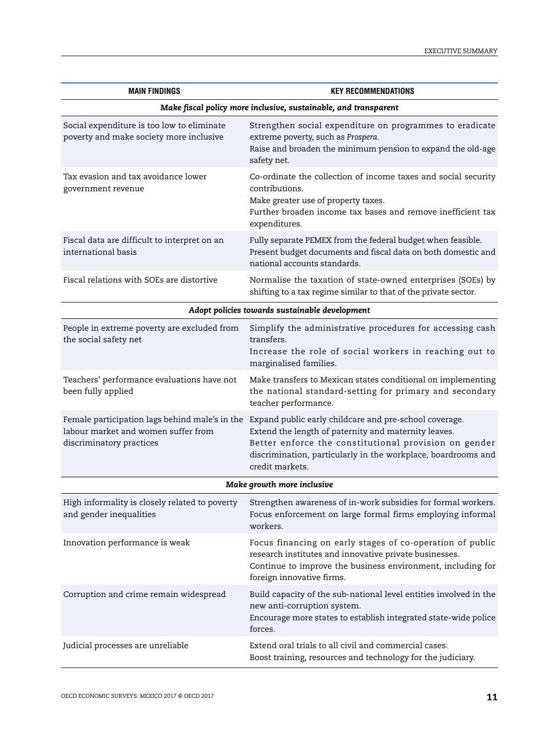| MAIN FINDINGS | KEY RECOMMENDATIONS |
|---|---|
| ***Make fiscal policy more inclusive, sustainable, and transparent*** | |
| Social expenditure is too low to eliminate poverty and make society more inclusive | Strengthen social expenditure on programmes to eradicate extreme poverty, such as *Prospera*.<br>Raise and broaden the minimum pension to expand the old-age safety net. |
| Tax evasion and tax avoidance lower government revenue | Co-ordinate the collection of income taxes and social security contributions.<br>Make greater use of property taxes.<br>Further broaden income tax bases and remove inefficient tax expenditures. |
| Fiscal data are difficult to interpret on an international basis | Fully separate PEMEX from the federal budget when feasible.<br>Present budget documents and fiscal data on both domestic and national accounts standards. |
| Fiscal relations with SOEs are distortive | Normalise the taxation of state-owned enterprises (SOEs) by shifting to a tax regime similar to that of the private sector. |
| ***Adopt policies towards sustainable development*** | |
| People in extreme poverty are excluded from the social safety net | Simplify the administrative procedures for accessing cash transfers.<br>Increase the role of social workers in reaching out to marginalised families. |
| Teachers' performance evaluations have not been fully applied | Make transfers to Mexican states conditional on implementing the national standard-setting for primary and secondary teacher performance. |
| Female participation lags behind male's in the labour market and women suffer from discriminatory practices | Expand public early childcare and pre-school coverage.<br>Extend the length of paternity and maternity leaves.<br>Better enforce the constitutional provision on gender discrimination, particularly in the workplace, boardrooms and credit markets. |
| ***Make growth more inclusive*** | |
| High informality is closely related to poverty and gender inequalities | Strengthen awareness of in-work subsidies for formal workers.<br>Focus enforcement on large formal firms employing informal workers. |
| Innovation performance is weak | Focus financing on early stages of co-operation of public research institutes and innovative private businesses.<br>Continue to improve the business environment, including for foreign innovative firms. |
| Corruption and crime remain widespread | Build capacity of the sub-national level entities involved in the new anti-corruption system.<br>Encourage more states to establish integrated state-wide police forces. |
| Judicial processes are unreliable | Extend oral trials to all civil and commercial cases.<br>Boost training, resources and technology for the judiciary. |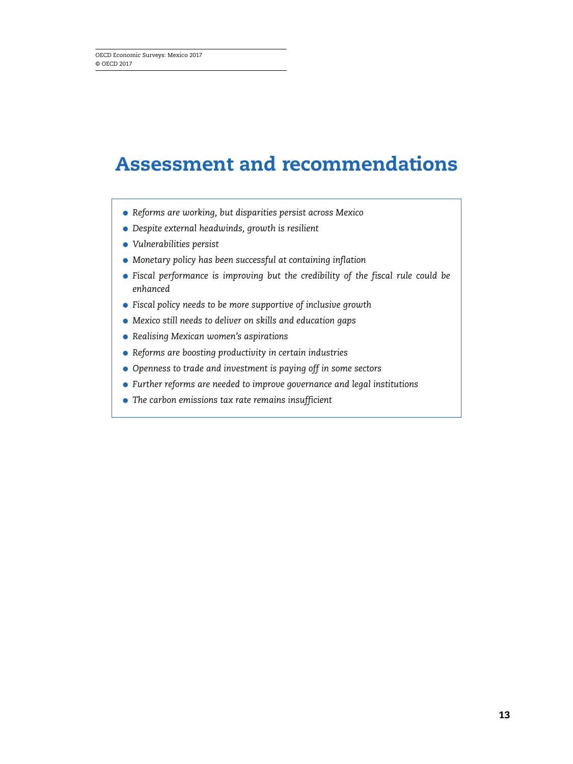# Assessment and recommendations

- *Reforms are working, but disparities persist across Mexico*
- *Despite external headwinds, growth is resilient*
- *Vulnerabilities persist*
- *Monetary policy has been successful at containing inflation*
- *Fiscal performance is improving but the credibility of the fiscal rule could be enhanced*
- *Fiscal policy needs to be more supportive of inclusive growth*
- *Mexico still needs to deliver on skills and education gaps*
- *Realising Mexican women's aspirations*
- *Reforms are boosting productivity in certain industries*
- *Openness to trade and investment is paying off in some sectors*
- *Further reforms are needed to improve governance and legal institutions*
- *The carbon emissions tax rate remains insufficient*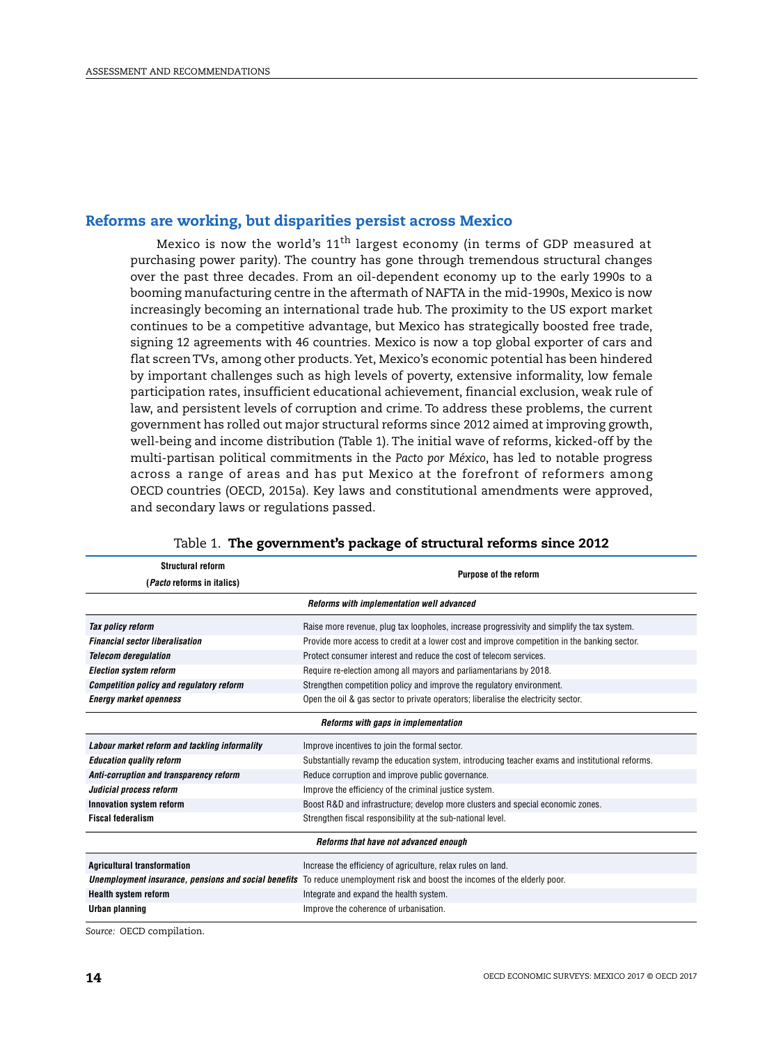## Reforms are working, but disparities persist across Mexico

Mexico is now the world's 11th largest economy (in terms of GDP measured at purchasing power parity). The country has gone through tremendous structural changes over the past three decades. From an oil-dependent economy up to the early 1990s to a booming manufacturing centre in the aftermath of NAFTA in the mid-1990s, Mexico is now increasingly becoming an international trade hub. The proximity to the US export market continues to be a competitive advantage, but Mexico has strategically boosted free trade, signing 12 agreements with 46 countries. Mexico is now a top global exporter of cars and flat screen TVs, among other products. Yet, Mexico's economic potential has been hindered by important challenges such as high levels of poverty, extensive informality, low female participation rates, insufficient educational achievement, financial exclusion, weak rule of law, and persistent levels of corruption and crime. To address these problems, the current government has rolled out major structural reforms since 2012 aimed at improving growth, well-being and income distribution (Table 1). The initial wave of reforms, kicked-off by the multi-partisan political commitments in the *Pacto por México*, has led to notable progress across a range of areas and has put Mexico at the forefront of reformers among OECD countries (OECD, 2015a). Key laws and constitutional amendments were approved, and secondary laws or regulations passed.

Table 1. **The government's package of structural reforms since 2012**

| Structural reform (*Pacto* reforms in italics) | Purpose of the reform |
|---|---|
| ***Reforms with implementation well advanced*** | |
| ***Tax policy reform*** | Raise more revenue, plug tax loopholes, increase progressivity and simplify the tax system. |
| ***Financial sector liberalisation*** | Provide more access to credit at a lower cost and improve competition in the banking sector. |
| ***Telecom deregulation*** | Protect consumer interest and reduce the cost of telecom services. |
| ***Election system reform*** | Require re-election among all mayors and parliamentarians by 2018. |
| ***Competition policy and regulatory reform*** | Strengthen competition policy and improve the regulatory environment. |
| ***Energy market openness*** | Open the oil & gas sector to private operators; liberalise the electricity sector. |
| ***Reforms with gaps in implementation*** | |
| ***Labour market reform and tackling informality*** | Improve incentives to join the formal sector. |
| ***Education quality reform*** | Substantially revamp the education system, introducing teacher exams and institutional reforms. |
| ***Anti-corruption and transparency reform*** | Reduce corruption and improve public governance. |
| ***Judicial process reform*** | Improve the efficiency of the criminal justice system. |
| **Innovation system reform** | Boost R&D and infrastructure; develop more clusters and special economic zones. |
| **Fiscal federalism** | Strengthen fiscal responsibility at the sub-national level. |
| ***Reforms that have not advanced enough*** | |
| **Agricultural transformation** | Increase the efficiency of agriculture, relax rules on land. |
| ***Unemployment insurance, pensions and social benefits*** | To reduce unemployment risk and boost the incomes of the elderly poor. |
| **Health system reform** | Integrate and expand the health system. |
| **Urban planning** | Improve the coherence of urbanisation. |

*Source:* OECD compilation.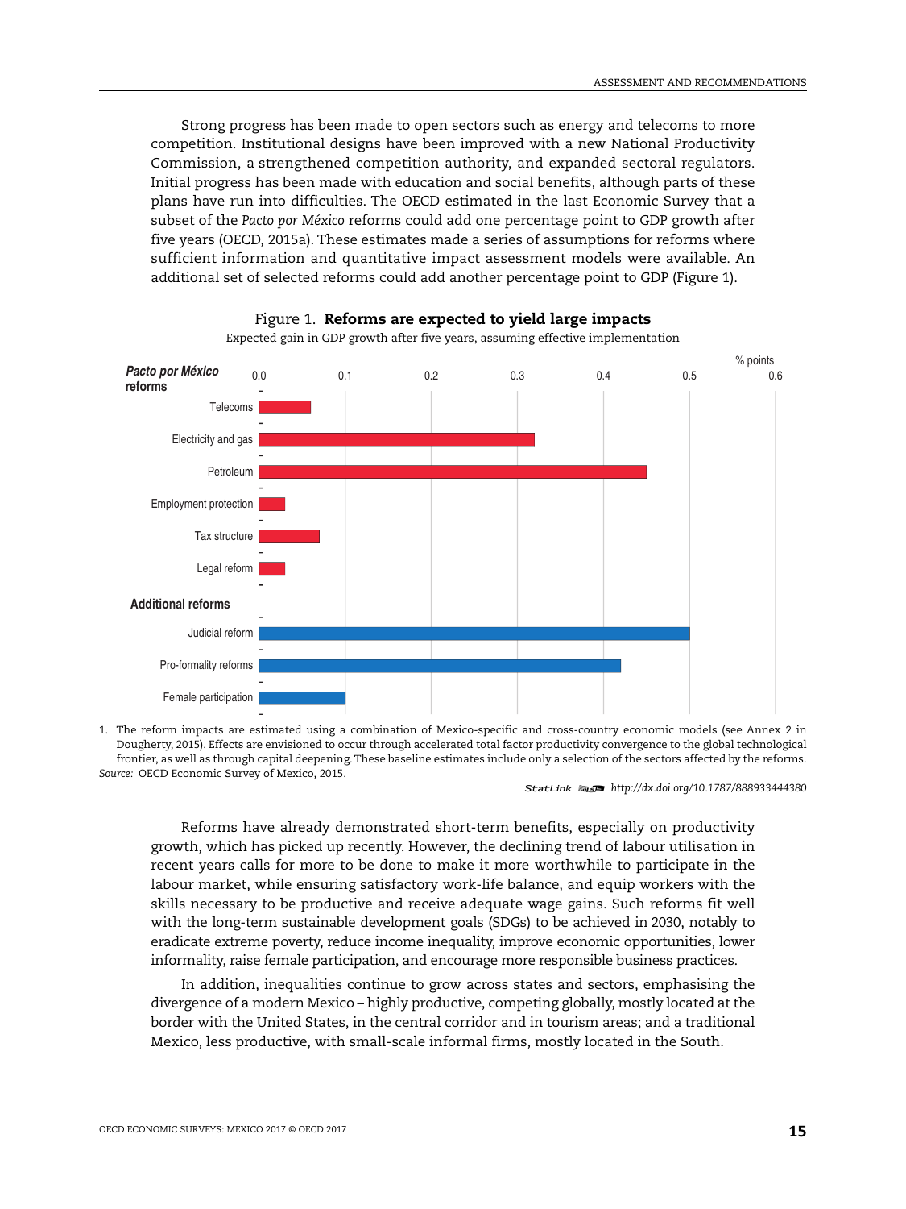Strong progress has been made to open sectors such as energy and telecoms to more competition. Institutional designs have been improved with a new National Productivity Commission, a strengthened competition authority, and expanded sectoral regulators. Initial progress has been made with education and social benefits, although parts of these plans have run into difficulties. The OECD estimated in the last Economic Survey that a subset of the *Pacto por México* reforms could add one percentage point to GDP growth after five years (OECD, 2015a). These estimates made a series of assumptions for reforms where sufficient information and quantitative impact assessment models were available. An additional set of selected reforms could add another percentage point to GDP (Figure 1).

Figure 1. **Reforms are expected to yield large impacts**

Expected gain in GDP growth after five years, assuming effective implementation

% points

| | % points (approx.) |
|---|---|
| ***Pacto por México* reforms** | |
| Telecoms | 0.06 |
| Electricity and gas | 0.32 |
| Petroleum | 0.45 |
| Employment protection | 0.03 |
| Tax structure | 0.07 |
| Legal reform | 0.03 |
| **Additional reforms** | |
| Judicial reform | 0.50 |
| Pro-formality reforms | 0.42 |
| Female participation | 0.10 |

1. The reform impacts are estimated using a combination of Mexico-specific and cross-country economic models (see Annex 2 in Dougherty, 2015). Effects are envisioned to occur through accelerated total factor productivity convergence to the global technological frontier, as well as through capital deepening. These baseline estimates include only a selection of the sectors affected by the reforms.

*Source:* OECD Economic Survey of Mexico, 2015.

StatLink http://dx.doi.org/10.1787/888933444380

Reforms have already demonstrated short-term benefits, especially on productivity growth, which has picked up recently. However, the declining trend of labour utilisation in recent years calls for more to be done to make it more worthwhile to participate in the labour market, while ensuring satisfactory work-life balance, and equip workers with the skills necessary to be productive and receive adequate wage gains. Such reforms fit well with the long-term sustainable development goals (SDGs) to be achieved in 2030, notably to eradicate extreme poverty, reduce income inequality, improve economic opportunities, lower informality, raise female participation, and encourage more responsible business practices.

In addition, inequalities continue to grow across states and sectors, emphasising the divergence of a modern Mexico – highly productive, competing globally, mostly located at the border with the United States, in the central corridor and in tourism areas; and a traditional Mexico, less productive, with small-scale informal firms, mostly located in the South.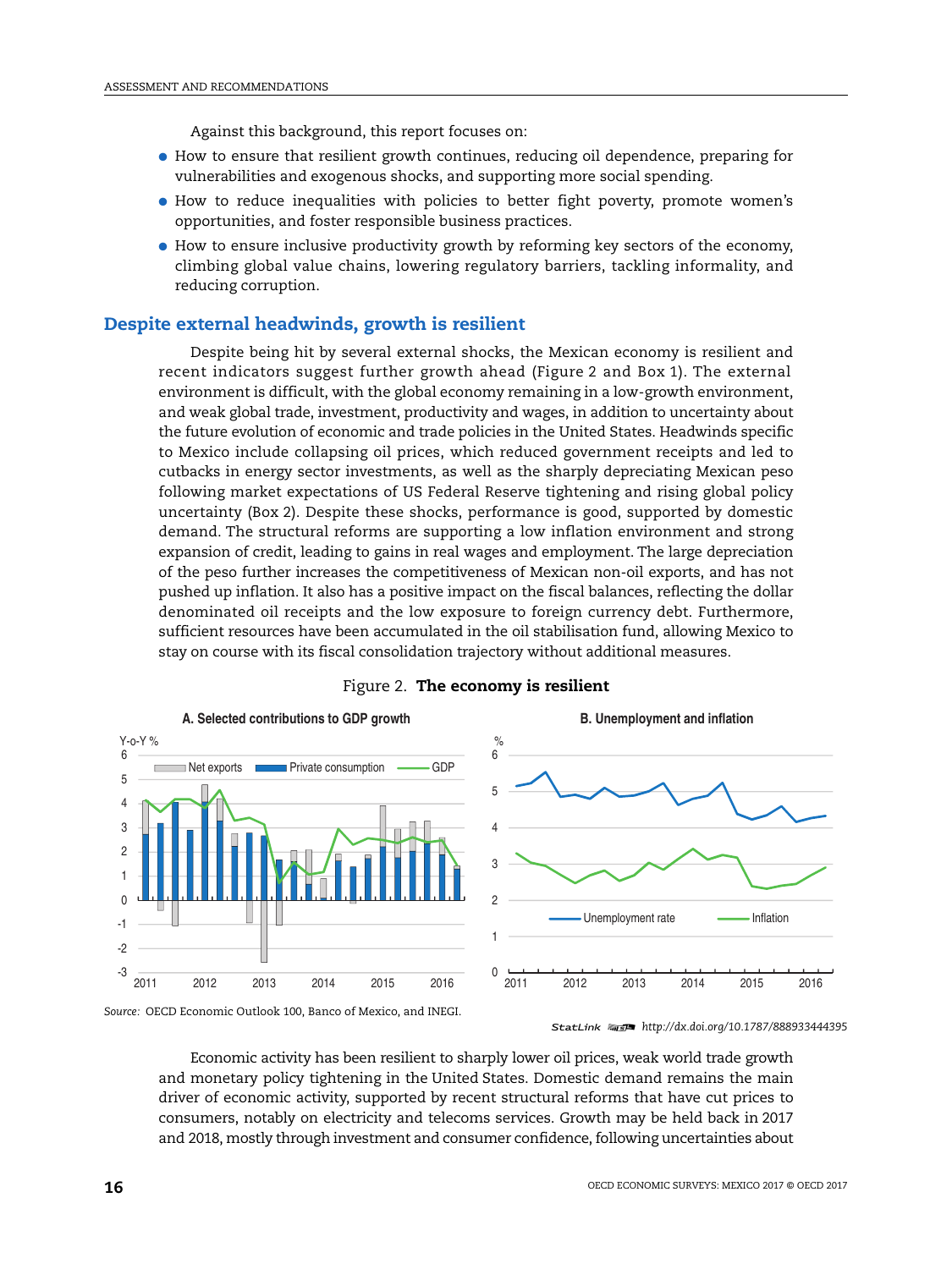Against this background, this report focuses on:

- How to ensure that resilient growth continues, reducing oil dependence, preparing for vulnerabilities and exogenous shocks, and supporting more social spending.
- How to reduce inequalities with policies to better fight poverty, promote women's opportunities, and foster responsible business practices.
- How to ensure inclusive productivity growth by reforming key sectors of the economy, climbing global value chains, lowering regulatory barriers, tackling informality, and reducing corruption.

## Despite external headwinds, growth is resilient

Despite being hit by several external shocks, the Mexican economy is resilient and recent indicators suggest further growth ahead (Figure 2 and Box 1). The external environment is difficult, with the global economy remaining in a low-growth environment, and weak global trade, investment, productivity and wages, in addition to uncertainty about the future evolution of economic and trade policies in the United States. Headwinds specific to Mexico include collapsing oil prices, which reduced government receipts and led to cutbacks in energy sector investments, as well as the sharply depreciating Mexican peso following market expectations of US Federal Reserve tightening and rising global policy uncertainty (Box 2). Despite these shocks, performance is good, supported by domestic demand. The structural reforms are supporting a low inflation environment and strong expansion of credit, leading to gains in real wages and employment. The large depreciation of the peso further increases the competitiveness of Mexican non-oil exports, and has not pushed up inflation. It also has a positive impact on the fiscal balances, reflecting the dollar denominated oil receipts and the low exposure to foreign currency debt. Furthermore, sufficient resources have been accumulated in the oil stabilisation fund, allowing Mexico to stay on course with its fiscal consolidation trajectory without additional measures.

Figure 2. **The economy is resilient**

A. Selected contributions to GDP growth

B. Unemployment and inflation

*Source:* OECD Economic Outlook 100, Banco of Mexico, and INEGI.

StatLink http://dx.doi.org/10.1787/888933444395

Economic activity has been resilient to sharply lower oil prices, weak world trade growth and monetary policy tightening in the United States. Domestic demand remains the main driver of economic activity, supported by recent structural reforms that have cut prices to consumers, notably on electricity and telecoms services. Growth may be held back in 2017 and 2018, mostly through investment and consumer confidence, following uncertainties about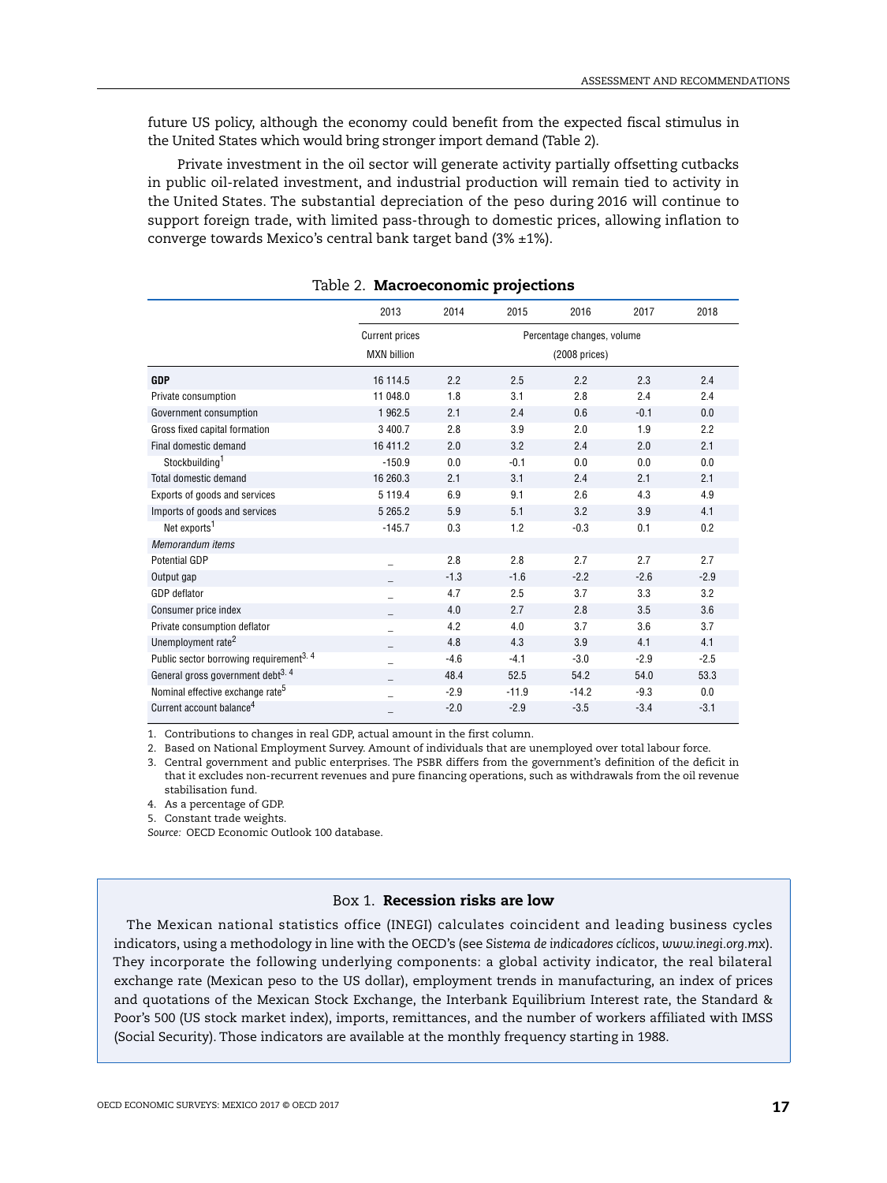future US policy, although the economy could benefit from the expected fiscal stimulus in the United States which would bring stronger import demand (Table 2).

Private investment in the oil sector will generate activity partially offsetting cutbacks in public oil-related investment, and industrial production will remain tied to activity in the United States. The substantial depreciation of the peso during 2016 will continue to support foreign trade, with limited pass-through to domestic prices, allowing inflation to converge towards Mexico's central bank target band (3% ±1%).

Table 2. **Macroeconomic projections**

| | 2013 | 2014 | 2015 | 2016 | 2017 | 2018 |
|---|---|---|---|---|---|---|
| | Current prices MXN billion | Percentage changes, volume (2008 prices) | | | | |
| **GDP** | 16 114.5 | 2.2 | 2.5 | 2.2 | 2.3 | 2.4 |
| Private consumption | 11 048.0 | 1.8 | 3.1 | 2.8 | 2.4 | 2.4 |
| Government consumption | 1 962.5 | 2.1 | 2.4 | 0.6 | -0.1 | 0.0 |
| Gross fixed capital formation | 3 400.7 | 2.8 | 3.9 | 2.0 | 1.9 | 2.2 |
| Final domestic demand | 16 411.2 | 2.0 | 3.2 | 2.4 | 2.0 | 2.1 |
| Stockbuilding[1] | -150.9 | 0.0 | -0.1 | 0.0 | 0.0 | 0.0 |
| Total domestic demand | 16 260.3 | 2.1 | 3.1 | 2.4 | 2.1 | 2.1 |
| Exports of goods and services | 5 119.4 | 6.9 | 9.1 | 2.6 | 4.3 | 4.9 |
| Imports of goods and services | 5 265.2 | 5.9 | 5.1 | 3.2 | 3.9 | 4.1 |
| Net exports[1] | -145.7 | 0.3 | 1.2 | -0.3 | 0.1 | 0.2 |
| *Memorandum items* | | | | | | |
| Potential GDP | _ | 2.8 | 2.8 | 2.7 | 2.7 | 2.7 |
| Output gap | _ | -1.3 | -1.6 | -2.2 | -2.6 | -2.9 |
| GDP deflator | _ | 4.7 | 2.5 | 3.7 | 3.3 | 3.2 |
| Consumer price index | _ | 4.0 | 2.7 | 2.8 | 3.5 | 3.6 |
| Private consumption deflator | _ | 4.2 | 4.0 | 3.7 | 3.6 | 3.7 |
| Unemployment rate[2] | _ | 4.8 | 4.3 | 3.9 | 4.1 | 4.1 |
| Public sector borrowing requirement[3, 4] | _ | -4.6 | -4.1 | -3.0 | -2.9 | -2.5 |
| General gross government debt[3, 4] | _ | 48.4 | 52.5 | 54.2 | 54.0 | 53.3 |
| Nominal effective exchange rate[5] | _ | -2.9 | -11.9 | -14.2 | -9.3 | 0.0 |
| Current account balance[4] | _ | -2.0 | -2.9 | -3.5 | -3.4 | -3.1 |

1. Contributions to changes in real GDP, actual amount in the first column.
2. Based on National Employment Survey. Amount of individuals that are unemployed over total labour force.
3. Central government and public enterprises. The PSBR differs from the government's definition of the deficit in that it excludes non-recurrent revenues and pure financing operations, such as withdrawals from the oil revenue stabilisation fund.
4. As a percentage of GDP.
5. Constant trade weights.

*Source:* OECD Economic Outlook 100 database.

### Box 1. **Recession risks are low**

The Mexican national statistics office (INEGI) calculates coincident and leading business cycles indicators, using a methodology in line with the OECD's (see *Sistema de indicadores cíclicos*, *www.inegi.org.mx*). They incorporate the following underlying components: a global activity indicator, the real bilateral exchange rate (Mexican peso to the US dollar), employment trends in manufacturing, an index of prices and quotations of the Mexican Stock Exchange, the Interbank Equilibrium Interest rate, the Standard & Poor's 500 (US stock market index), imports, remittances, and the number of workers affiliated with IMSS (Social Security). Those indicators are available at the monthly frequency starting in 1988.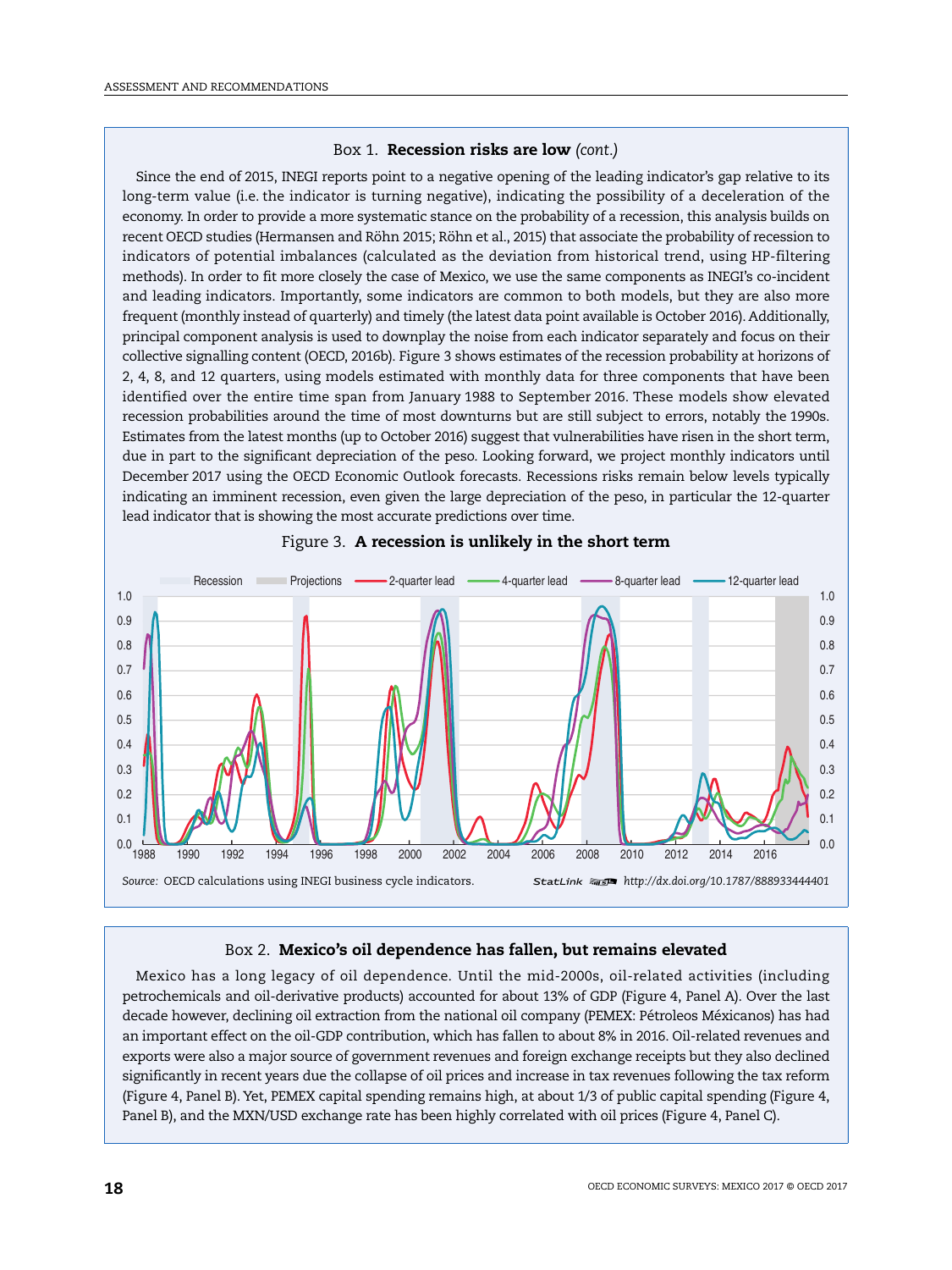### Box 1. **Recession risks are low** *(cont.)*

Since the end of 2015, INEGI reports point to a negative opening of the leading indicator's gap relative to its long-term value (i.e. the indicator is turning negative), indicating the possibility of a deceleration of the economy. In order to provide a more systematic stance on the probability of a recession, this analysis builds on recent OECD studies (Hermansen and Röhn 2015; Röhn et al., 2015) that associate the probability of recession to indicators of potential imbalances (calculated as the deviation from historical trend, using HP-filtering methods). In order to fit more closely the case of Mexico, we use the same components as INEGI's co-incident and leading indicators. Importantly, some indicators are common to both models, but they are also more frequent (monthly instead of quarterly) and timely (the latest data point available is October 2016). Additionally, principal component analysis is used to downplay the noise from each indicator separately and focus on their collective signalling content (OECD, 2016b). Figure 3 shows estimates of the recession probability at horizons of 2, 4, 8, and 12 quarters, using models estimated with monthly data for three components that have been identified over the entire time span from January 1988 to September 2016. These models show elevated recession probabilities around the time of most downturns but are still subject to errors, notably the 1990s. Estimates from the latest months (up to October 2016) suggest that vulnerabilities have risen in the short term, due in part to the significant depreciation of the peso. Looking forward, we project monthly indicators until December 2017 using the OECD Economic Outlook forecasts. Recessions risks remain below levels typically indicating an imminent recession, even given the large depreciation of the peso, in particular the 12-quarter lead indicator that is showing the most accurate predictions over time.

Figure 3. **A recession is unlikely in the short term**

*Source:* OECD calculations using INEGI business cycle indicators.

StatLink http://dx.doi.org/10.1787/888933444401

### Box 2. **Mexico's oil dependence has fallen, but remains elevated**

Mexico has a long legacy of oil dependence. Until the mid-2000s, oil-related activities (including petrochemicals and oil-derivative products) accounted for about 13% of GDP (Figure 4, Panel A). Over the last decade however, declining oil extraction from the national oil company (PEMEX: Pétroleos Méxicanos) has had an important effect on the oil-GDP contribution, which has fallen to about 8% in 2016. Oil-related revenues and exports were also a major source of government revenues and foreign exchange receipts but they also declined significantly in recent years due the collapse of oil prices and increase in tax revenues following the tax reform (Figure 4, Panel B). Yet, PEMEX capital spending remains high, at about 1/3 of public capital spending (Figure 4, Panel B), and the MXN/USD exchange rate has been highly correlated with oil prices (Figure 4, Panel C).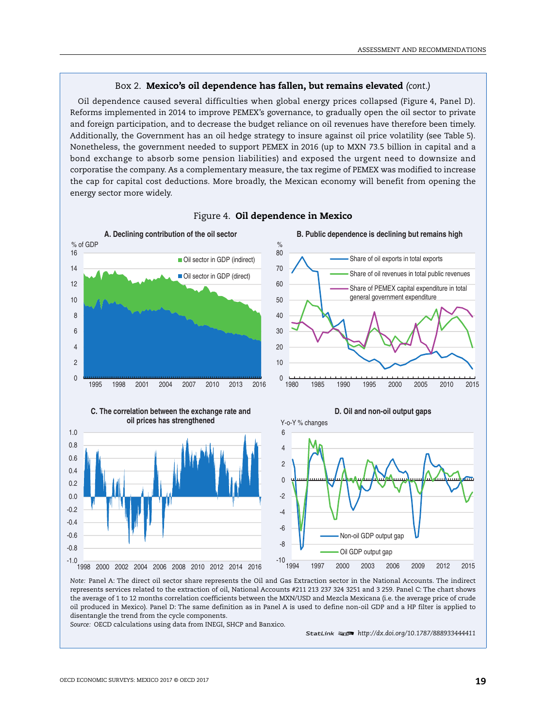Box 2. **Mexico's oil dependence has fallen, but remains elevated** *(cont.)*

Oil dependence caused several difficulties when global energy prices collapsed (Figure 4, Panel D). Reforms implemented in 2014 to improve PEMEX's governance, to gradually open the oil sector to private and foreign participation, and to decrease the budget reliance on oil revenues have therefore been timely. Additionally, the Government has an oil hedge strategy to insure against oil price volatility (see Table 5). Nonetheless, the government needed to support PEMEX in 2016 (up to MXN 73.5 billion in capital and a bond exchange to absorb some pension liabilities) and exposed the urgent need to downsize and corporatise the company. As a complementary measure, the tax regime of PEMEX was modified to increase the cap for capital cost deductions. More broadly, the Mexican economy will benefit from opening the energy sector more widely.

Figure 4. **Oil dependence in Mexico**

A. Declining contribution of the oil sector

B. Public dependence is declining but remains high

C. The correlation between the exchange rate and oil prices has strengthened

D. Oil and non-oil output gaps

*Note:* Panel A: The direct oil sector share represents the Oil and Gas Extraction sector in the National Accounts. The indirect represents services related to the extraction of oil, National Accounts #211 213 237 324 3251 and 3 259. Panel C: The chart shows the average of 1 to 12 months correlation coefficients between the MXN/USD and Mezcla Mexicana (i.e. the average price of crude oil produced in Mexico). Panel D: The same definition as in Panel A is used to define non-oil GDP and a HP filter is applied to disentangle the trend from the cycle components.

*Source:* OECD calculations using data from INEGI, SHCP and Banxico.

StatLink http://dx.doi.org/10.1787/888933444411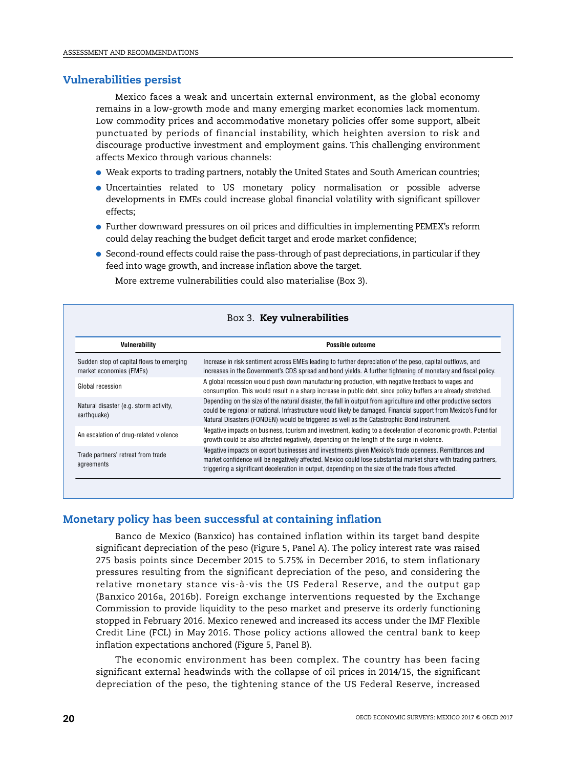## Vulnerabilities persist

Mexico faces a weak and uncertain external environment, as the global economy remains in a low-growth mode and many emerging market economies lack momentum. Low commodity prices and accommodative monetary policies offer some support, albeit punctuated by periods of financial instability, which heighten aversion to risk and discourage productive investment and employment gains. This challenging environment affects Mexico through various channels:

- Weak exports to trading partners, notably the United States and South American countries;
- Uncertainties related to US monetary policy normalisation or possible adverse developments in EMEs could increase global financial volatility with significant spillover effects;
- Further downward pressures on oil prices and difficulties in implementing PEMEX's reform could delay reaching the budget deficit target and erode market confidence;
- Second-round effects could raise the pass-through of past depreciations, in particular if they feed into wage growth, and increase inflation above the target.

More extreme vulnerabilities could also materialise (Box 3).

### Box 3. Key vulnerabilities

| Vulnerability | Possible outcome |
|---|---|
| Sudden stop of capital flows to emerging market economies (EMEs) | Increase in risk sentiment across EMEs leading to further depreciation of the peso, capital outflows, and increases in the Government's CDS spread and bond yields. A further tightening of monetary and fiscal policy. |
| Global recession | A global recession would push down manufacturing production, with negative feedback to wages and consumption. This would result in a sharp increase in public debt, since policy buffers are already stretched. |
| Natural disaster (e.g. storm activity, earthquake) | Depending on the size of the natural disaster, the fall in output from agriculture and other productive sectors could be regional or national. Infrastructure would likely be damaged. Financial support from Mexico's Fund for Natural Disasters (FONDEN) would be triggered as well as the Catastrophic Bond instrument. |
| An escalation of drug-related violence | Negative impacts on business, tourism and investment, leading to a deceleration of economic growth. Potential growth could be also affected negatively, depending on the length of the surge in violence. |
| Trade partners' retreat from trade agreements | Negative impacts on export businesses and investments given Mexico's trade openness. Remittances and market confidence will be negatively affected. Mexico could lose substantial market share with trading partners, triggering a significant deceleration in output, depending on the size of the trade flows affected. |

## Monetary policy has been successful at containing inflation

Banco de Mexico (Banxico) has contained inflation within its target band despite significant depreciation of the peso (Figure 5, Panel A). The policy interest rate was raised 275 basis points since December 2015 to 5.75% in December 2016, to stem inflationary pressures resulting from the significant depreciation of the peso, and considering the relative monetary stance vis-à-vis the US Federal Reserve, and the output gap (Banxico 2016a, 2016b). Foreign exchange interventions requested by the Exchange Commission to provide liquidity to the peso market and preserve its orderly functioning stopped in February 2016. Mexico renewed and increased its access under the IMF Flexible Credit Line (FCL) in May 2016. Those policy actions allowed the central bank to keep inflation expectations anchored (Figure 5, Panel B).

The economic environment has been complex. The country has been facing significant external headwinds with the collapse of oil prices in 2014/15, the significant depreciation of the peso, the tightening stance of the US Federal Reserve, increased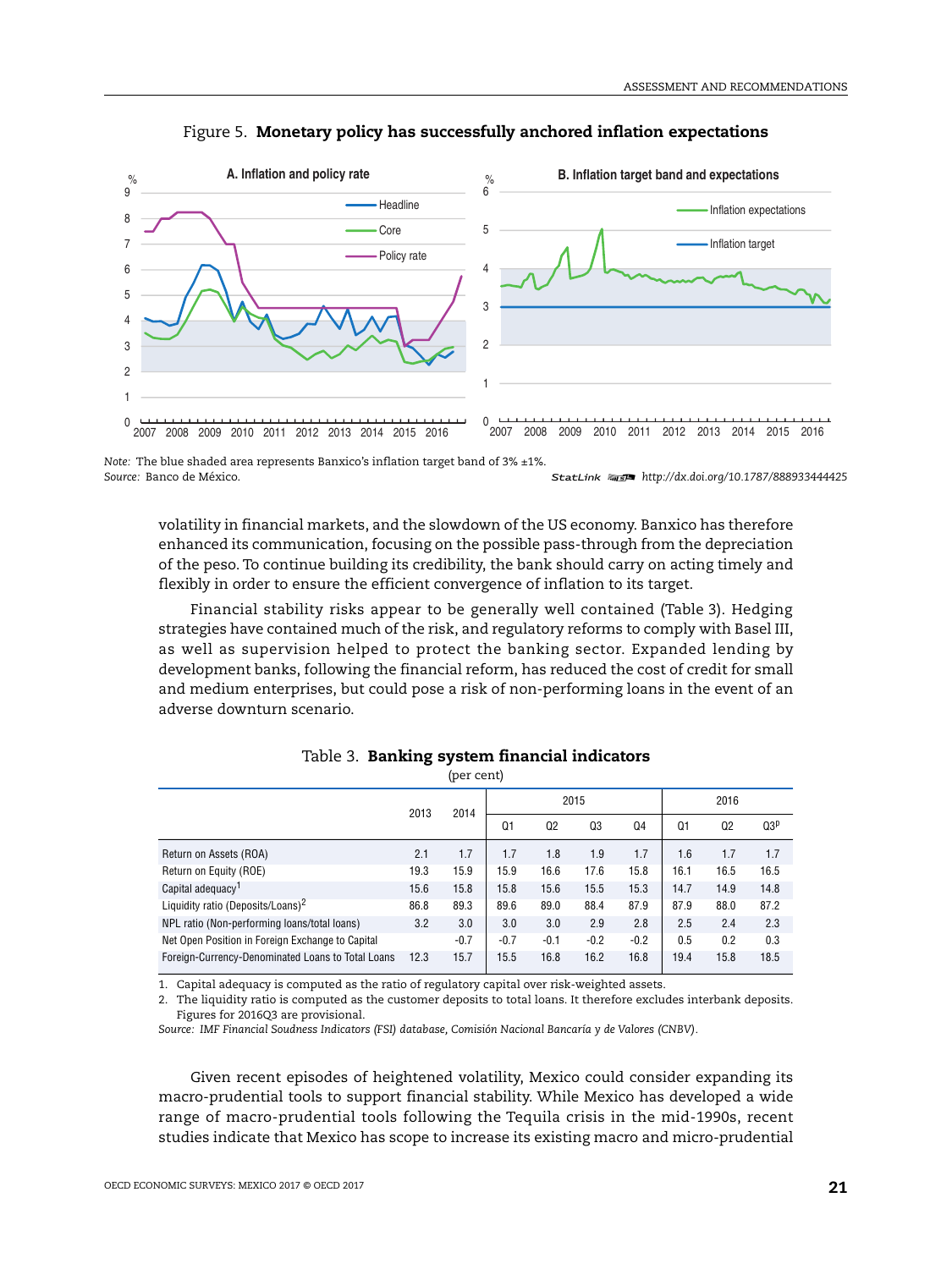Figure 5. **Monetary policy has successfully anchored inflation expectations**

*Note:* The blue shaded area represents Banxico's inflation target band of 3% ±1%.
*Source:* Banco de México.

StatLink http://dx.doi.org/10.1787/888933444425

volatility in financial markets, and the slowdown of the US economy. Banxico has therefore enhanced its communication, focusing on the possible pass-through from the depreciation of the peso. To continue building its credibility, the bank should carry on acting timely and flexibly in order to ensure the efficient convergence of inflation to its target.

Financial stability risks appear to be generally well contained (Table 3). Hedging strategies have contained much of the risk, and regulatory reforms to comply with Basel III, as well as supervision helped to protect the banking sector. Expanded lending by development banks, following the financial reform, has reduced the cost of credit for small and medium enterprises, but could pose a risk of non-performing loans in the event of an adverse downturn scenario.

Table 3. **Banking system financial indicators**

(per cent)

| | 2013 | 2014 | 2015 | | | | 2016 | | |
|---|---|---|---|---|---|---|---|---|---|
| | | | Q1 | Q2 | Q3 | Q4 | Q1 | Q2 | Q3[p] |
| Return on Assets (ROA) | 2.1 | 1.7 | 1.7 | 1.8 | 1.9 | 1.7 | 1.6 | 1.7 | 1.7 |
| Return on Equity (ROE) | 19.3 | 15.9 | 15.9 | 16.6 | 17.6 | 15.8 | 16.1 | 16.5 | 16.5 |
| Capital adequacy[1] | 15.6 | 15.8 | 15.8 | 15.6 | 15.5 | 15.3 | 14.7 | 14.9 | 14.8 |
| Liquidity ratio (Deposits/Loans)[2] | 86.8 | 89.3 | 89.6 | 89.0 | 88.4 | 87.9 | 87.9 | 88.0 | 87.2 |
| NPL ratio (Non-performing loans/total loans) | 3.2 | 3.0 | 3.0 | 3.0 | 2.9 | 2.8 | 2.5 | 2.4 | 2.3 |
| Net Open Position in Foreign Exchange to Capital | | -0.7 | -0.7 | -0.1 | -0.2 | -0.2 | 0.5 | 0.2 | 0.3 |
| Foreign-Currency-Denominated Loans to Total Loans | 12.3 | 15.7 | 15.5 | 16.8 | 16.2 | 16.8 | 19.4 | 15.8 | 18.5 |

1. Capital adequacy is computed as the ratio of regulatory capital over risk-weighted assets.
2. The liquidity ratio is computed as the customer deposits to total loans. It therefore excludes interbank deposits. Figures for 2016Q3 are provisional.

*Source: IMF Financial Soudness Indicators (FSI) database, Comisión Nacional Bancaría y de Valores (CNBV).*

Given recent episodes of heightened volatility, Mexico could consider expanding its macro-prudential tools to support financial stability. While Mexico has developed a wide range of macro-prudential tools following the Tequila crisis in the mid-1990s, recent studies indicate that Mexico has scope to increase its existing macro and micro-prudential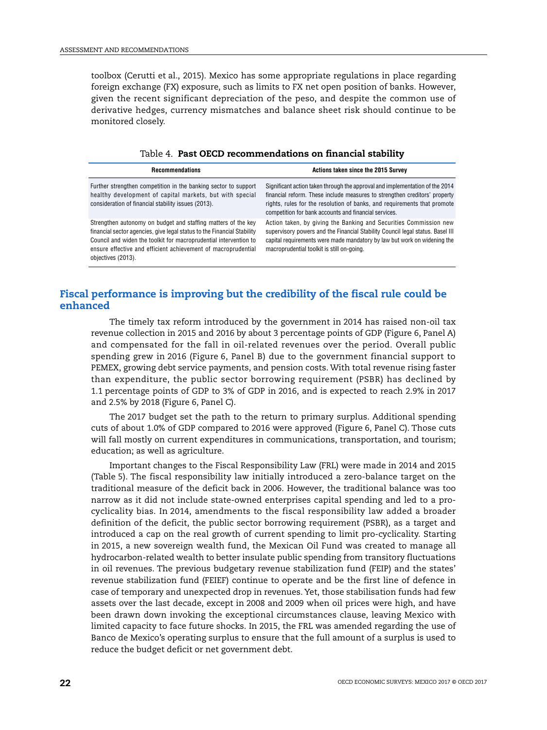toolbox (Cerutti et al., 2015). Mexico has some appropriate regulations in place regarding foreign exchange (FX) exposure, such as limits to FX net open position of banks. However, given the recent significant depreciation of the peso, and despite the common use of derivative hedges, currency mismatches and balance sheet risk should continue to be monitored closely.

Table 4. **Past OECD recommendations on financial stability**

| Recommendations | Actions taken since the 2015 Survey |
|---|---|
| Further strengthen competition in the banking sector to support healthy development of capital markets, but with special consideration of financial stability issues (2013). | Significant action taken through the approval and implementation of the 2014 financial reform. These include measures to strengthen creditors' property rights, rules for the resolution of banks, and requirements that promote competition for bank accounts and financial services. |
| Strengthen autonomy on budget and staffing matters of the key financial sector agencies, give legal status to the Financial Stability Council and widen the toolkit for macroprudential intervention to ensure effective and efficient achievement of macroprudential objectives (2013). | Action taken, by giving the Banking and Securities Commission new supervisory powers and the Financial Stability Council legal status. Basel III capital requirements were made mandatory by law but work on widening the macroprudential toolkit is still on-going. |

## Fiscal performance is improving but the credibility of the fiscal rule could be enhanced

The timely tax reform introduced by the government in 2014 has raised non-oil tax revenue collection in 2015 and 2016 by about 3 percentage points of GDP (Figure 6, Panel A) and compensated for the fall in oil-related revenues over the period. Overall public spending grew in 2016 (Figure 6, Panel B) due to the government financial support to PEMEX, growing debt service payments, and pension costs. With total revenue rising faster than expenditure, the public sector borrowing requirement (PSBR) has declined by 1.1 percentage points of GDP to 3% of GDP in 2016, and is expected to reach 2.9% in 2017 and 2.5% by 2018 (Figure 6, Panel C).

The 2017 budget set the path to the return to primary surplus. Additional spending cuts of about 1.0% of GDP compared to 2016 were approved (Figure 6, Panel C). Those cuts will fall mostly on current expenditures in communications, transportation, and tourism; education; as well as agriculture.

Important changes to the Fiscal Responsibility Law (FRL) were made in 2014 and 2015 (Table 5). The fiscal responsibility law initially introduced a zero-balance target on the traditional measure of the deficit back in 2006. However, the traditional balance was too narrow as it did not include state-owned enterprises capital spending and led to a pro-cyclicality bias. In 2014, amendments to the fiscal responsibility law added a broader definition of the deficit, the public sector borrowing requirement (PSBR), as a target and introduced a cap on the real growth of current spending to limit pro-cyclicality. Starting in 2015, a new sovereign wealth fund, the Mexican Oil Fund was created to manage all hydrocarbon-related wealth to better insulate public spending from transitory fluctuations in oil revenues. The previous budgetary revenue stabilization fund (FEIP) and the states' revenue stabilization fund (FEIEF) continue to operate and be the first line of defence in case of temporary and unexpected drop in revenues. Yet, those stabilisation funds had few assets over the last decade, except in 2008 and 2009 when oil prices were high, and have been drawn down invoking the exceptional circumstances clause, leaving Mexico with limited capacity to face future shocks. In 2015, the FRL was amended regarding the use of Banco de Mexico's operating surplus to ensure that the full amount of a surplus is used to reduce the budget deficit or net government debt.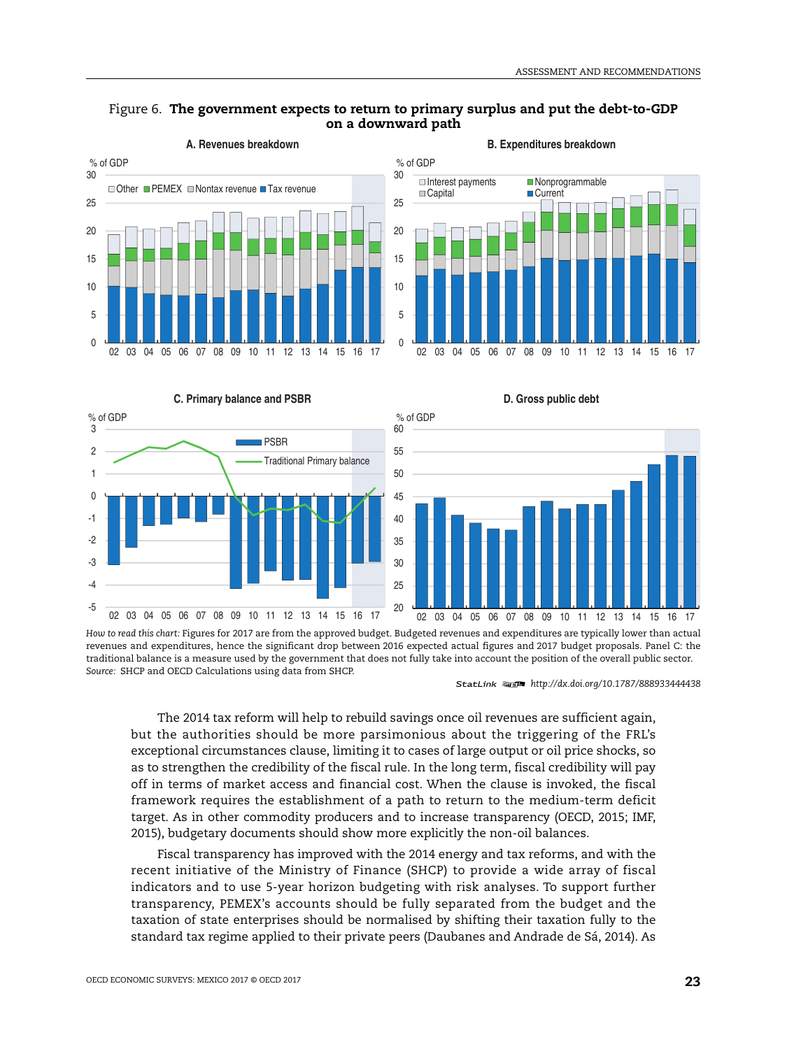Figure 6. **The government expects to return to primary surplus and put the debt-to-GDP on a downward path**

*How to read this chart:* Figures for 2017 are from the approved budget. Budgeted revenues and expenditures are typically lower than actual revenues and expenditures, hence the significant drop between 2016 expected actual figures and 2017 budget proposals. Panel C: the traditional balance is a measure used by the government that does not fully take into account the position of the overall public sector.

*Source:* SHCP and OECD Calculations using data from SHCP.

StatLink http://dx.doi.org/10.1787/888933444438

The 2014 tax reform will help to rebuild savings once oil revenues are sufficient again, but the authorities should be more parsimonious about the triggering of the FRL's exceptional circumstances clause, limiting it to cases of large output or oil price shocks, so as to strengthen the credibility of the fiscal rule. In the long term, fiscal credibility will pay off in terms of market access and financial cost. When the clause is invoked, the fiscal framework requires the establishment of a path to return to the medium-term deficit target. As in other commodity producers and to increase transparency (OECD, 2015; IMF, 2015), budgetary documents should show more explicitly the non-oil balances.

Fiscal transparency has improved with the 2014 energy and tax reforms, and with the recent initiative of the Ministry of Finance (SHCP) to provide a wide array of fiscal indicators and to use 5-year horizon budgeting with risk analyses. To support further transparency, PEMEX's accounts should be fully separated from the budget and the taxation of state enterprises should be normalised by shifting their taxation fully to the standard tax regime applied to their private peers (Daubanes and Andrade de Sá, 2014). As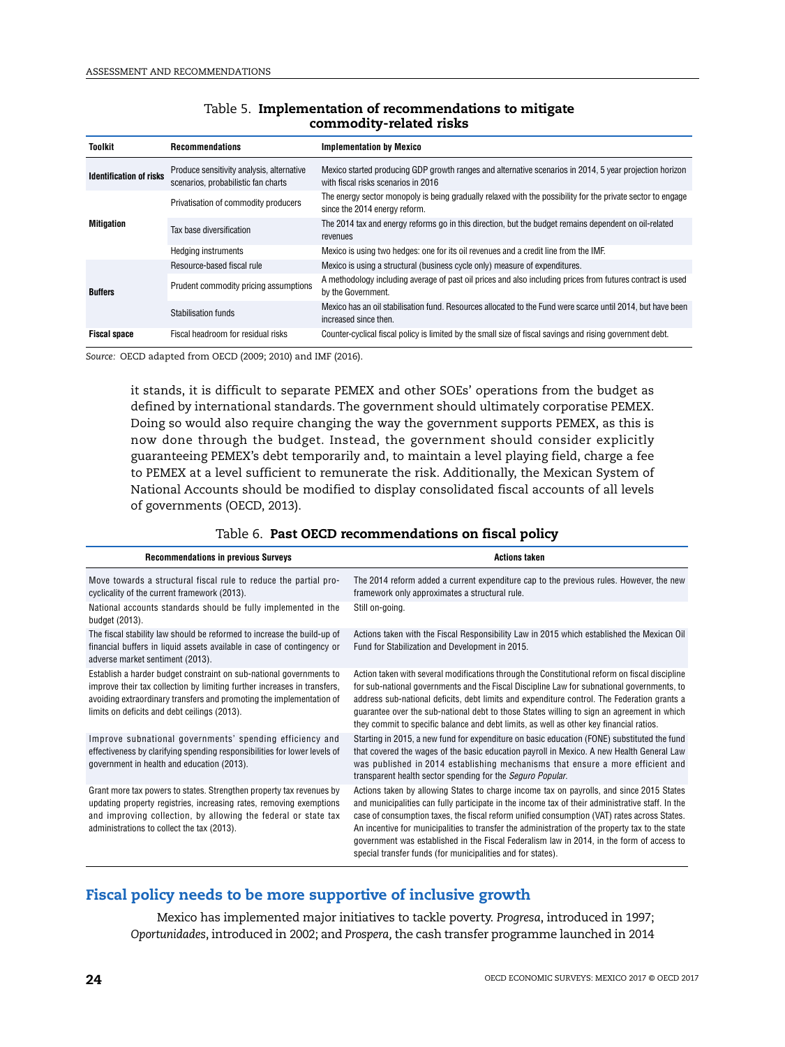Table 5. **Implementation of recommendations to mitigate commodity-related risks**

| Toolkit | Recommendations | Implementation by Mexico |
|---|---|---|
| **Identification of risks** | Produce sensitivity analysis, alternative scenarios, probabilistic fan charts | Mexico started producing GDP growth ranges and alternative scenarios in 2014, 5 year projection horizon with fiscal risks scenarios in 2016 |
| **Mitigation** | Privatisation of commodity producers | The energy sector monopoly is being gradually relaxed with the possibility for the private sector to engage since the 2014 energy reform. |
| | Tax base diversification | The 2014 tax and energy reforms go in this direction, but the budget remains dependent on oil-related revenues |
| | Hedging instruments | Mexico is using two hedges: one for its oil revenues and a credit line from the IMF. |
| **Buffers** | Resource-based fiscal rule | Mexico is using a structural (business cycle only) measure of expenditures. |
| | Prudent commodity pricing assumptions | A methodology including average of past oil prices and also including prices from futures contract is used by the Government. |
| | Stabilisation funds | Mexico has an oil stabilisation fund. Resources allocated to the Fund were scarce until 2014, but have been increased since then. |
| **Fiscal space** | Fiscal headroom for residual risks | Counter-cyclical fiscal policy is limited by the small size of fiscal savings and rising government debt. |

*Source:* OECD adapted from OECD (2009; 2010) and IMF (2016).

it stands, it is difficult to separate PEMEX and other SOEs' operations from the budget as defined by international standards. The government should ultimately corporatise PEMEX. Doing so would also require changing the way the government supports PEMEX, as this is now done through the budget. Instead, the government should consider explicitly guaranteeing PEMEX's debt temporarily and, to maintain a level playing field, charge a fee to PEMEX at a level sufficient to remunerate the risk. Additionally, the Mexican System of National Accounts should be modified to display consolidated fiscal accounts of all levels of governments (OECD, 2013).

Table 6. **Past OECD recommendations on fiscal policy**

| Recommendations in previous Surveys | Actions taken |
|---|---|
| Move towards a structural fiscal rule to reduce the partial pro-cyclicality of the current framework (2013). | The 2014 reform added a current expenditure cap to the previous rules. However, the new framework only approximates a structural rule. |
| National accounts standards should be fully implemented in the budget (2013). | Still on-going. |
| The fiscal stability law should be reformed to increase the build-up of financial buffers in liquid assets available in case of contingency or adverse market sentiment (2013). | Actions taken with the Fiscal Responsibility Law in 2015 which established the Mexican Oil Fund for Stabilization and Development in 2015. |
| Establish a harder budget constraint on sub-national governments to improve their tax collection by limiting further increases in transfers, avoiding extraordinary transfers and promoting the implementation of limits on deficits and debt ceilings (2013). | Action taken with several modifications through the Constitutional reform on fiscal discipline for sub-national governments and the Fiscal Discipline Law for subnational governments, to address sub-national deficits, debt limits and expenditure control. The Federation grants a guarantee over the sub-national debt to those States willing to sign an agreement in which they commit to specific balance and debt limits, as well as other key financial ratios. |
| Improve subnational governments' spending efficiency and effectiveness by clarifying spending responsibilities for lower levels of government in health and education (2013). | Starting in 2015, a new fund for expenditure on basic education (FONE) substituted the fund that covered the wages of the basic education payroll in Mexico. A new Health General Law was published in 2014 establishing mechanisms that ensure a more efficient and transparent health sector spending for the *Seguro Popular*. |
| Grant more tax powers to states. Strengthen property tax revenues by updating property registries, increasing rates, removing exemptions and improving collection, by allowing the federal or state tax administrations to collect the tax (2013). | Actions taken by allowing States to charge income tax on payrolls, and since 2015 States and municipalities can fully participate in the income tax of their administrative staff. In the case of consumption taxes, the fiscal reform unified consumption (VAT) rates across States. An incentive for municipalities to transfer the administration of the property tax to the state government was established in the Fiscal Federalism law in 2014, in the form of access to special transfer funds (for municipalities and for states). |

## Fiscal policy needs to be more supportive of inclusive growth

Mexico has implemented major initiatives to tackle poverty. *Progresa*, introduced in 1997; *Oportunidades*, introduced in 2002; and *Prospera*, the cash transfer programme launched in 2014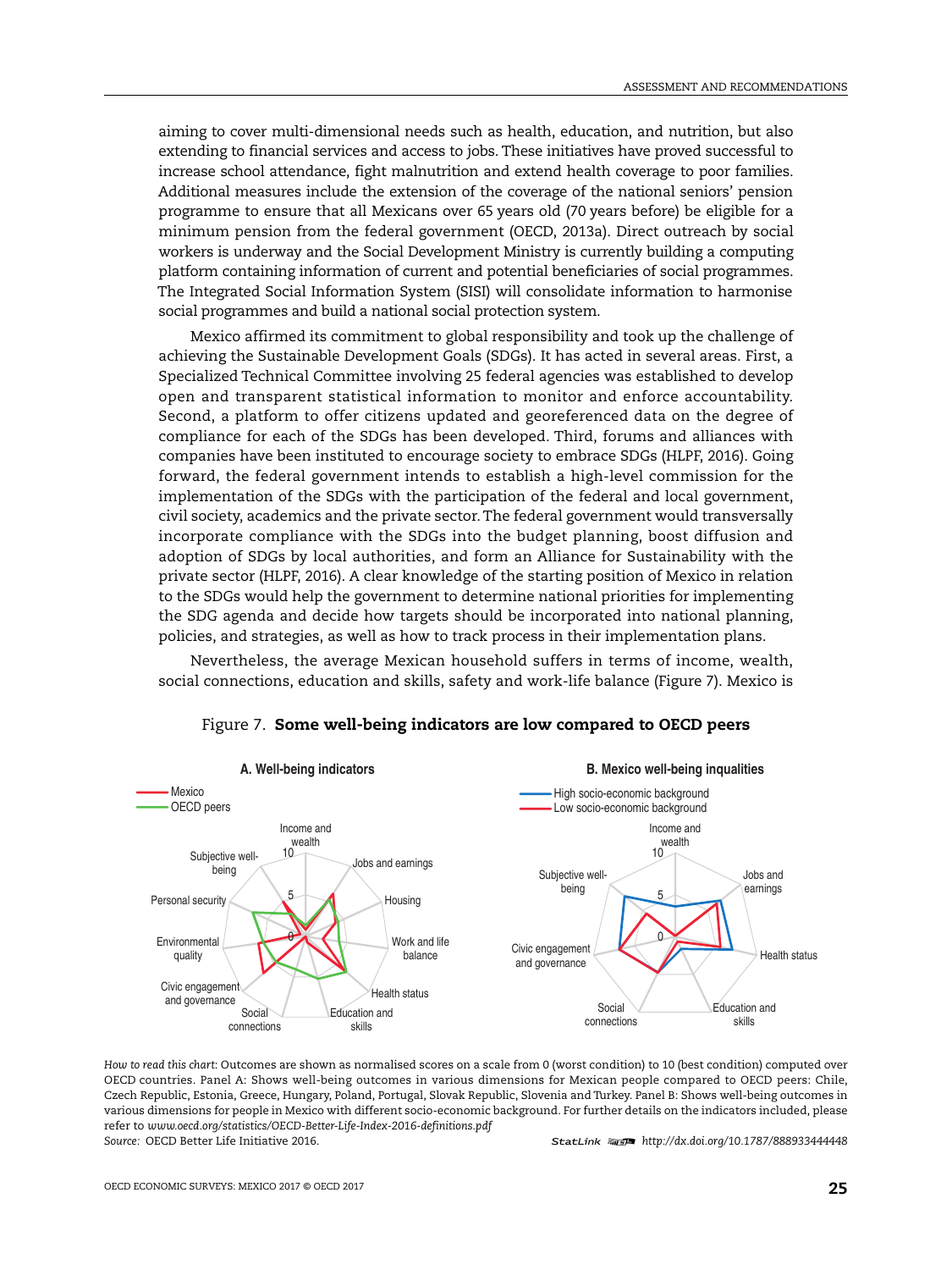aiming to cover multi-dimensional needs such as health, education, and nutrition, but also extending to financial services and access to jobs. These initiatives have proved successful to increase school attendance, fight malnutrition and extend health coverage to poor families. Additional measures include the extension of the coverage of the national seniors' pension programme to ensure that all Mexicans over 65 years old (70 years before) be eligible for a minimum pension from the federal government (OECD, 2013a). Direct outreach by social workers is underway and the Social Development Ministry is currently building a computing platform containing information of current and potential beneficiaries of social programmes. The Integrated Social Information System (SISI) will consolidate information to harmonise social programmes and build a national social protection system.

Mexico affirmed its commitment to global responsibility and took up the challenge of achieving the Sustainable Development Goals (SDGs). It has acted in several areas. First, a Specialized Technical Committee involving 25 federal agencies was established to develop open and transparent statistical information to monitor and enforce accountability. Second, a platform to offer citizens updated and georeferenced data on the degree of compliance for each of the SDGs has been developed. Third, forums and alliances with companies have been instituted to encourage society to embrace SDGs (HLPF, 2016). Going forward, the federal government intends to establish a high-level commission for the implementation of the SDGs with the participation of the federal and local government, civil society, academics and the private sector. The federal government would transversally incorporate compliance with the SDGs into the budget planning, boost diffusion and adoption of SDGs by local authorities, and form an Alliance for Sustainability with the private sector (HLPF, 2016). A clear knowledge of the starting position of Mexico in relation to the SDGs would help the government to determine national priorities for implementing the SDG agenda and decide how targets should be incorporated into national planning, policies, and strategies, as well as how to track process in their implementation plans.

Nevertheless, the average Mexican household suffers in terms of income, wealth, social connections, education and skills, safety and work-life balance (Figure 7). Mexico is

Figure 7. **Some well-being indicators are low compared to OECD peers**

*How to read this chart:* Outcomes are shown as normalised scores on a scale from 0 (worst condition) to 10 (best condition) computed over OECD countries. Panel A: Shows well-being outcomes in various dimensions for Mexican people compared to OECD peers: Chile, Czech Republic, Estonia, Greece, Hungary, Poland, Portugal, Slovak Republic, Slovenia and Turkey. Panel B: Shows well-being outcomes in various dimensions for people in Mexico with different socio-economic background. For further details on the indicators included, please refer to *www.oecd.org/statistics/OECD-Better-Life-Index-2016-definitions.pdf*

Source: OECD Better Life Initiative 2016.

StatLink http://dx.doi.org/10.1787/888933444448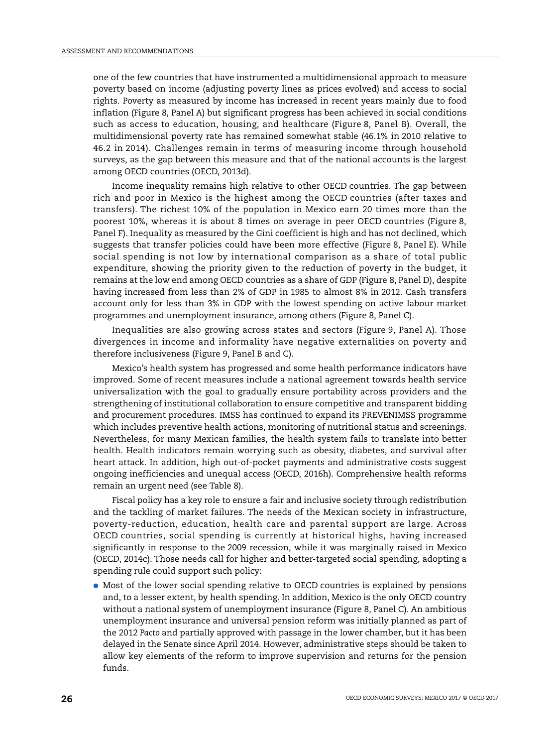one of the few countries that have instrumented a multidimensional approach to measure poverty based on income (adjusting poverty lines as prices evolved) and access to social rights. Poverty as measured by income has increased in recent years mainly due to food inflation (Figure 8, Panel A) but significant progress has been achieved in social conditions such as access to education, housing, and healthcare (Figure 8, Panel B). Overall, the multidimensional poverty rate has remained somewhat stable (46.1% in 2010 relative to 46.2 in 2014). Challenges remain in terms of measuring income through household surveys, as the gap between this measure and that of the national accounts is the largest among OECD countries (OECD, 2013d).

Income inequality remains high relative to other OECD countries. The gap between rich and poor in Mexico is the highest among the OECD countries (after taxes and transfers). The richest 10% of the population in Mexico earn 20 times more than the poorest 10%, whereas it is about 8 times on average in peer OECD countries (Figure 8, Panel F). Inequality as measured by the Gini coefficient is high and has not declined, which suggests that transfer policies could have been more effective (Figure 8, Panel E). While social spending is not low by international comparison as a share of total public expenditure, showing the priority given to the reduction of poverty in the budget, it remains at the low end among OECD countries as a share of GDP (Figure 8, Panel D), despite having increased from less than 2% of GDP in 1985 to almost 8% in 2012. Cash transfers account only for less than 3% in GDP with the lowest spending on active labour market programmes and unemployment insurance, among others (Figure 8, Panel C).

Inequalities are also growing across states and sectors (Figure 9, Panel A). Those divergences in income and informality have negative externalities on poverty and therefore inclusiveness (Figure 9, Panel B and C).

Mexico's health system has progressed and some health performance indicators have improved. Some of recent measures include a national agreement towards health service universalization with the goal to gradually ensure portability across providers and the strengthening of institutional collaboration to ensure competitive and transparent bidding and procurement procedures. IMSS has continued to expand its PREVENIMSS programme which includes preventive health actions, monitoring of nutritional status and screenings. Nevertheless, for many Mexican families, the health system fails to translate into better health. Health indicators remain worrying such as obesity, diabetes, and survival after heart attack. In addition, high out-of-pocket payments and administrative costs suggest ongoing inefficiencies and unequal access (OECD, 2016h). Comprehensive health reforms remain an urgent need (see Table 8).

Fiscal policy has a key role to ensure a fair and inclusive society through redistribution and the tackling of market failures. The needs of the Mexican society in infrastructure, poverty-reduction, education, health care and parental support are large. Across OECD countries, social spending is currently at historical highs, having increased significantly in response to the 2009 recession, while it was marginally raised in Mexico (OECD, 2014c). Those needs call for higher and better-targeted social spending, adopting a spending rule could support such policy:

- Most of the lower social spending relative to OECD countries is explained by pensions and, to a lesser extent, by health spending. In addition, Mexico is the only OECD country without a national system of unemployment insurance (Figure 8, Panel C). An ambitious unemployment insurance and universal pension reform was initially planned as part of the 2012 *Pacto* and partially approved with passage in the lower chamber, but it has been delayed in the Senate since April 2014. However, administrative steps should be taken to allow key elements of the reform to improve supervision and returns for the pension funds.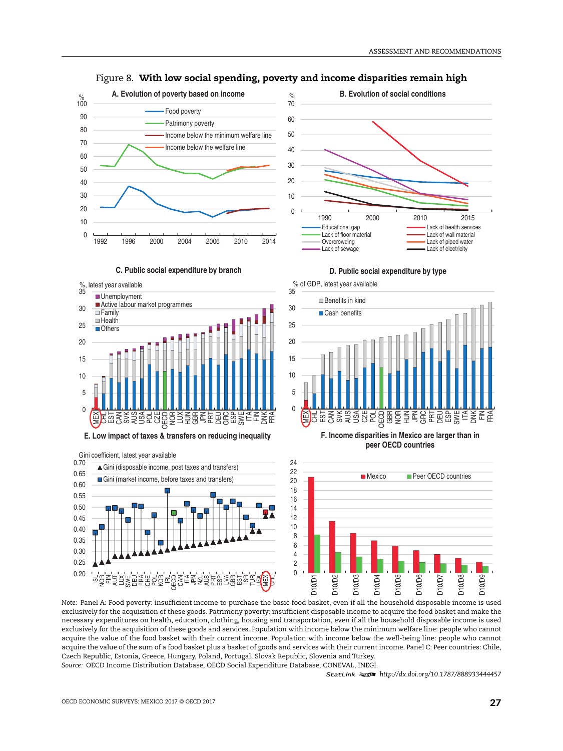Figure 8. **With low social spending, poverty and income disparities remain high**

**A. Evolution of poverty based on income**

**B. Evolution of social conditions**

**C. Public social expenditure by branch**

**D. Public social expenditure by type**

**E. Low impact of taxes & transfers on reducing inequality**

**F. Income disparities in Mexico are larger than in peer OECD countries**

*Note:* Panel A: Food poverty: insufficient income to purchase the basic food basket, even if all the household disposable income is used exclusively for the acquisition of these goods. Patrimony poverty: insufficient disposable income to acquire the food basket and make the necessary expenditures on health, education, clothing, housing and transportation, even if all the household disposable income is used exclusively for the acquisition of these goods and services. Population with income below the minimum welfare line: people who cannot acquire the value of the food basket with their current income. Population with income below the well-being line: people who cannot acquire the value of the sum of a food basket plus a basket of goods and services with their current income. Panel C: Peer countries: Chile, Czech Republic, Estonia, Greece, Hungary, Poland, Portugal, Slovak Republic, Slovenia and Turkey.

*Source:* OECD Income Distribution Database, OECD Social Expenditure Database, CONEVAL, INEGI.

StatLink http://dx.doi.org/10.1787/888933444457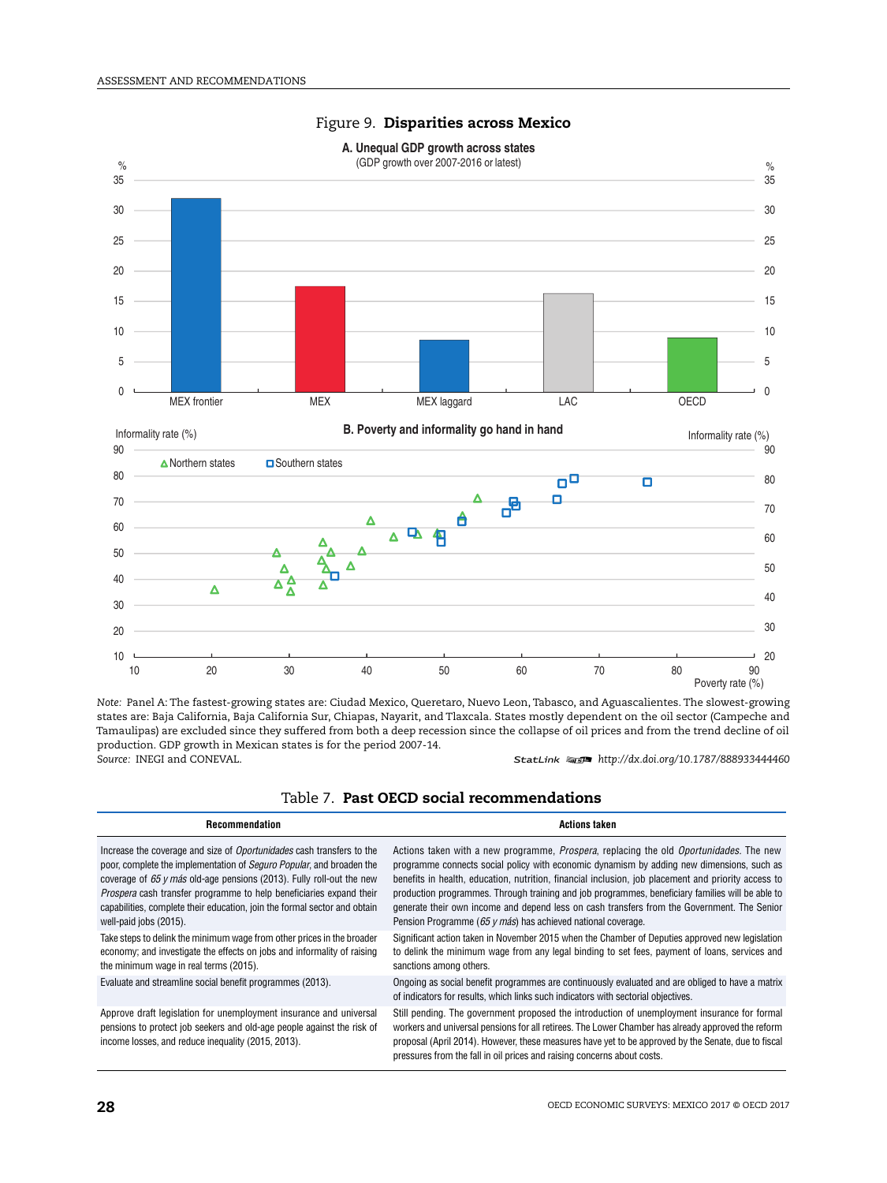## Figure 9. **Disparities across Mexico**

**A. Unequal GDP growth across states**
(GDP growth over 2007-2016 or latest)

**B. Poverty and informality go hand in hand**

*Note:* Panel A: The fastest-growing states are: Ciudad Mexico, Queretaro, Nuevo Leon, Tabasco, and Aguascalientes. The slowest-growing states are: Baja California, Baja California Sur, Chiapas, Nayarit, and Tlaxcala. States mostly dependent on the oil sector (Campeche and Tamaulipas) are excluded since they suffered from both a deep recession since the collapse of oil prices and from the trend decline of oil production. GDP growth in Mexican states is for the period 2007-14.

*Source:* INEGI and CONEVAL.

StatLink http://dx.doi.org/10.1787/888933444460

## Table 7. **Past OECD social recommendations**

| Recommendation | Actions taken |
|---|---|
| Increase the coverage and size of *Oportunidades* cash transfers to the poor, complete the implementation of *Seguro Popular*, and broaden the coverage of *65 y más* old-age pensions (2013). Fully roll-out the new *Prospera* cash transfer programme to help beneficiaries expand their capabilities, complete their education, join the formal sector and obtain well-paid jobs (2015). | Actions taken with a new programme, *Prospera*, replacing the old *Oportunidades*. The new programme connects social policy with economic dynamism by adding new dimensions, such as benefits in health, education, nutrition, financial inclusion, job placement and priority access to production programmes. Through training and job programmes, beneficiary families will be able to generate their own income and depend less on cash transfers from the Government. The Senior Pension Programme (*65 y más*) has achieved national coverage. |
| Take steps to delink the minimum wage from other prices in the broader economy; and investigate the effects on jobs and informality of raising the minimum wage in real terms (2015). | Significant action taken in November 2015 when the Chamber of Deputies approved new legislation to delink the minimum wage from any legal binding to set fees, payment of loans, services and sanctions among others. |
| Evaluate and streamline social benefit programmes (2013). | Ongoing as social benefit programmes are continuously evaluated and are obliged to have a matrix of indicators for results, which links such indicators with sectorial objectives. |
| Approve draft legislation for unemployment insurance and universal pensions to protect job seekers and old-age people against the risk of income losses, and reduce inequality (2015, 2013). | Still pending. The government proposed the introduction of unemployment insurance for formal workers and universal pensions for all retirees. The Lower Chamber has already approved the reform proposal (April 2014). However, these measures have yet to be approved by the Senate, due to fiscal pressures from the fall in oil prices and raising concerns about costs. |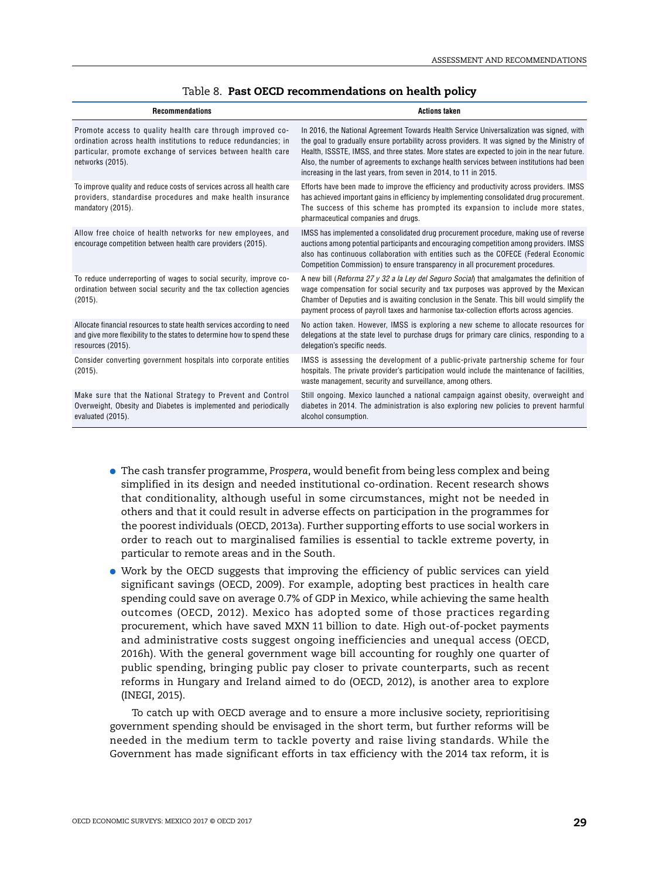Table 8. **Past OECD recommendations on health policy**

| Recommendations | Actions taken |
|---|---|
| Promote access to quality health care through improved co-ordination across health institutions to reduce redundancies; in particular, promote exchange of services between health care networks (2015). | In 2016, the National Agreement Towards Health Service Universalization was signed, with the goal to gradually ensure portability across providers. It was signed by the Ministry of Health, ISSSTE, IMSS, and three states. More states are expected to join in the near future. Also, the number of agreements to exchange health services between institutions had been increasing in the last years, from seven in 2014, to 11 in 2015. |
| To improve quality and reduce costs of services across all health care providers, standardise procedures and make health insurance mandatory (2015). | Efforts have been made to improve the efficiency and productivity across providers. IMSS has achieved important gains in efficiency by implementing consolidated drug procurement. The success of this scheme has prompted its expansion to include more states, pharmaceutical companies and drugs. |
| Allow free choice of health networks for new employees, and encourage competition between health care providers (2015). | IMSS has implemented a consolidated drug procurement procedure, making use of reverse auctions among potential participants and encouraging competition among providers. IMSS also has continuous collaboration with entities such as the COFECE (Federal Economic Competition Commission) to ensure transparency in all procurement procedures. |
| To reduce underreporting of wages to social security, improve co-ordination between social security and the tax collection agencies (2015). | A new bill (*Reforma 27 y 32 a la Ley del Seguro Social*) that amalgamates the definition of wage compensation for social security and tax purposes was approved by the Mexican Chamber of Deputies and is awaiting conclusion in the Senate. This bill would simplify the payment process of payroll taxes and harmonise tax-collection efforts across agencies. |
| Allocate financial resources to state health services according to need and give more flexibility to the states to determine how to spend these resources (2015). | No action taken. However, IMSS is exploring a new scheme to allocate resources for delegations at the state level to purchase drugs for primary care clinics, responding to a delegation's specific needs. |
| Consider converting government hospitals into corporate entities (2015). | IMSS is assessing the development of a public-private partnership scheme for four hospitals. The private provider's participation would include the maintenance of facilities, waste management, security and surveillance, among others. |
| Make sure that the National Strategy to Prevent and Control Overweight, Obesity and Diabetes is implemented and periodically evaluated (2015). | Still ongoing. Mexico launched a national campaign against obesity, overweight and diabetes in 2014. The administration is also exploring new policies to prevent harmful alcohol consumption. |

- The cash transfer programme, *Prospera*, would benefit from being less complex and being simplified in its design and needed institutional co-ordination. Recent research shows that conditionality, although useful in some circumstances, might not be needed in others and that it could result in adverse effects on participation in the programmes for the poorest individuals (OECD, 2013a). Further supporting efforts to use social workers in order to reach out to marginalised families is essential to tackle extreme poverty, in particular to remote areas and in the South.
- Work by the OECD suggests that improving the efficiency of public services can yield significant savings (OECD, 2009). For example, adopting best practices in health care spending could save on average 0.7% of GDP in Mexico, while achieving the same health outcomes (OECD, 2012). Mexico has adopted some of those practices regarding procurement, which have saved MXN 11 billion to date. High out-of-pocket payments and administrative costs suggest ongoing inefficiencies and unequal access (OECD, 2016h). With the general government wage bill accounting for roughly one quarter of public spending, bringing public pay closer to private counterparts, such as recent reforms in Hungary and Ireland aimed to do (OECD, 2012), is another area to explore (INEGI, 2015).

To catch up with OECD average and to ensure a more inclusive society, reprioritising government spending should be envisaged in the short term, but further reforms will be needed in the medium term to tackle poverty and raise living standards. While the Government has made significant efforts in tax efficiency with the 2014 tax reform, it is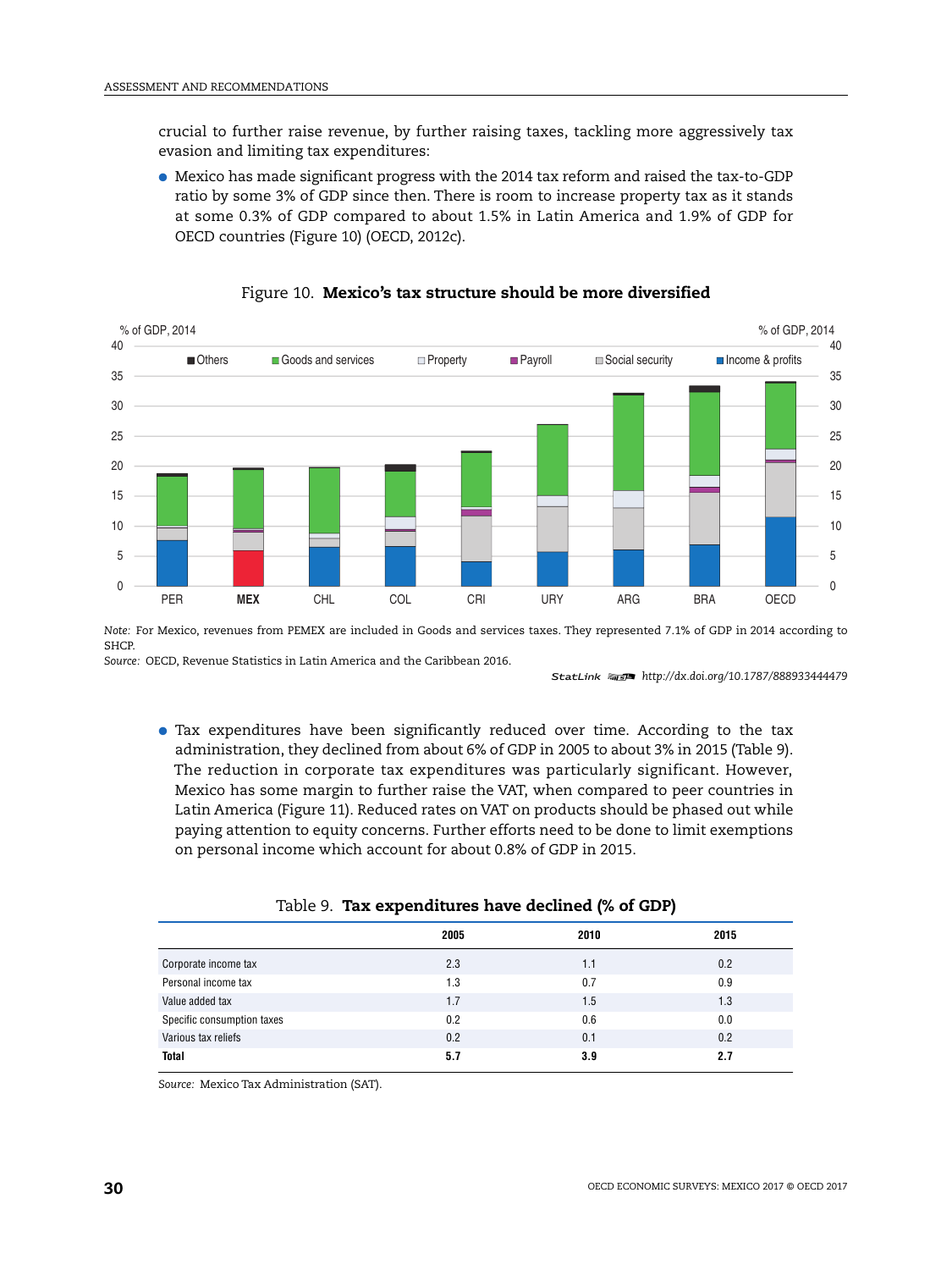crucial to further raise revenue, by further raising taxes, tackling more aggressively tax evasion and limiting tax expenditures:

- Mexico has made significant progress with the 2014 tax reform and raised the tax-to-GDP ratio by some 3% of GDP since then. There is room to increase property tax as it stands at some 0.3% of GDP compared to about 1.5% in Latin America and 1.9% of GDP for OECD countries (Figure 10) (OECD, 2012c).

Figure 10. **Mexico's tax structure should be more diversified**

*Note:* For Mexico, revenues from PEMEX are included in Goods and services taxes. They represented 7.1% of GDP in 2014 according to SHCP.

*Source:* OECD, Revenue Statistics in Latin America and the Caribbean 2016.

StatLink http://dx.doi.org/10.1787/888933444479

- Tax expenditures have been significantly reduced over time. According to the tax administration, they declined from about 6% of GDP in 2005 to about 3% in 2015 (Table 9). The reduction in corporate tax expenditures was particularly significant. However, Mexico has some margin to further raise the VAT, when compared to peer countries in Latin America (Figure 11). Reduced rates on VAT on products should be phased out while paying attention to equity concerns. Further efforts need to be done to limit exemptions on personal income which account for about 0.8% of GDP in 2015.

Table 9. **Tax expenditures have declined (% of GDP)**

| | 2005 | 2010 | 2015 |
|---|---|---|---|
| Corporate income tax | 2.3 | 1.1 | 0.2 |
| Personal income tax | 1.3 | 0.7 | 0.9 |
| Value added tax | 1.7 | 1.5 | 1.3 |
| Specific consumption taxes | 0.2 | 0.6 | 0.0 |
| Various tax reliefs | 0.2 | 0.1 | 0.2 |
| **Total** | **5.7** | **3.9** | **2.7** |

*Source:* Mexico Tax Administration (SAT).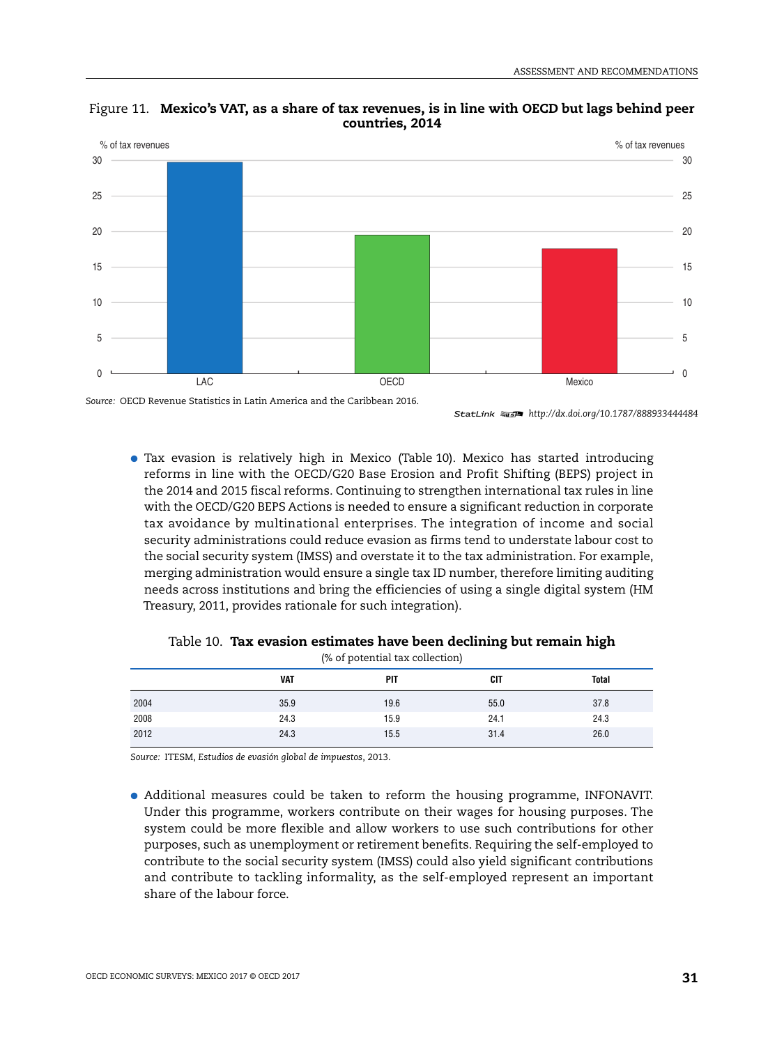Figure 11. **Mexico's VAT, as a share of tax revenues, is in line with OECD but lags behind peer countries, 2014**

Source: OECD Revenue Statistics in Latin America and the Caribbean 2016.

StatLink http://dx.doi.org/10.1787/888933444484

- Tax evasion is relatively high in Mexico (Table 10). Mexico has started introducing reforms in line with the OECD/G20 Base Erosion and Profit Shifting (BEPS) project in the 2014 and 2015 fiscal reforms. Continuing to strengthen international tax rules in line with the OECD/G20 BEPS Actions is needed to ensure a significant reduction in corporate tax avoidance by multinational enterprises. The integration of income and social security administrations could reduce evasion as firms tend to understate labour cost to the social security system (IMSS) and overstate it to the tax administration. For example, merging administration would ensure a single tax ID number, therefore limiting auditing needs across institutions and bring the efficiencies of using a single digital system (HM Treasury, 2011, provides rationale for such integration).

Table 10. **Tax evasion estimates have been declining but remain high**

(% of potential tax collection)

| | VAT | PIT | CIT | Total |
|---|---|---|---|---|
| 2004 | 35.9 | 19.6 | 55.0 | 37.8 |
| 2008 | 24.3 | 15.9 | 24.1 | 24.3 |
| 2012 | 24.3 | 15.5 | 31.4 | 26.0 |

Source: ITESM, *Estudios de evasión global de impuestos*, 2013.

- Additional measures could be taken to reform the housing programme, INFONAVIT. Under this programme, workers contribute on their wages for housing purposes. The system could be more flexible and allow workers to use such contributions for other purposes, such as unemployment or retirement benefits. Requiring the self-employed to contribute to the social security system (IMSS) could also yield significant contributions and contribute to tackling informality, as the self-employed represent an important share of the labour force.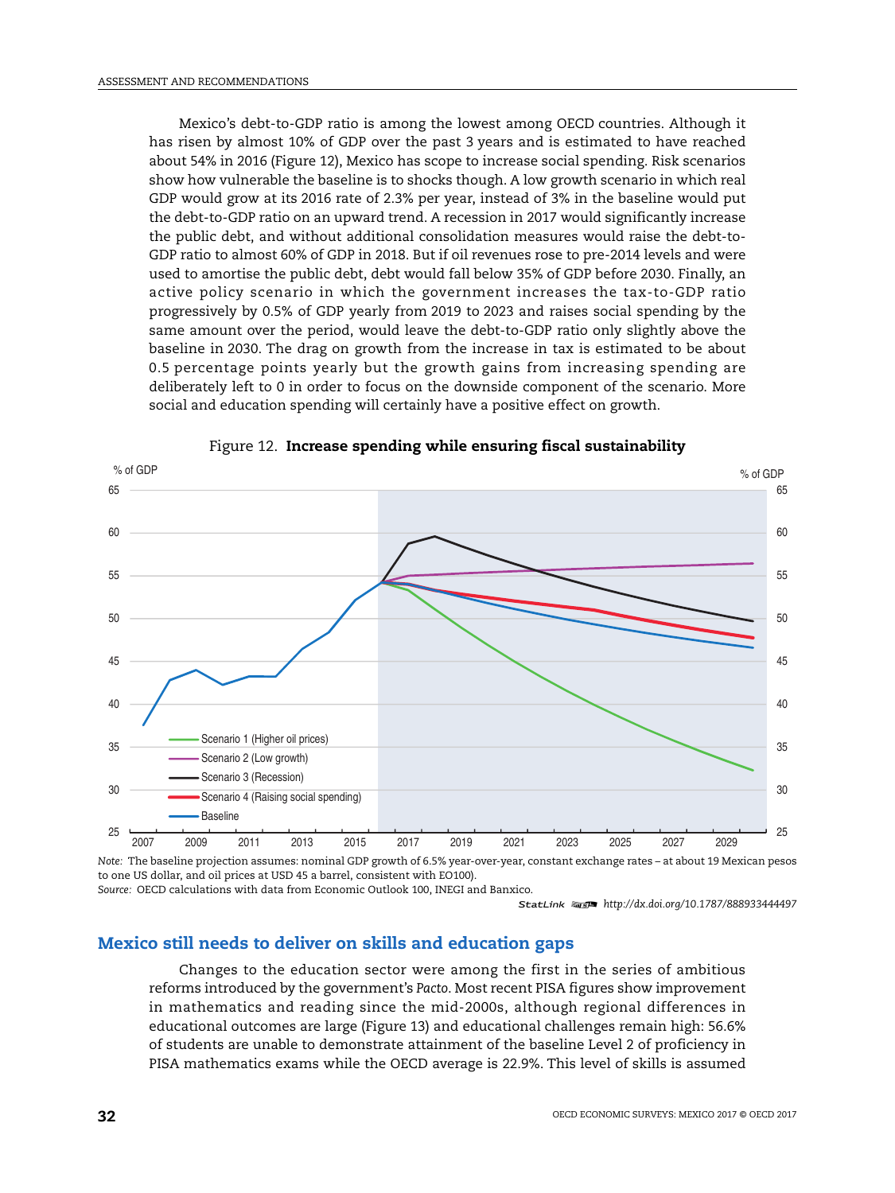Mexico's debt-to-GDP ratio is among the lowest among OECD countries. Although it has risen by almost 10% of GDP over the past 3 years and is estimated to have reached about 54% in 2016 (Figure 12), Mexico has scope to increase social spending. Risk scenarios show how vulnerable the baseline is to shocks though. A low growth scenario in which real GDP would grow at its 2016 rate of 2.3% per year, instead of 3% in the baseline would put the debt-to-GDP ratio on an upward trend. A recession in 2017 would significantly increase the public debt, and without additional consolidation measures would raise the debt-to-GDP ratio to almost 60% of GDP in 2018. But if oil revenues rose to pre-2014 levels and were used to amortise the public debt, debt would fall below 35% of GDP before 2030. Finally, an active policy scenario in which the government increases the tax-to-GDP ratio progressively by 0.5% of GDP yearly from 2019 to 2023 and raises social spending by the same amount over the period, would leave the debt-to-GDP ratio only slightly above the baseline in 2030. The drag on growth from the increase in tax is estimated to be about 0.5 percentage points yearly but the growth gains from increasing spending are deliberately left to 0 in order to focus on the downside component of the scenario. More social and education spending will certainly have a positive effect on growth.

Figure 12. **Increase spending while ensuring fiscal sustainability**

*Note:* The baseline projection assumes: nominal GDP growth of 6.5% year-over-year, constant exchange rates – at about 19 Mexican pesos to one US dollar, and oil prices at USD 45 a barrel, consistent with EO100).

*Source:* OECD calculations with data from Economic Outlook 100, INEGI and Banxico.

StatLink http://dx.doi.org/10.1787/888933444497

## Mexico still needs to deliver on skills and education gaps

Changes to the education sector were among the first in the series of ambitious reforms introduced by the government's *Pacto*. Most recent PISA figures show improvement in mathematics and reading since the mid-2000s, although regional differences in educational outcomes are large (Figure 13) and educational challenges remain high: 56.6% of students are unable to demonstrate attainment of the baseline Level 2 of proficiency in PISA mathematics exams while the OECD average is 22.9%. This level of skills is assumed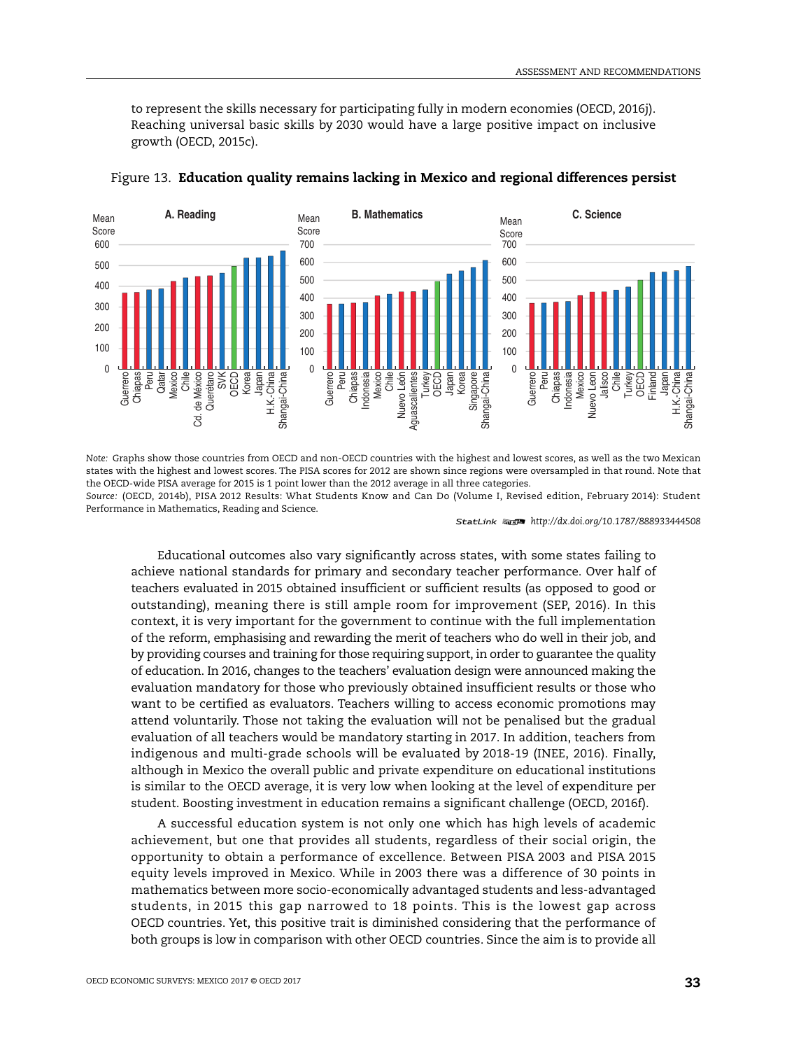to represent the skills necessary for participating fully in modern economies (OECD, 2016j). Reaching universal basic skills by 2030 would have a large positive impact on inclusive growth (OECD, 2015c).

Figure 13. **Education quality remains lacking in Mexico and regional differences persist**

*Note:* Graphs show those countries from OECD and non-OECD countries with the highest and lowest scores, as well as the two Mexican states with the highest and lowest scores. The PISA scores for 2012 are shown since regions were oversampled in that round. Note that the OECD-wide PISA average for 2015 is 1 point lower than the 2012 average in all three categories.

*Source:* (OECD, 2014b), PISA 2012 Results: What Students Know and Can Do (Volume I, Revised edition, February 2014): Student Performance in Mathematics, Reading and Science.

StatLink http://dx.doi.org/10.1787/888933444508

Educational outcomes also vary significantly across states, with some states failing to achieve national standards for primary and secondary teacher performance. Over half of teachers evaluated in 2015 obtained insufficient or sufficient results (as opposed to good or outstanding), meaning there is still ample room for improvement (SEP, 2016). In this context, it is very important for the government to continue with the full implementation of the reform, emphasising and rewarding the merit of teachers who do well in their job, and by providing courses and training for those requiring support, in order to guarantee the quality of education. In 2016, changes to the teachers' evaluation design were announced making the evaluation mandatory for those who previously obtained insufficient results or those who want to be certified as evaluators. Teachers willing to access economic promotions may attend voluntarily. Those not taking the evaluation will not be penalised but the gradual evaluation of all teachers would be mandatory starting in 2017. In addition, teachers from indigenous and multi-grade schools will be evaluated by 2018-19 (INEE, 2016). Finally, although in Mexico the overall public and private expenditure on educational institutions is similar to the OECD average, it is very low when looking at the level of expenditure per student. Boosting investment in education remains a significant challenge (OECD, 2016f).

A successful education system is not only one which has high levels of academic achievement, but one that provides all students, regardless of their social origin, the opportunity to obtain a performance of excellence. Between PISA 2003 and PISA 2015 equity levels improved in Mexico. While in 2003 there was a difference of 30 points in mathematics between more socio-economically advantaged students and less-advantaged students, in 2015 this gap narrowed to 18 points. This is the lowest gap across OECD countries. Yet, this positive trait is diminished considering that the performance of both groups is low in comparison with other OECD countries. Since the aim is to provide all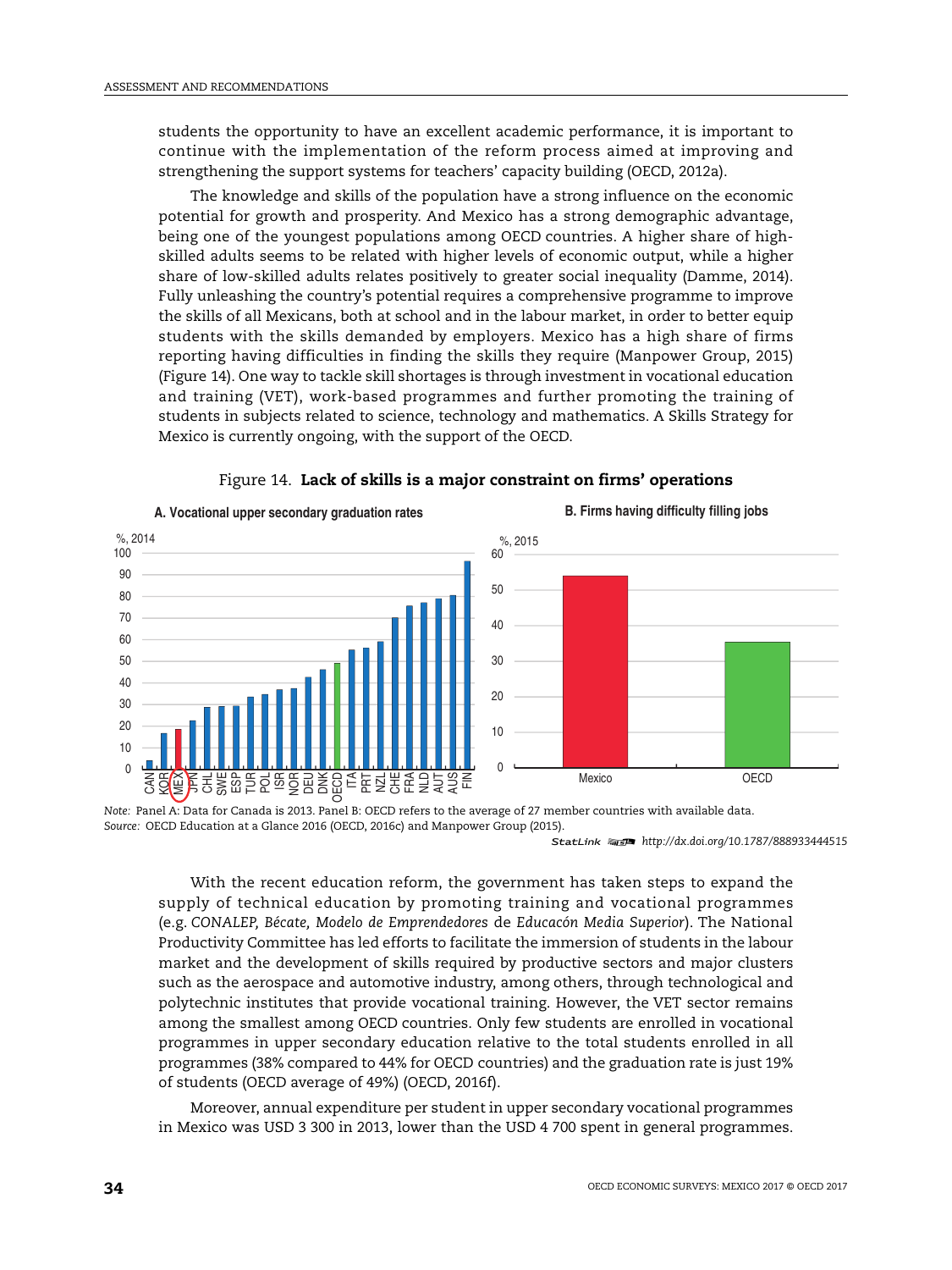students the opportunity to have an excellent academic performance, it is important to continue with the implementation of the reform process aimed at improving and strengthening the support systems for teachers' capacity building (OECD, 2012a).

The knowledge and skills of the population have a strong influence on the economic potential for growth and prosperity. And Mexico has a strong demographic advantage, being one of the youngest populations among OECD countries. A higher share of high-skilled adults seems to be related with higher levels of economic output, while a higher share of low-skilled adults relates positively to greater social inequality (Damme, 2014). Fully unleashing the country's potential requires a comprehensive programme to improve the skills of all Mexicans, both at school and in the labour market, in order to better equip students with the skills demanded by employers. Mexico has a high share of firms reporting having difficulties in finding the skills they require (Manpower Group, 2015) (Figure 14). One way to tackle skill shortages is through investment in vocational education and training (VET), work-based programmes and further promoting the training of students in subjects related to science, technology and mathematics. A Skills Strategy for Mexico is currently ongoing, with the support of the OECD.

Figure 14. **Lack of skills is a major constraint on firms' operations**

**A. Vocational upper secondary graduation rates**

%, 2014

CAN, KOR, MEX, JPN, CHL, SWE, ESP, TUR, POL, ISR, NOR, DEU, DNK, OECD, ITA, PRT, NZL, CHE, FRA, NLD, AUT, AUS, FIN

**B. Firms having difficulty filling jobs**

%, 2015

Mexico, OECD

*Note:* Panel A: Data for Canada is 2013. Panel B: OECD refers to the average of 27 member countries with available data.
*Source:* OECD Education at a Glance 2016 (OECD, 2016c) and Manpower Group (2015).

StatLink http://dx.doi.org/10.1787/888933444515

With the recent education reform, the government has taken steps to expand the supply of technical education by promoting training and vocational programmes (e.g. *CONALEP, Bécate, Modelo de Emprendedores* de *Educacón Media Superior*). The National Productivity Committee has led efforts to facilitate the immersion of students in the labour market and the development of skills required by productive sectors and major clusters such as the aerospace and automotive industry, among others, through technological and polytechnic institutes that provide vocational training. However, the VET sector remains among the smallest among OECD countries. Only few students are enrolled in vocational programmes in upper secondary education relative to the total students enrolled in all programmes (38% compared to 44% for OECD countries) and the graduation rate is just 19% of students (OECD average of 49%) (OECD, 2016f).

Moreover, annual expenditure per student in upper secondary vocational programmes in Mexico was USD 3 300 in 2013, lower than the USD 4 700 spent in general programmes.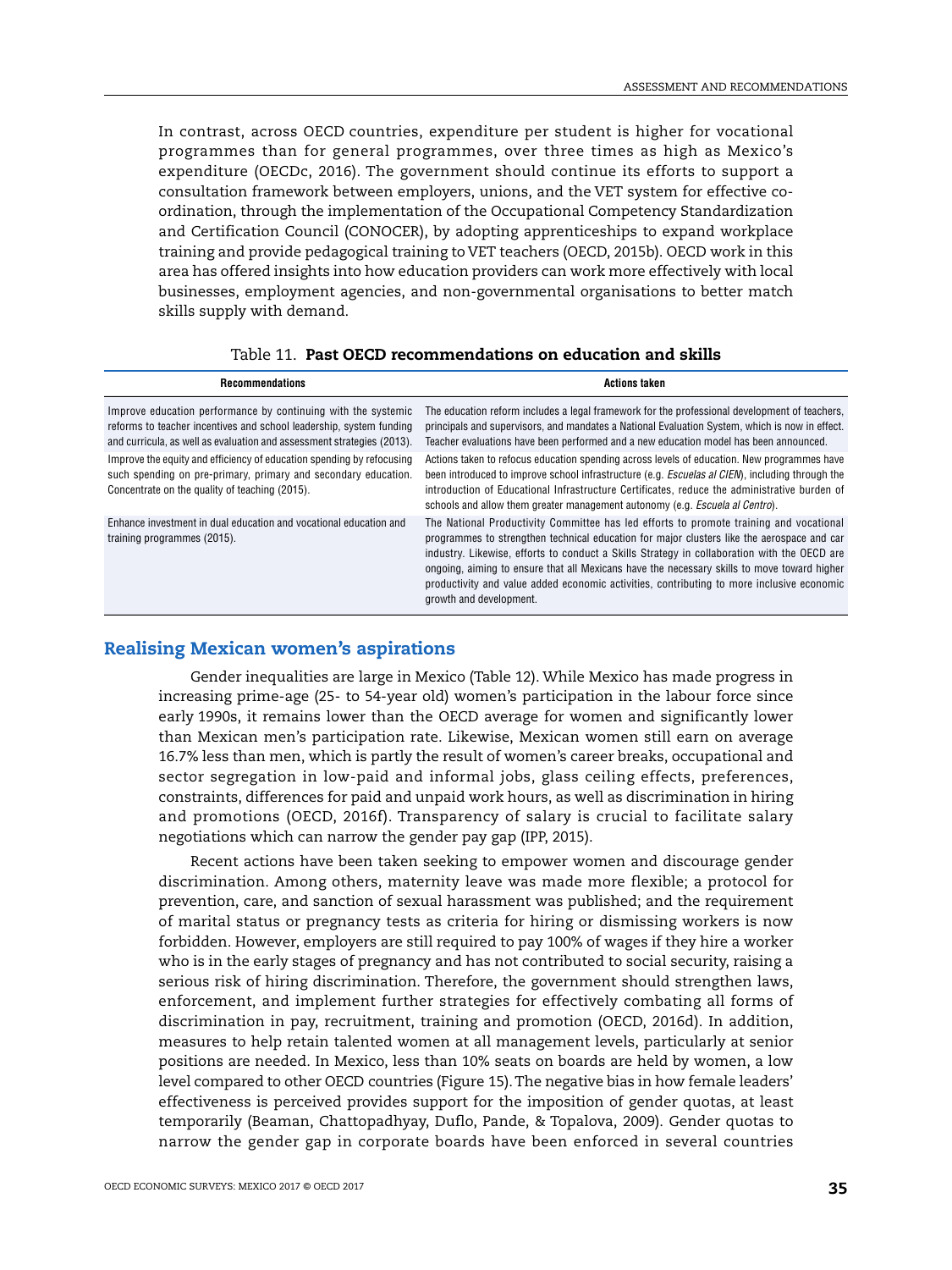In contrast, across OECD countries, expenditure per student is higher for vocational programmes than for general programmes, over three times as high as Mexico's expenditure (OECDc, 2016). The government should continue its efforts to support a consultation framework between employers, unions, and the VET system for effective co-ordination, through the implementation of the Occupational Competency Standardization and Certification Council (CONOCER), by adopting apprenticeships to expand workplace training and provide pedagogical training to VET teachers (OECD, 2015b). OECD work in this area has offered insights into how education providers can work more effectively with local businesses, employment agencies, and non-governmental organisations to better match skills supply with demand.

Table 11. **Past OECD recommendations on education and skills**

| Recommendations | Actions taken |
| --- | --- |
| Improve education performance by continuing with the systemic reforms to teacher incentives and school leadership, system funding and curricula, as well as evaluation and assessment strategies (2013). | The education reform includes a legal framework for the professional development of teachers, principals and supervisors, and mandates a National Evaluation System, which is now in effect. Teacher evaluations have been performed and a new education model has been announced. |
| Improve the equity and efficiency of education spending by refocusing such spending on pre-primary, primary and secondary education. Concentrate on the quality of teaching (2015). | Actions taken to refocus education spending across levels of education. New programmes have been introduced to improve school infrastructure (e.g. *Escuelas al CIEN*), including through the introduction of Educational Infrastructure Certificates, reduce the administrative burden of schools and allow them greater management autonomy (e.g. *Escuela al Centro*). |
| Enhance investment in dual education and vocational education and training programmes (2015). | The National Productivity Committee has led efforts to promote training and vocational programmes to strengthen technical education for major clusters like the aerospace and car industry. Likewise, efforts to conduct a Skills Strategy in collaboration with the OECD are ongoing, aiming to ensure that all Mexicans have the necessary skills to move toward higher productivity and value added economic activities, contributing to more inclusive economic growth and development. |

## Realising Mexican women's aspirations

Gender inequalities are large in Mexico (Table 12). While Mexico has made progress in increasing prime-age (25- to 54-year old) women's participation in the labour force since early 1990s, it remains lower than the OECD average for women and significantly lower than Mexican men's participation rate. Likewise, Mexican women still earn on average 16.7% less than men, which is partly the result of women's career breaks, occupational and sector segregation in low-paid and informal jobs, glass ceiling effects, preferences, constraints, differences for paid and unpaid work hours, as well as discrimination in hiring and promotions (OECD, 2016f). Transparency of salary is crucial to facilitate salary negotiations which can narrow the gender pay gap (IPP, 2015).

Recent actions have been taken seeking to empower women and discourage gender discrimination. Among others, maternity leave was made more flexible; a protocol for prevention, care, and sanction of sexual harassment was published; and the requirement of marital status or pregnancy tests as criteria for hiring or dismissing workers is now forbidden. However, employers are still required to pay 100% of wages if they hire a worker who is in the early stages of pregnancy and has not contributed to social security, raising a serious risk of hiring discrimination. Therefore, the government should strengthen laws, enforcement, and implement further strategies for effectively combating all forms of discrimination in pay, recruitment, training and promotion (OECD, 2016d). In addition, measures to help retain talented women at all management levels, particularly at senior positions are needed. In Mexico, less than 10% seats on boards are held by women, a low level compared to other OECD countries (Figure 15). The negative bias in how female leaders' effectiveness is perceived provides support for the imposition of gender quotas, at least temporarily (Beaman, Chattopadhyay, Duflo, Pande, & Topalova, 2009). Gender quotas to narrow the gender gap in corporate boards have been enforced in several countries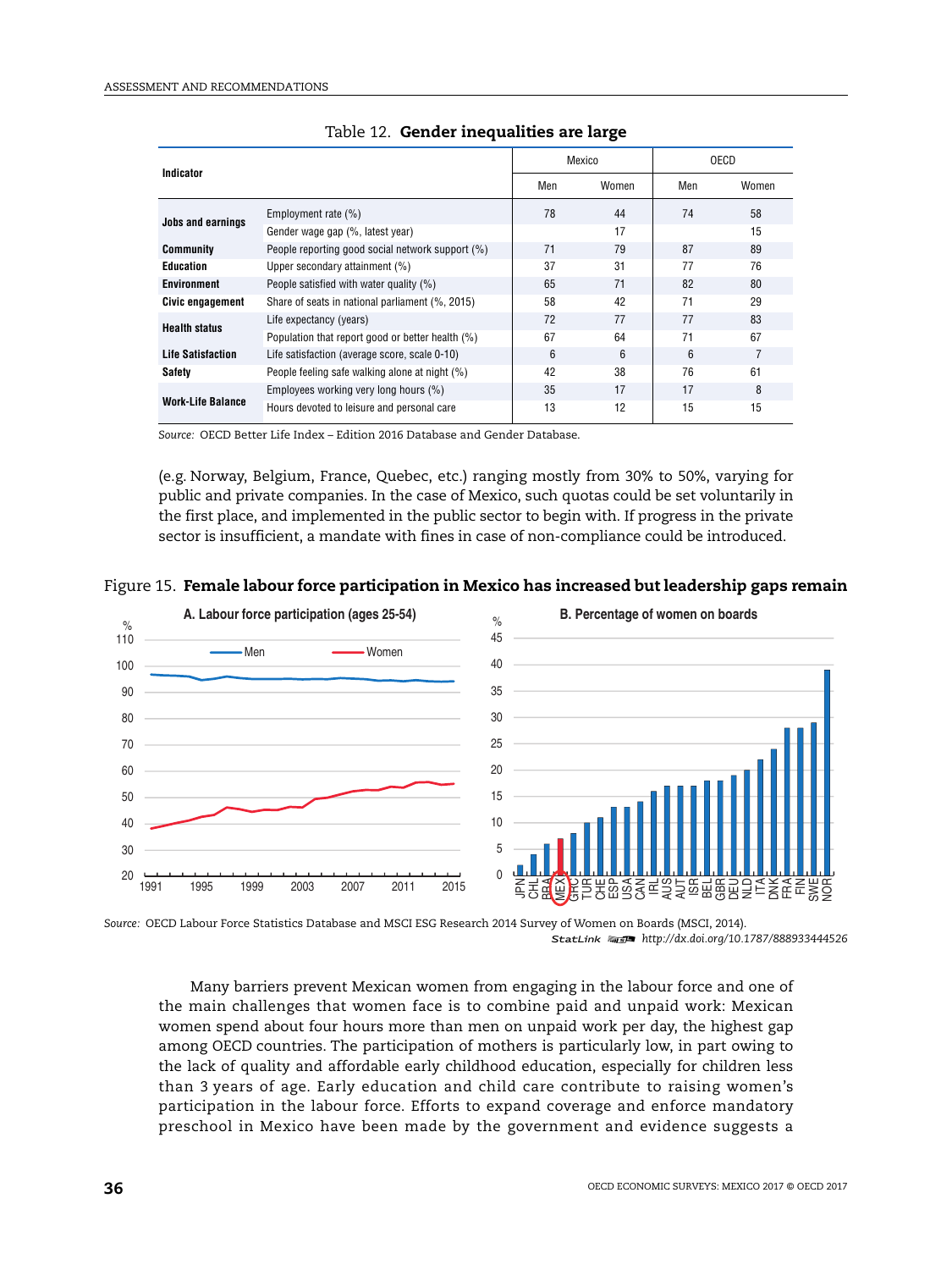Table 12. **Gender inequalities are large**

| Indicator | | Mexico | | OECD | |
|---|---|---|---|---|---|
| | | Men | Women | Men | Women |
| Jobs and earnings | Employment rate (%) | 78 | 44 | 74 | 58 |
| | Gender wage gap (%, latest year) | | 17 | | 15 |
| Community | People reporting good social network support (%) | 71 | 79 | 87 | 89 |
| Education | Upper secondary attainment (%) | 37 | 31 | 77 | 76 |
| Environment | People satisfied with water quality (%) | 65 | 71 | 82 | 80 |
| Civic engagement | Share of seats in national parliament (%, 2015) | 58 | 42 | 71 | 29 |
| Health status | Life expectancy (years) | 72 | 77 | 77 | 83 |
| | Population that report good or better health (%) | 67 | 64 | 71 | 67 |
| Life Satisfaction | Life satisfaction (average score, scale 0-10) | 6 | 6 | 6 | 7 |
| Safety | People feeling safe walking alone at night (%) | 42 | 38 | 76 | 61 |
| Work-Life Balance | Employees working very long hours (%) | 35 | 17 | 17 | 8 |
| | Hours devoted to leisure and personal care | 13 | 12 | 15 | 15 |

*Source:* OECD Better Life Index – Edition 2016 Database and Gender Database.

(e.g. Norway, Belgium, France, Quebec, etc.) ranging mostly from 30% to 50%, varying for public and private companies. In the case of Mexico, such quotas could be set voluntarily in the first place, and implemented in the public sector to begin with. If progress in the private sector is insufficient, a mandate with fines in case of non-compliance could be introduced.

Figure 15. **Female labour force participation in Mexico has increased but leadership gaps remain**

*Source:* OECD Labour Force Statistics Database and MSCI ESG Research 2014 Survey of Women on Boards (MSCI, 2014).

StatLink http://dx.doi.org/10.1787/888933444526

Many barriers prevent Mexican women from engaging in the labour force and one of the main challenges that women face is to combine paid and unpaid work: Mexican women spend about four hours more than men on unpaid work per day, the highest gap among OECD countries. The participation of mothers is particularly low, in part owing to the lack of quality and affordable early childhood education, especially for children less than 3 years of age. Early education and child care contribute to raising women's participation in the labour force. Efforts to expand coverage and enforce mandatory preschool in Mexico have been made by the government and evidence suggests a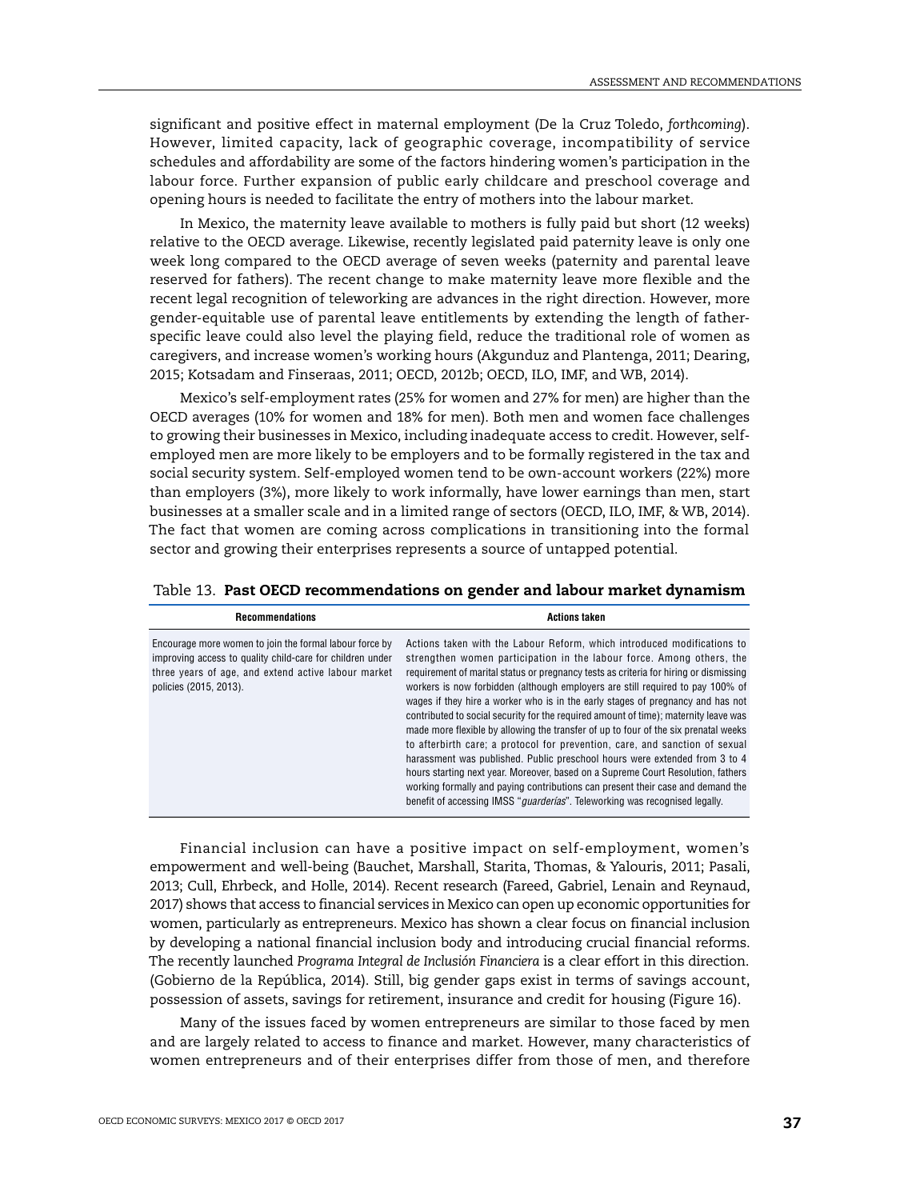significant and positive effect in maternal employment (De la Cruz Toledo, *forthcoming*). However, limited capacity, lack of geographic coverage, incompatibility of service schedules and affordability are some of the factors hindering women's participation in the labour force. Further expansion of public early childcare and preschool coverage and opening hours is needed to facilitate the entry of mothers into the labour market.

In Mexico, the maternity leave available to mothers is fully paid but short (12 weeks) relative to the OECD average. Likewise, recently legislated paid paternity leave is only one week long compared to the OECD average of seven weeks (paternity and parental leave reserved for fathers). The recent change to make maternity leave more flexible and the recent legal recognition of teleworking are advances in the right direction. However, more gender-equitable use of parental leave entitlements by extending the length of father-specific leave could also level the playing field, reduce the traditional role of women as caregivers, and increase women's working hours (Akgunduz and Plantenga, 2011; Dearing, 2015; Kotsadam and Finseraas, 2011; OECD, 2012b; OECD, ILO, IMF, and WB, 2014).

Mexico's self-employment rates (25% for women and 27% for men) are higher than the OECD averages (10% for women and 18% for men). Both men and women face challenges to growing their businesses in Mexico, including inadequate access to credit. However, self-employed men are more likely to be employers and to be formally registered in the tax and social security system. Self-employed women tend to be own-account workers (22%) more than employers (3%), more likely to work informally, have lower earnings than men, start businesses at a smaller scale and in a limited range of sectors (OECD, ILO, IMF, & WB, 2014). The fact that women are coming across complications in transitioning into the formal sector and growing their enterprises represents a source of untapped potential.

Table 13. **Past OECD recommendations on gender and labour market dynamism**

| Recommendations | Actions taken |
|---|---|
| Encourage more women to join the formal labour force by improving access to quality child-care for children under three years of age, and extend active labour market policies (2015, 2013). | Actions taken with the Labour Reform, which introduced modifications to strengthen women participation in the labour force. Among others, the requirement of marital status or pregnancy tests as criteria for hiring or dismissing workers is now forbidden (although employers are still required to pay 100% of wages if they hire a worker who is in the early stages of pregnancy and has not contributed to social security for the required amount of time); maternity leave was made more flexible by allowing the transfer of up to four of the six prenatal weeks to afterbirth care; a protocol for prevention, care, and sanction of sexual harassment was published. Public preschool hours were extended from 3 to 4 hours starting next year. Moreover, based on a Supreme Court Resolution, fathers working formally and paying contributions can present their case and demand the benefit of accessing IMSS "*guarderías*". Teleworking was recognised legally. |

Financial inclusion can have a positive impact on self-employment, women's empowerment and well-being (Bauchet, Marshall, Starita, Thomas, & Yalouris, 2011; Pasali, 2013; Cull, Ehrbeck, and Holle, 2014). Recent research (Fareed, Gabriel, Lenain and Reynaud, 2017) shows that access to financial services in Mexico can open up economic opportunities for women, particularly as entrepreneurs. Mexico has shown a clear focus on financial inclusion by developing a national financial inclusion body and introducing crucial financial reforms. The recently launched *Programa Integral de Inclusión Financiera* is a clear effort in this direction. (Gobierno de la República, 2014). Still, big gender gaps exist in terms of savings account, possession of assets, savings for retirement, insurance and credit for housing (Figure 16).

Many of the issues faced by women entrepreneurs are similar to those faced by men and are largely related to access to finance and market. However, many characteristics of women entrepreneurs and of their enterprises differ from those of men, and therefore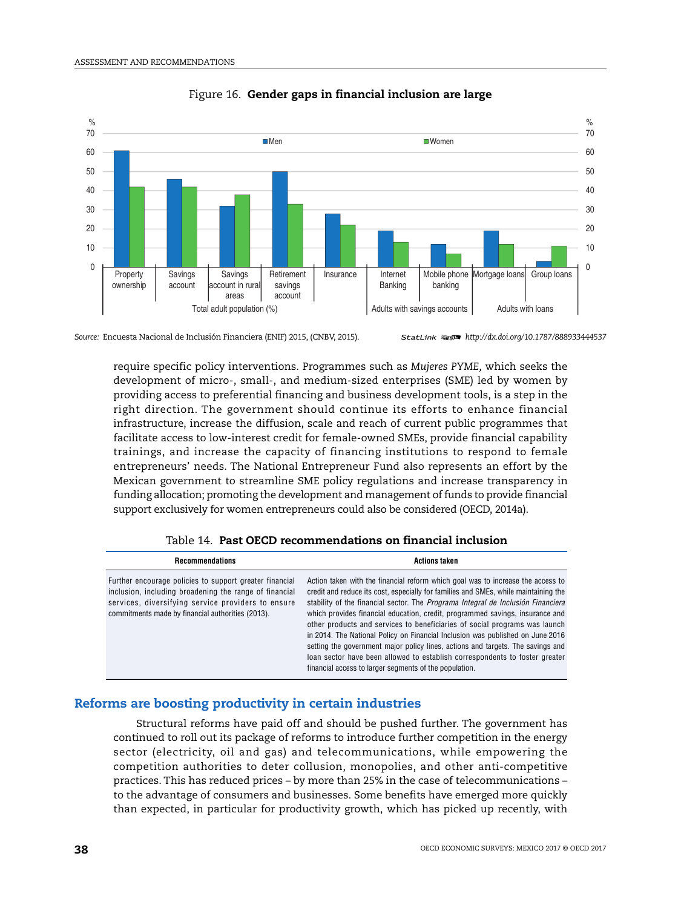Figure 16. **Gender gaps in financial inclusion are large**

Source: Encuesta Nacional de Inclusión Financiera (ENIF) 2015, (CNBV, 2015).

StatLink http://dx.doi.org/10.1787/888933444537

require specific policy interventions. Programmes such as *Mujeres PYME,* which seeks the development of micro-, small-, and medium-sized enterprises (SME) led by women by providing access to preferential financing and business development tools, is a step in the right direction. The government should continue its efforts to enhance financial infrastructure, increase the diffusion, scale and reach of current public programmes that facilitate access to low-interest credit for female-owned SMEs, provide financial capability trainings, and increase the capacity of financing institutions to respond to female entrepreneurs' needs. The National Entrepreneur Fund also represents an effort by the Mexican government to streamline SME policy regulations and increase transparency in funding allocation; promoting the development and management of funds to provide financial support exclusively for women entrepreneurs could also be considered (OECD, 2014a).

Table 14. **Past OECD recommendations on financial inclusion**

| Recommendations | Actions taken |
|---|---|
| Further encourage policies to support greater financial inclusion, including broadening the range of financial services, diversifying service providers to ensure commitments made by financial authorities (2013). | Action taken with the financial reform which goal was to increase the access to credit and reduce its cost, especially for families and SMEs, while maintaining the stability of the financial sector. The *Programa Integral de Inclusión Financiera* which provides financial education, credit, programmed savings, insurance and other products and services to beneficiaries of social programs was launch in 2014. The National Policy on Financial Inclusion was published on June 2016 setting the government major policy lines, actions and targets. The savings and loan sector have been allowed to establish correspondents to foster greater financial access to larger segments of the population. |

## Reforms are boosting productivity in certain industries

Structural reforms have paid off and should be pushed further. The government has continued to roll out its package of reforms to introduce further competition in the energy sector (electricity, oil and gas) and telecommunications, while empowering the competition authorities to deter collusion, monopolies, and other anti-competitive practices. This has reduced prices – by more than 25% in the case of telecommunications – to the advantage of consumers and businesses. Some benefits have emerged more quickly than expected, in particular for productivity growth, which has picked up recently, with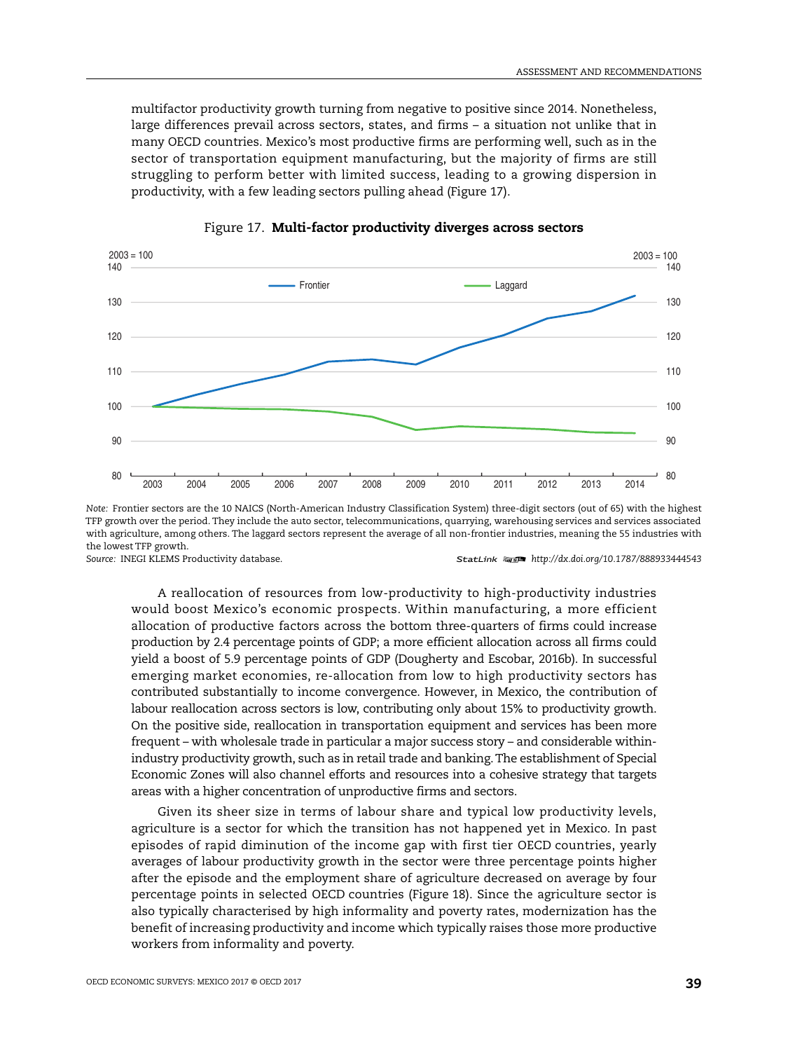multifactor productivity growth turning from negative to positive since 2014. Nonetheless, large differences prevail across sectors, states, and firms – a situation not unlike that in many OECD countries. Mexico's most productive firms are performing well, such as in the sector of transportation equipment manufacturing, but the majority of firms are still struggling to perform better with limited success, leading to a growing dispersion in productivity, with a few leading sectors pulling ahead (Figure 17).

Figure 17. **Multi-factor productivity diverges across sectors**

*Note:* Frontier sectors are the 10 NAICS (North-American Industry Classification System) three-digit sectors (out of 65) with the highest TFP growth over the period. They include the auto sector, telecommunications, quarrying, warehousing services and services associated with agriculture, among others. The laggard sectors represent the average of all non-frontier industries, meaning the 55 industries with the lowest TFP growth.

*Source:* INEGI KLEMS Productivity database.

StatLink http://dx.doi.org/10.1787/888933444543

A reallocation of resources from low-productivity to high-productivity industries would boost Mexico's economic prospects. Within manufacturing, a more efficient allocation of productive factors across the bottom three-quarters of firms could increase production by 2.4 percentage points of GDP; a more efficient allocation across all firms could yield a boost of 5.9 percentage points of GDP (Dougherty and Escobar, 2016b). In successful emerging market economies, re-allocation from low to high productivity sectors has contributed substantially to income convergence. However, in Mexico, the contribution of labour reallocation across sectors is low, contributing only about 15% to productivity growth. On the positive side, reallocation in transportation equipment and services has been more frequent – with wholesale trade in particular a major success story – and considerable within-industry productivity growth, such as in retail trade and banking. The establishment of Special Economic Zones will also channel efforts and resources into a cohesive strategy that targets areas with a higher concentration of unproductive firms and sectors.

Given its sheer size in terms of labour share and typical low productivity levels, agriculture is a sector for which the transition has not happened yet in Mexico. In past episodes of rapid diminution of the income gap with first tier OECD countries, yearly averages of labour productivity growth in the sector were three percentage points higher after the episode and the employment share of agriculture decreased on average by four percentage points in selected OECD countries (Figure 18). Since the agriculture sector is also typically characterised by high informality and poverty rates, modernization has the benefit of increasing productivity and income which typically raises those more productive workers from informality and poverty.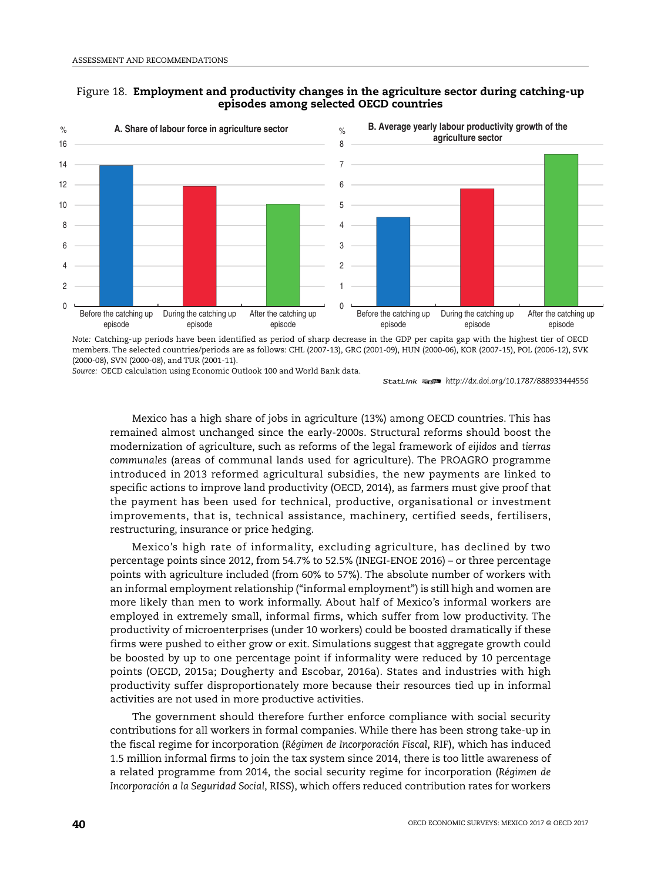Figure 18. **Employment and productivity changes in the agriculture sector during catching-up episodes among selected OECD countries**

A. Share of labour force in agriculture sector

B. Average yearly labour productivity growth of the agriculture sector

*Note:* Catching-up periods have been identified as period of sharp decrease in the GDP per capita gap with the highest tier of OECD members. The selected countries/periods are as follows: CHL (2007-13), GRC (2001-09), HUN (2000-06), KOR (2007-15), POL (2006-12), SVK (2000-08), SVN (2000-08), and TUR (2001-11).

*Source:* OECD calculation using Economic Outlook 100 and World Bank data.

StatLink http://dx.doi.org/10.1787/888933444556

Mexico has a high share of jobs in agriculture (13%) among OECD countries. This has remained almost unchanged since the early-2000s. Structural reforms should boost the modernization of agriculture, such as reforms of the legal framework of *eijidos* and *tierras communales* (areas of communal lands used for agriculture). The PROAGRO programme introduced in 2013 reformed agricultural subsidies, the new payments are linked to specific actions to improve land productivity (OECD, 2014), as farmers must give proof that the payment has been used for technical, productive, organisational or investment improvements, that is, technical assistance, machinery, certified seeds, fertilisers, restructuring, insurance or price hedging.

Mexico's high rate of informality, excluding agriculture, has declined by two percentage points since 2012, from 54.7% to 52.5% (INEGI-ENOE 2016) – or three percentage points with agriculture included (from 60% to 57%). The absolute number of workers with an informal employment relationship ("informal employment") is still high and women are more likely than men to work informally. About half of Mexico's informal workers are employed in extremely small, informal firms, which suffer from low productivity. The productivity of microenterprises (under 10 workers) could be boosted dramatically if these firms were pushed to either grow or exit. Simulations suggest that aggregate growth could be boosted by up to one percentage point if informality were reduced by 10 percentage points (OECD, 2015a; Dougherty and Escobar, 2016a). States and industries with high productivity suffer disproportionately more because their resources tied up in informal activities are not used in more productive activities.

The government should therefore further enforce compliance with social security contributions for all workers in formal companies. While there has been strong take-up in the fiscal regime for incorporation (*Régimen de Incorporación Fiscal*, RIF), which has induced 1.5 million informal firms to join the tax system since 2014, there is too little awareness of a related programme from 2014, the social security regime for incorporation (*Régimen de Incorporación a la Seguridad Social*, RISS), which offers reduced contribution rates for workers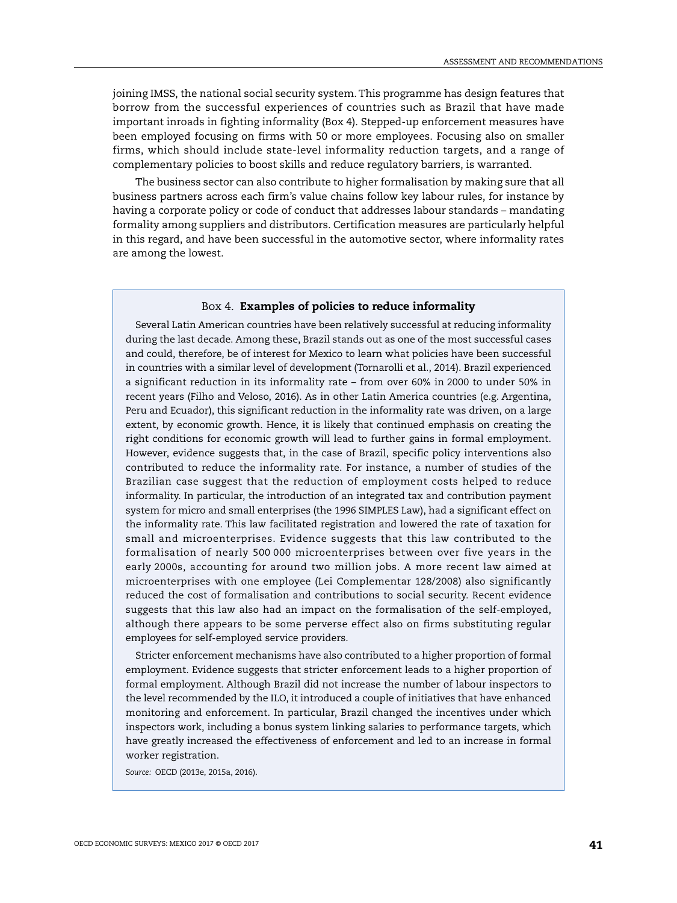joining IMSS, the national social security system. This programme has design features that borrow from the successful experiences of countries such as Brazil that have made important inroads in fighting informality (Box 4). Stepped-up enforcement measures have been employed focusing on firms with 50 or more employees. Focusing also on smaller firms, which should include state-level informality reduction targets, and a range of complementary policies to boost skills and reduce regulatory barriers, is warranted.

The business sector can also contribute to higher formalisation by making sure that all business partners across each firm's value chains follow key labour rules, for instance by having a corporate policy or code of conduct that addresses labour standards – mandating formality among suppliers and distributors. Certification measures are particularly helpful in this regard, and have been successful in the automotive sector, where informality rates are among the lowest.

### Box 4. **Examples of policies to reduce informality**

Several Latin American countries have been relatively successful at reducing informality during the last decade. Among these, Brazil stands out as one of the most successful cases and could, therefore, be of interest for Mexico to learn what policies have been successful in countries with a similar level of development (Tornarolli et al., 2014). Brazil experienced a significant reduction in its informality rate – from over 60% in 2000 to under 50% in recent years (Filho and Veloso, 2016). As in other Latin America countries (e.g. Argentina, Peru and Ecuador), this significant reduction in the informality rate was driven, on a large extent, by economic growth. Hence, it is likely that continued emphasis on creating the right conditions for economic growth will lead to further gains in formal employment. However, evidence suggests that, in the case of Brazil, specific policy interventions also contributed to reduce the informality rate. For instance, a number of studies of the Brazilian case suggest that the reduction of employment costs helped to reduce informality. In particular, the introduction of an integrated tax and contribution payment system for micro and small enterprises (the 1996 SIMPLES Law), had a significant effect on the informality rate. This law facilitated registration and lowered the rate of taxation for small and microenterprises. Evidence suggests that this law contributed to the formalisation of nearly 500 000 microenterprises between over five years in the early 2000s, accounting for around two million jobs. A more recent law aimed at microenterprises with one employee (Lei Complementar 128/2008) also significantly reduced the cost of formalisation and contributions to social security. Recent evidence suggests that this law also had an impact on the formalisation of the self-employed, although there appears to be some perverse effect also on firms substituting regular employees for self-employed service providers.

Stricter enforcement mechanisms have also contributed to a higher proportion of formal employment. Evidence suggests that stricter enforcement leads to a higher proportion of formal employment. Although Brazil did not increase the number of labour inspectors to the level recommended by the ILO, it introduced a couple of initiatives that have enhanced monitoring and enforcement. In particular, Brazil changed the incentives under which inspectors work, including a bonus system linking salaries to performance targets, which have greatly increased the effectiveness of enforcement and led to an increase in formal worker registration.

*Source:* OECD (2013e, 2015a, 2016).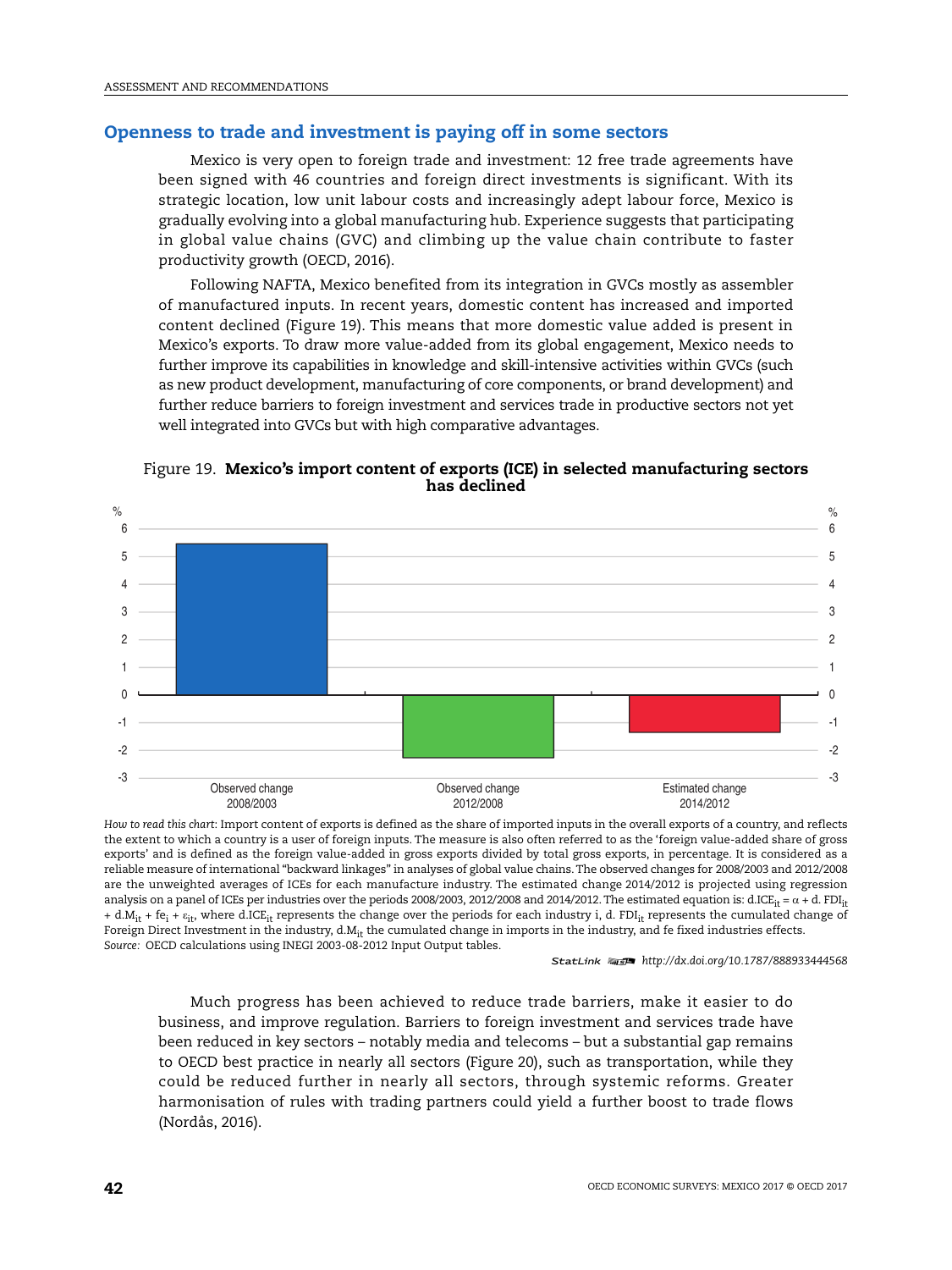## Openness to trade and investment is paying off in some sectors

Mexico is very open to foreign trade and investment: 12 free trade agreements have been signed with 46 countries and foreign direct investments is significant. With its strategic location, low unit labour costs and increasingly adept labour force, Mexico is gradually evolving into a global manufacturing hub. Experience suggests that participating in global value chains (GVC) and climbing up the value chain contribute to faster productivity growth (OECD, 2016).

Following NAFTA, Mexico benefited from its integration in GVCs mostly as assembler of manufactured inputs. In recent years, domestic content has increased and imported content declined (Figure 19). This means that more domestic value added is present in Mexico's exports. To draw more value-added from its global engagement, Mexico needs to further improve its capabilities in knowledge and skill-intensive activities within GVCs (such as new product development, manufacturing of core components, or brand development) and further reduce barriers to foreign investment and services trade in productive sectors not yet well integrated into GVCs but with high comparative advantages.

Figure 19. **Mexico's import content of exports (ICE) in selected manufacturing sectors has declined**

*How to read this chart:* Import content of exports is defined as the share of imported inputs in the overall exports of a country, and reflects the extent to which a country is a user of foreign inputs. The measure is also often referred to as the 'foreign value-added share of gross exports' and is defined as the foreign value-added in gross exports divided by total gross exports, in percentage. It is considered as a reliable measure of international "backward linkages" in analyses of global value chains. The observed changes for 2008/2003 and 2012/2008 are the unweighted averages of ICEs for each manufacture industry. The estimated change 2014/2012 is projected using regression analysis on a panel of ICEs per industries over the periods 2008/2003, 2012/2008 and 2014/2012. The estimated equation is: $d.ICE_{it} = \alpha + d.FDI_{it} + d.M_{it} + fe_i + \varepsilon_{it}$, where $d.ICE_{it}$ represents the change over the periods for each industry i, $d.FDI_{it}$ represents the cumulated change of Foreign Direct Investment in the industry, $d.M_{it}$ the cumulated change in imports in the industry, and fe fixed industries effects.

*Source:* OECD calculations using INEGI 2003-08-2012 Input Output tables.

StatLink http://dx.doi.org/10.1787/888933444568

Much progress has been achieved to reduce trade barriers, make it easier to do business, and improve regulation. Barriers to foreign investment and services trade have been reduced in key sectors – notably media and telecoms – but a substantial gap remains to OECD best practice in nearly all sectors (Figure 20), such as transportation, while they could be reduced further in nearly all sectors, through systemic reforms. Greater harmonisation of rules with trading partners could yield a further boost to trade flows (Nordås, 2016).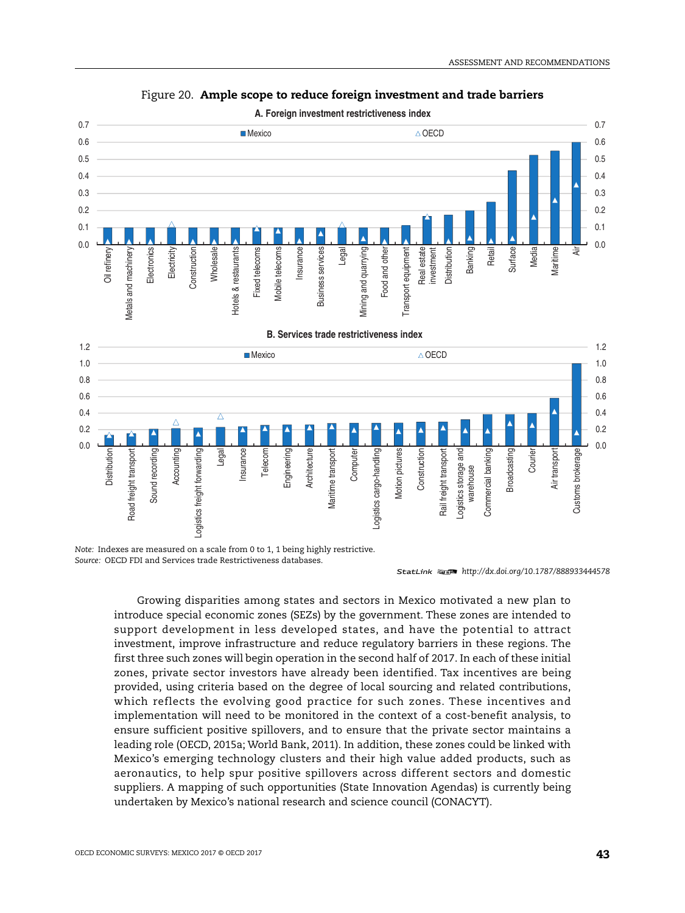Figure 20. **Ample scope to reduce foreign investment and trade barriers**

**A. Foreign investment restrictiveness index**

**B. Services trade restrictiveness index**

*Note:* Indexes are measured on a scale from 0 to 1, 1 being highly restrictive.
*Source:* OECD FDI and Services trade Restrictiveness databases.

StatLink http://dx.doi.org/10.1787/888933444578

Growing disparities among states and sectors in Mexico motivated a new plan to introduce special economic zones (SEZs) by the government. These zones are intended to support development in less developed states, and have the potential to attract investment, improve infrastructure and reduce regulatory barriers in these regions. The first three such zones will begin operation in the second half of 2017. In each of these initial zones, private sector investors have already been identified. Tax incentives are being provided, using criteria based on the degree of local sourcing and related contributions, which reflects the evolving good practice for such zones. These incentives and implementation will need to be monitored in the context of a cost-benefit analysis, to ensure sufficient positive spillovers, and to ensure that the private sector maintains a leading role (OECD, 2015a; World Bank, 2011). In addition, these zones could be linked with Mexico's emerging technology clusters and their high value added products, such as aeronautics, to help spur positive spillovers across different sectors and domestic suppliers. A mapping of such opportunities (State Innovation Agendas) is currently being undertaken by Mexico's national research and science council (CONACYT).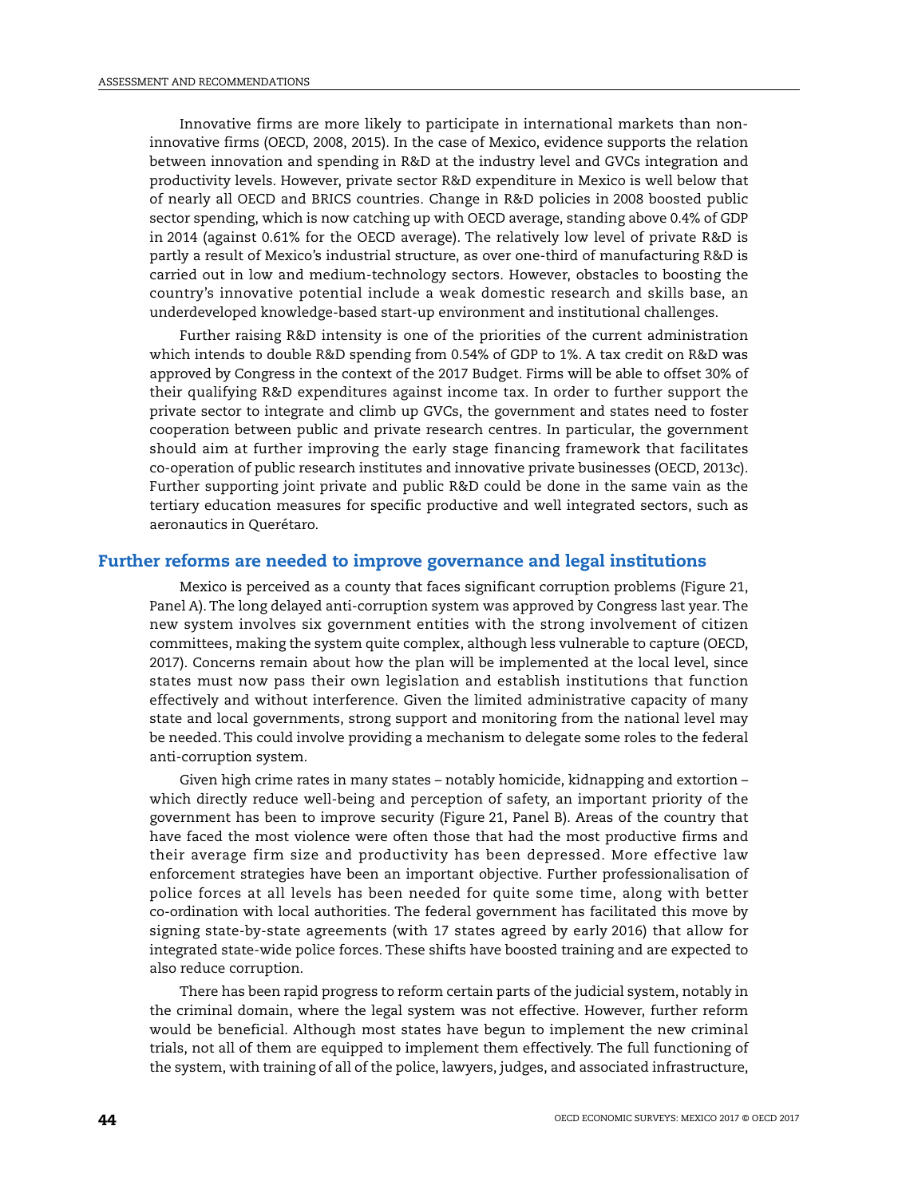Innovative firms are more likely to participate in international markets than non-innovative firms (OECD, 2008, 2015). In the case of Mexico, evidence supports the relation between innovation and spending in R&D at the industry level and GVCs integration and productivity levels. However, private sector R&D expenditure in Mexico is well below that of nearly all OECD and BRICS countries. Change in R&D policies in 2008 boosted public sector spending, which is now catching up with OECD average, standing above 0.4% of GDP in 2014 (against 0.61% for the OECD average). The relatively low level of private R&D is partly a result of Mexico's industrial structure, as over one-third of manufacturing R&D is carried out in low and medium-technology sectors. However, obstacles to boosting the country's innovative potential include a weak domestic research and skills base, an underdeveloped knowledge-based start-up environment and institutional challenges.

Further raising R&D intensity is one of the priorities of the current administration which intends to double R&D spending from 0.54% of GDP to 1%. A tax credit on R&D was approved by Congress in the context of the 2017 Budget. Firms will be able to offset 30% of their qualifying R&D expenditures against income tax. In order to further support the private sector to integrate and climb up GVCs, the government and states need to foster cooperation between public and private research centres. In particular, the government should aim at further improving the early stage financing framework that facilitates co-operation of public research institutes and innovative private businesses (OECD, 2013c). Further supporting joint private and public R&D could be done in the same vain as the tertiary education measures for specific productive and well integrated sectors, such as aeronautics in Querétaro.

## Further reforms are needed to improve governance and legal institutions

Mexico is perceived as a county that faces significant corruption problems (Figure 21, Panel A). The long delayed anti-corruption system was approved by Congress last year. The new system involves six government entities with the strong involvement of citizen committees, making the system quite complex, although less vulnerable to capture (OECD, 2017). Concerns remain about how the plan will be implemented at the local level, since states must now pass their own legislation and establish institutions that function effectively and without interference. Given the limited administrative capacity of many state and local governments, strong support and monitoring from the national level may be needed. This could involve providing a mechanism to delegate some roles to the federal anti-corruption system.

Given high crime rates in many states – notably homicide, kidnapping and extortion – which directly reduce well-being and perception of safety, an important priority of the government has been to improve security (Figure 21, Panel B). Areas of the country that have faced the most violence were often those that had the most productive firms and their average firm size and productivity has been depressed. More effective law enforcement strategies have been an important objective. Further professionalisation of police forces at all levels has been needed for quite some time, along with better co-ordination with local authorities. The federal government has facilitated this move by signing state-by-state agreements (with 17 states agreed by early 2016) that allow for integrated state-wide police forces. These shifts have boosted training and are expected to also reduce corruption.

There has been rapid progress to reform certain parts of the judicial system, notably in the criminal domain, where the legal system was not effective. However, further reform would be beneficial. Although most states have begun to implement the new criminal trials, not all of them are equipped to implement them effectively. The full functioning of the system, with training of all of the police, lawyers, judges, and associated infrastructure,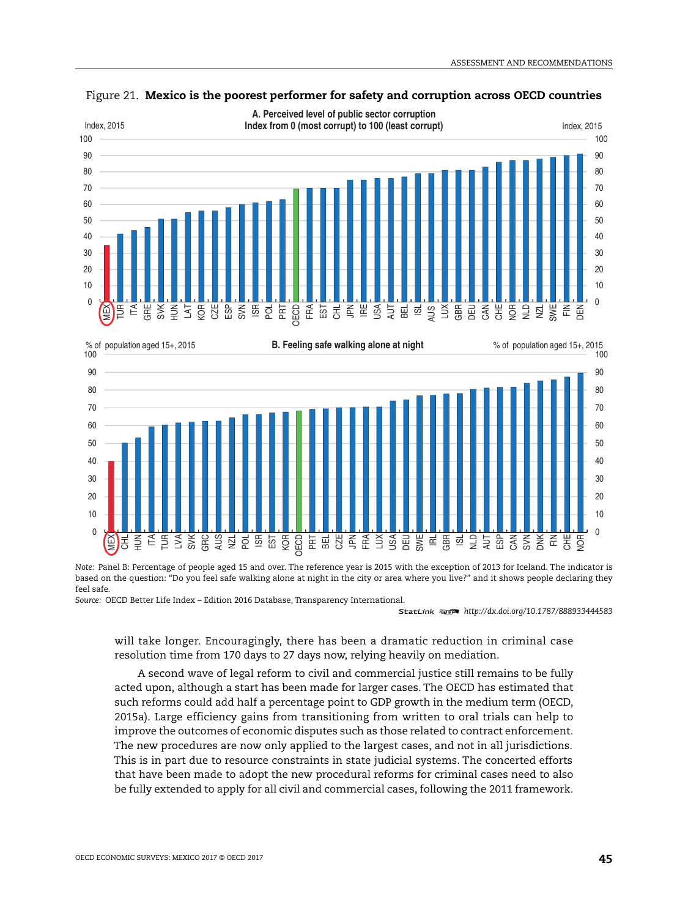Figure 21. **Mexico is the poorest performer for safety and corruption across OECD countries**

A. Perceived level of public sector corruption
Index from 0 (most corrupt) to 100 (least corrupt)

B. Feeling safe walking alone at night

*Note:* Panel B: Percentage of people aged 15 and over. The reference year is 2015 with the exception of 2013 for Iceland. The indicator is based on the question: "Do you feel safe walking alone at night in the city or area where you live?" and it shows people declaring they feel safe.

*Source:* OECD Better Life Index – Edition 2016 Database, Transparency International.

StatLink http://dx.doi.org/10.1787/888933444583

will take longer. Encouragingly, there has been a dramatic reduction in criminal case resolution time from 170 days to 27 days now, relying heavily on mediation.

A second wave of legal reform to civil and commercial justice still remains to be fully acted upon, although a start has been made for larger cases. The OECD has estimated that such reforms could add half a percentage point to GDP growth in the medium term (OECD, 2015a). Large efficiency gains from transitioning from written to oral trials can help to improve the outcomes of economic disputes such as those related to contract enforcement. The new procedures are now only applied to the largest cases, and not in all jurisdictions. This is in part due to resource constraints in state judicial systems. The concerted efforts that have been made to adopt the new procedural reforms for criminal cases need to also be fully extended to apply for all civil and commercial cases, following the 2011 framework.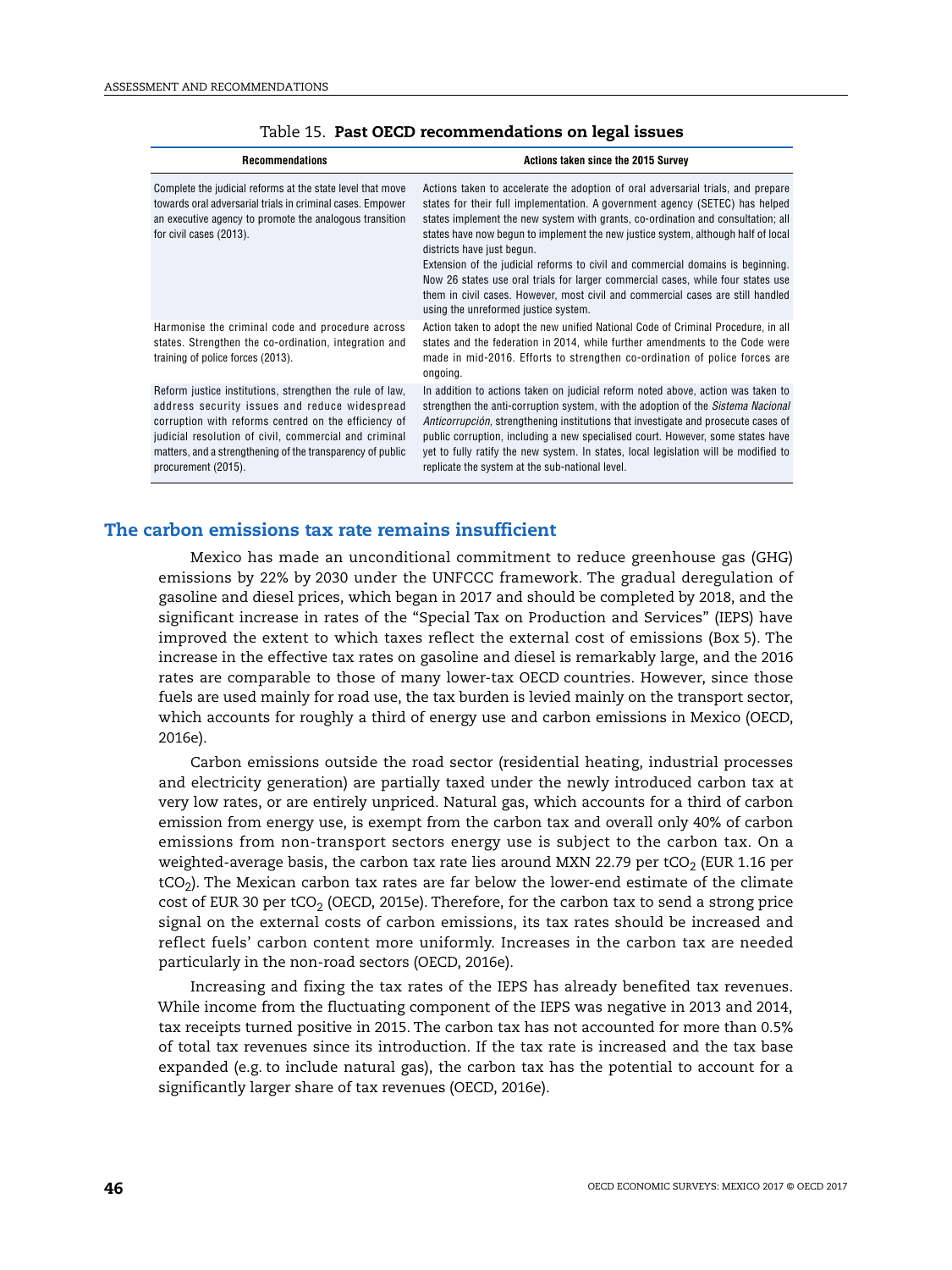Table 15. **Past OECD recommendations on legal issues**

| Recommendations | Actions taken since the 2015 Survey |
|---|---|
| Complete the judicial reforms at the state level that move towards oral adversarial trials in criminal cases. Empower an executive agency to promote the analogous transition for civil cases (2013). | Actions taken to accelerate the adoption of oral adversarial trials, and prepare states for their full implementation. A government agency (SETEC) has helped states implement the new system with grants, co-ordination and consultation; all states have now begun to implement the new justice system, although half of local districts have just begun. Extension of the judicial reforms to civil and commercial domains is beginning. Now 26 states use oral trials for larger commercial cases, while four states use them in civil cases. However, most civil and commercial cases are still handled using the unreformed justice system. |
| Harmonise the criminal code and procedure across states. Strengthen the co-ordination, integration and training of police forces (2013). | Action taken to adopt the new unified National Code of Criminal Procedure, in all states and the federation in 2014, while further amendments to the Code were made in mid-2016. Efforts to strengthen co-ordination of police forces are ongoing. |
| Reform justice institutions, strengthen the rule of law, address security issues and reduce widespread corruption with reforms centred on the efficiency of judicial resolution of civil, commercial and criminal matters, and a strengthening of the transparency of public procurement (2015). | In addition to actions taken on judicial reform noted above, action was taken to strengthen the anti-corruption system, with the adoption of the *Sistema Nacional Anticorrupción*, strengthening institutions that investigate and prosecute cases of public corruption, including a new specialised court. However, some states have yet to fully ratify the new system. In states, local legislation will be modified to replicate the system at the sub-national level. |

## The carbon emissions tax rate remains insufficient

Mexico has made an unconditional commitment to reduce greenhouse gas (GHG) emissions by 22% by 2030 under the UNFCCC framework. The gradual deregulation of gasoline and diesel prices, which began in 2017 and should be completed by 2018, and the significant increase in rates of the "Special Tax on Production and Services" (IEPS) have improved the extent to which taxes reflect the external cost of emissions (Box 5). The increase in the effective tax rates on gasoline and diesel is remarkably large, and the 2016 rates are comparable to those of many lower-tax OECD countries. However, since those fuels are used mainly for road use, the tax burden is levied mainly on the transport sector, which accounts for roughly a third of energy use and carbon emissions in Mexico (OECD, 2016e).

Carbon emissions outside the road sector (residential heating, industrial processes and electricity generation) are partially taxed under the newly introduced carbon tax at very low rates, or are entirely unpriced. Natural gas, which accounts for a third of carbon emission from energy use, is exempt from the carbon tax and overall only 40% of carbon emissions from non-transport sectors energy use is subject to the carbon tax. On a weighted-average basis, the carbon tax rate lies around MXN 22.79 per $tCO_2$ (EUR 1.16 per $tCO_2$). The Mexican carbon tax rates are far below the lower-end estimate of the climate cost of EUR 30 per $tCO_2$ (OECD, 2015e). Therefore, for the carbon tax to send a strong price signal on the external costs of carbon emissions, its tax rates should be increased and reflect fuels' carbon content more uniformly. Increases in the carbon tax are needed particularly in the non-road sectors (OECD, 2016e).

Increasing and fixing the tax rates of the IEPS has already benefited tax revenues. While income from the fluctuating component of the IEPS was negative in 2013 and 2014, tax receipts turned positive in 2015. The carbon tax has not accounted for more than 0.5% of total tax revenues since its introduction. If the tax rate is increased and the tax base expanded (e.g. to include natural gas), the carbon tax has the potential to account for a significantly larger share of tax revenues (OECD, 2016e).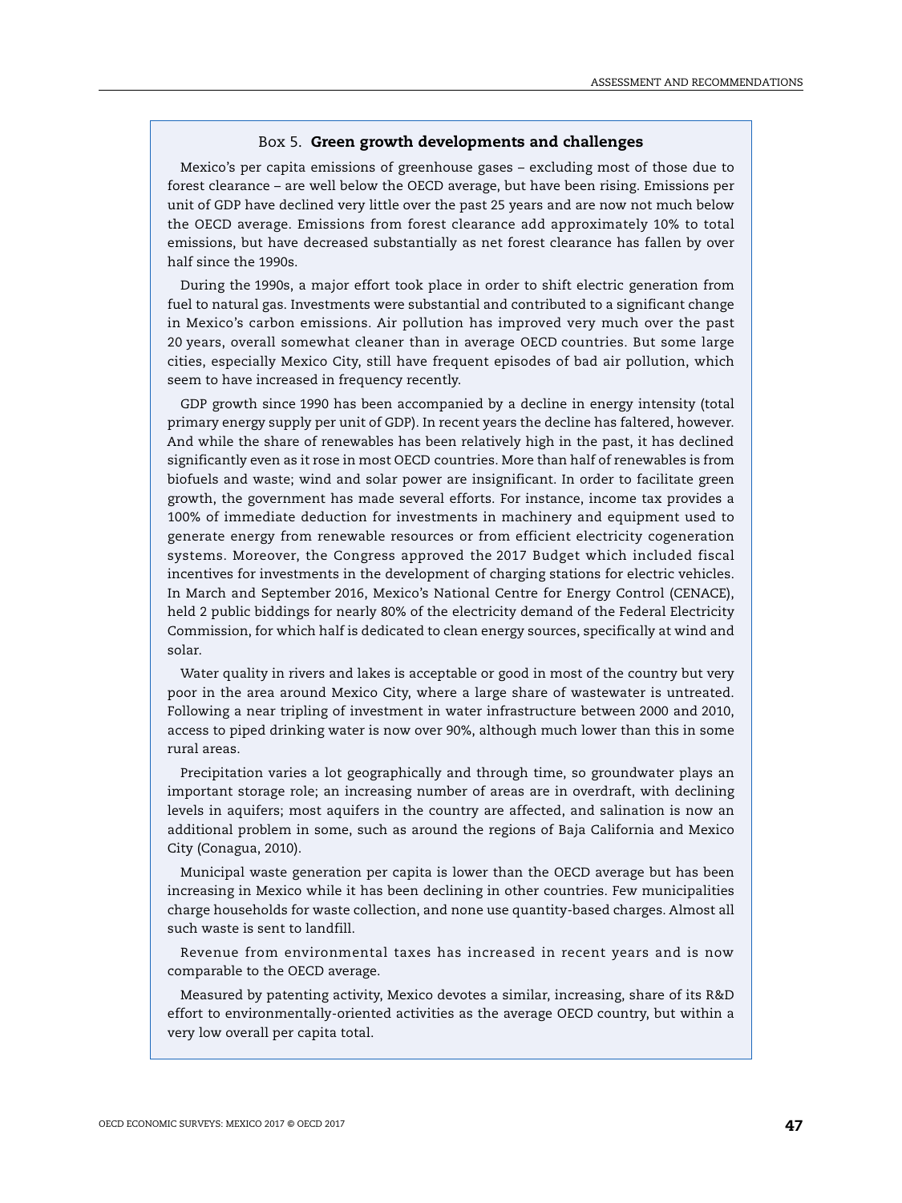### Box 5. **Green growth developments and challenges**

Mexico's per capita emissions of greenhouse gases – excluding most of those due to forest clearance – are well below the OECD average, but have been rising. Emissions per unit of GDP have declined very little over the past 25 years and are now not much below the OECD average. Emissions from forest clearance add approximately 10% to total emissions, but have decreased substantially as net forest clearance has fallen by over half since the 1990s.

During the 1990s, a major effort took place in order to shift electric generation from fuel to natural gas. Investments were substantial and contributed to a significant change in Mexico's carbon emissions. Air pollution has improved very much over the past 20 years, overall somewhat cleaner than in average OECD countries. But some large cities, especially Mexico City, still have frequent episodes of bad air pollution, which seem to have increased in frequency recently.

GDP growth since 1990 has been accompanied by a decline in energy intensity (total primary energy supply per unit of GDP). In recent years the decline has faltered, however. And while the share of renewables has been relatively high in the past, it has declined significantly even as it rose in most OECD countries. More than half of renewables is from biofuels and waste; wind and solar power are insignificant. In order to facilitate green growth, the government has made several efforts. For instance, income tax provides a 100% of immediate deduction for investments in machinery and equipment used to generate energy from renewable resources or from efficient electricity cogeneration systems. Moreover, the Congress approved the 2017 Budget which included fiscal incentives for investments in the development of charging stations for electric vehicles. In March and September 2016, Mexico's National Centre for Energy Control (CENACE), held 2 public biddings for nearly 80% of the electricity demand of the Federal Electricity Commission, for which half is dedicated to clean energy sources, specifically at wind and solar.

Water quality in rivers and lakes is acceptable or good in most of the country but very poor in the area around Mexico City, where a large share of wastewater is untreated. Following a near tripling of investment in water infrastructure between 2000 and 2010, access to piped drinking water is now over 90%, although much lower than this in some rural areas.

Precipitation varies a lot geographically and through time, so groundwater plays an important storage role; an increasing number of areas are in overdraft, with declining levels in aquifers; most aquifers in the country are affected, and salination is now an additional problem in some, such as around the regions of Baja California and Mexico City (Conagua, 2010).

Municipal waste generation per capita is lower than the OECD average but has been increasing in Mexico while it has been declining in other countries. Few municipalities charge households for waste collection, and none use quantity-based charges. Almost all such waste is sent to landfill.

Revenue from environmental taxes has increased in recent years and is now comparable to the OECD average.

Measured by patenting activity, Mexico devotes a similar, increasing, share of its R&D effort to environmentally-oriented activities as the average OECD country, but within a very low overall per capita total.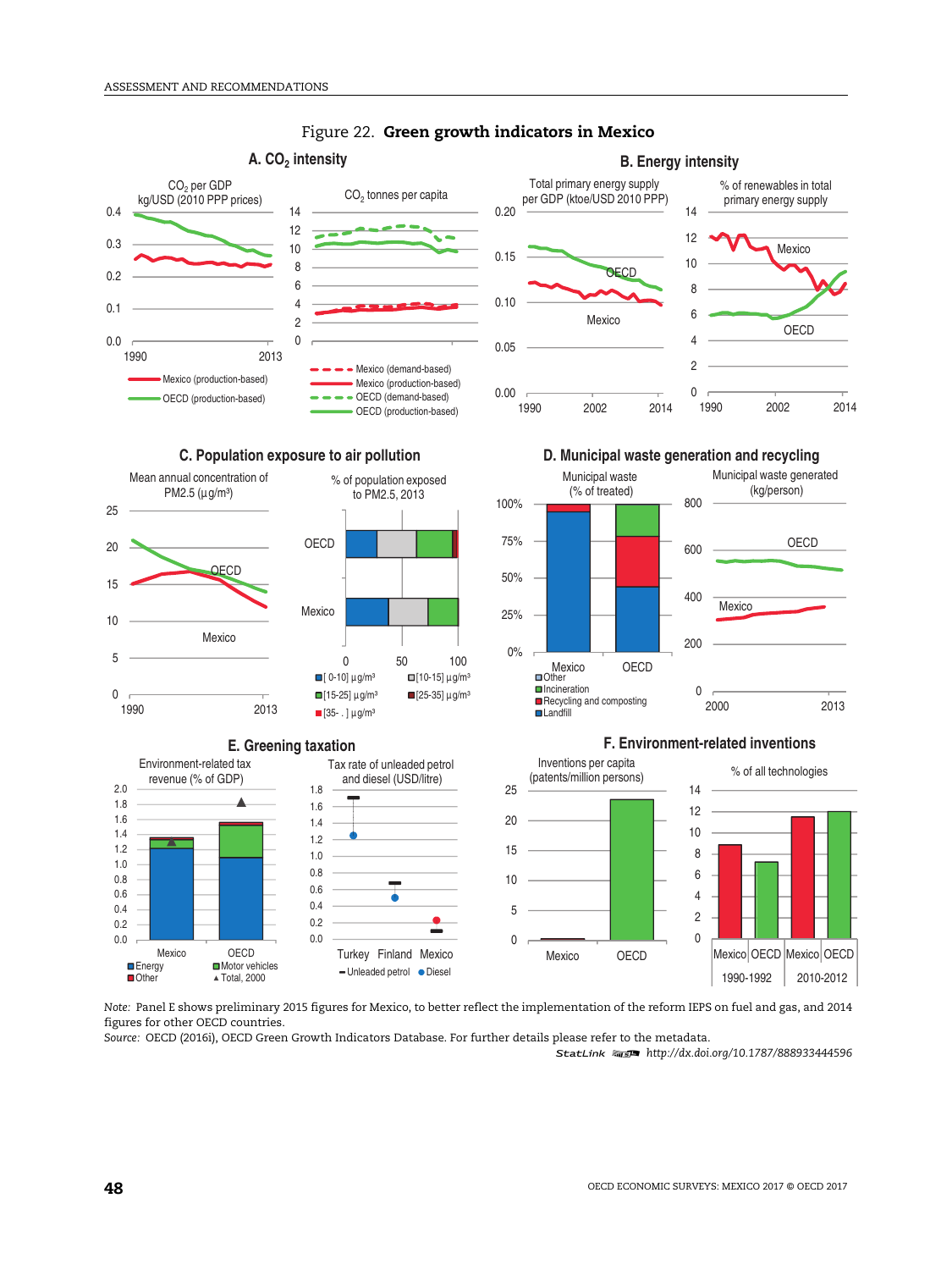Figure 22. **Green growth indicators in Mexico**

**A. $CO_2$ intensity**

$CO_2$ per GDP kg/USD (2010 PPP prices)

$CO_2$ tonnes per capita

Mexico (production-based)
OECD (production-based)

Mexico (demand-based)
Mexico (production-based)
OECD (demand-based)
OECD (production-based)

**B. Energy intensity**

Total primary energy supply per GDP (ktoe/USD 2010 PPP)

% of renewables in total primary energy supply

**C. Population exposure to air pollution**

Mean annual concentration of PM2.5 (µg/m³)

% of population exposed to PM2.5, 2013

[0-10] µg/m³ | [10-15] µg/m³ | [15-25] µg/m³ | [25-35] µg/m³ | [35- . ] µg/m³

**D. Municipal waste generation and recycling**

Municipal waste (% of treated)

Other | Incineration | Recycling and composting | Landfill

Municipal waste generated (kg/person)

**E. Greening taxation**

Environment-related tax revenue (% of GDP)

Energy | Motor vehicles | Other | Total, 2000

Tax rate of unleaded petrol and diesel (USD/litre)

Unleaded petrol | Diesel

**F. Environment-related inventions**

Inventions per capita (patents/million persons)

% of all technologies

Note: Panel E shows preliminary 2015 figures for Mexico, to better reflect the implementation of the reform IEPS on fuel and gas, and 2014 figures for other OECD countries.

*Source:* OECD (2016i), OECD Green Growth Indicators Database. For further details please refer to the metadata.

StatLink http://dx.doi.org/10.1787/888933444596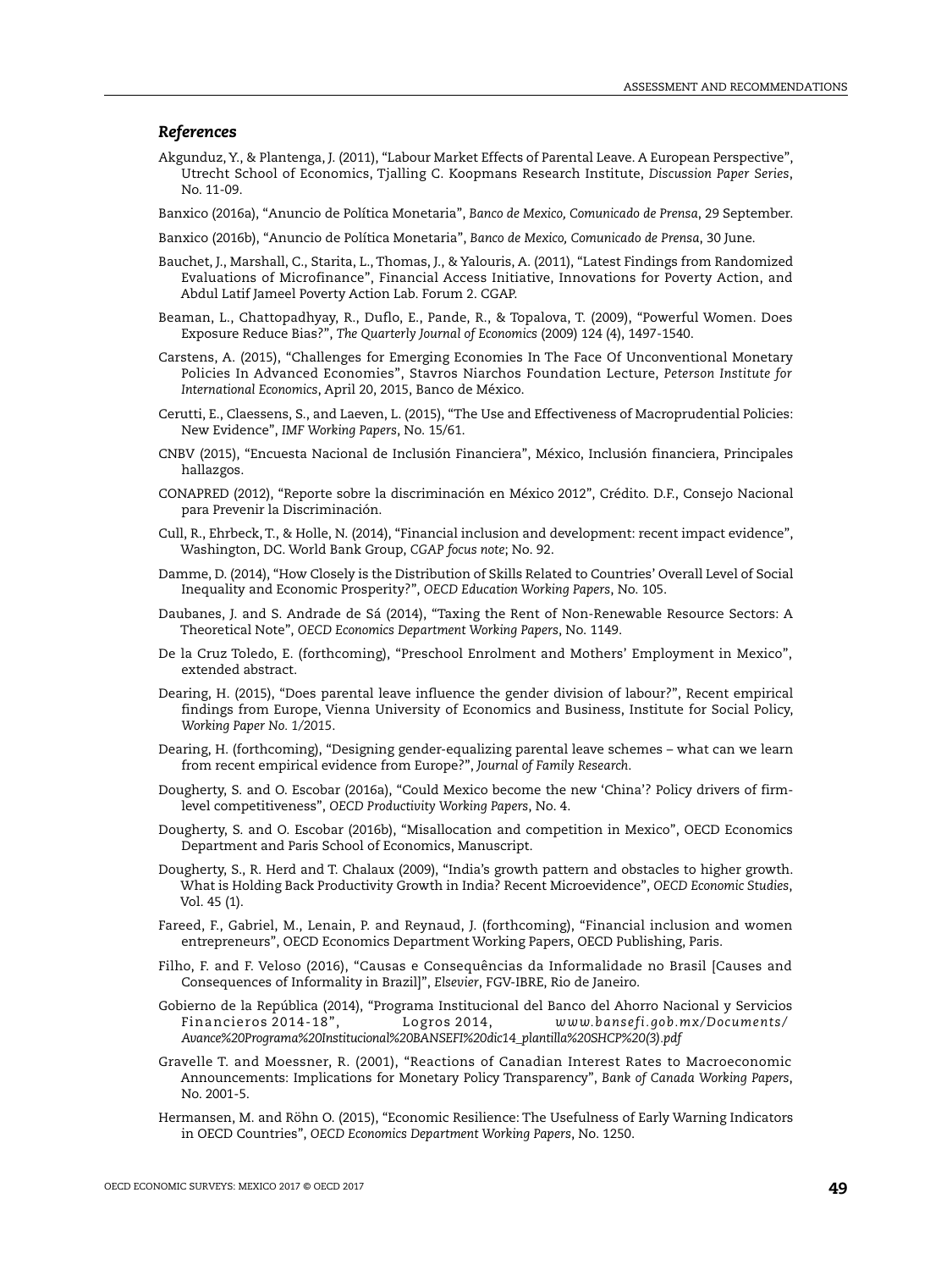### *References*

Akgunduz, Y., & Plantenga, J. (2011), "Labour Market Effects of Parental Leave. A European Perspective", Utrecht School of Economics, Tjalling C. Koopmans Research Institute, *Discussion Paper Series*, No. 11-09.

Banxico (2016a), "Anuncio de Política Monetaria", *Banco de Mexico, Comunicado de Prensa*, 29 September.

Banxico (2016b), "Anuncio de Política Monetaria", *Banco de Mexico, Comunicado de Prensa*, 30 June.

Bauchet, J., Marshall, C., Starita, L., Thomas, J., & Yalouris, A. (2011), "Latest Findings from Randomized Evaluations of Microfinance", Financial Access Initiative, Innovations for Poverty Action, and Abdul Latif Jameel Poverty Action Lab. Forum 2. CGAP.

Beaman, L., Chattopadhyay, R., Duflo, E., Pande, R., & Topalova, T. (2009), "Powerful Women. Does Exposure Reduce Bias?", *The Quarterly Journal of Economics* (2009) 124 (4), 1497-1540.

Carstens, A. (2015), "Challenges for Emerging Economies In The Face Of Unconventional Monetary Policies In Advanced Economies", Stavros Niarchos Foundation Lecture, *Peterson Institute for International Economics*, April 20, 2015, Banco de México.

Cerutti, E., Claessens, S., and Laeven, L. (2015), "The Use and Effectiveness of Macroprudential Policies: New Evidence", *IMF Working Papers*, No. 15/61.

CNBV (2015), "Encuesta Nacional de Inclusión Financiera", México, Inclusión financiera, Principales hallazgos.

CONAPRED (2012), "Reporte sobre la discriminación en México 2012", Crédito. D.F., Consejo Nacional para Prevenir la Discriminación.

Cull, R., Ehrbeck, T., & Holle, N. (2014), "Financial inclusion and development: recent impact evidence", Washington, DC. World Bank Group, *CGAP focus note*; No. 92.

Damme, D. (2014), "How Closely is the Distribution of Skills Related to Countries' Overall Level of Social Inequality and Economic Prosperity?", *OECD Education Working Papers*, No. 105.

Daubanes, J. and S. Andrade de Sá (2014), "Taxing the Rent of Non-Renewable Resource Sectors: A Theoretical Note", *OECD Economics Department Working Papers*, No. 1149.

De la Cruz Toledo, E. (forthcoming), "Preschool Enrolment and Mothers' Employment in Mexico", extended abstract.

Dearing, H. (2015), "Does parental leave influence the gender division of labour?", Recent empirical findings from Europe, Vienna University of Economics and Business, Institute for Social Policy, *Working Paper No. 1/2015*.

Dearing, H. (forthcoming), "Designing gender-equalizing parental leave schemes – what can we learn from recent empirical evidence from Europe?", *Journal of Family Research*.

Dougherty, S. and O. Escobar (2016a), "Could Mexico become the new 'China'? Policy drivers of firm-level competitiveness", *OECD Productivity Working Papers*, No. 4.

Dougherty, S. and O. Escobar (2016b), "Misallocation and competition in Mexico", OECD Economics Department and Paris School of Economics, Manuscript.

Dougherty, S., R. Herd and T. Chalaux (2009), "India's growth pattern and obstacles to higher growth. What is Holding Back Productivity Growth in India? Recent Microevidence", *OECD Economic Studies*, Vol. 45 (1).

Fareed, F., Gabriel, M., Lenain, P. and Reynaud, J. (forthcoming), "Financial inclusion and women entrepreneurs", OECD Economics Department Working Papers, OECD Publishing, Paris.

Filho, F. and F. Veloso (2016), "Causas e Consequências da Informalidade no Brasil [Causes and Consequences of Informality in Brazil]", *Elsevier*, FGV-IBRE, Rio de Janeiro.

Gobierno de la República (2014), "Programa Institucional del Banco del Ahorro Nacional y Servicios Financieros 2014-18", Logros 2014, *www.bansefi.gob.mx/Documents/Avance%20Programa%20Institucional%20BANSEFI%20dic14_plantilla%20SHCP%20(3).pdf*

Gravelle T. and Moessner, R. (2001), "Reactions of Canadian Interest Rates to Macroeconomic Announcements: Implications for Monetary Policy Transparency", *Bank of Canada Working Papers*, No. 2001-5.

Hermansen, M. and Röhn O. (2015), "Economic Resilience: The Usefulness of Early Warning Indicators in OECD Countries", *OECD Economics Department Working Papers*, No. 1250.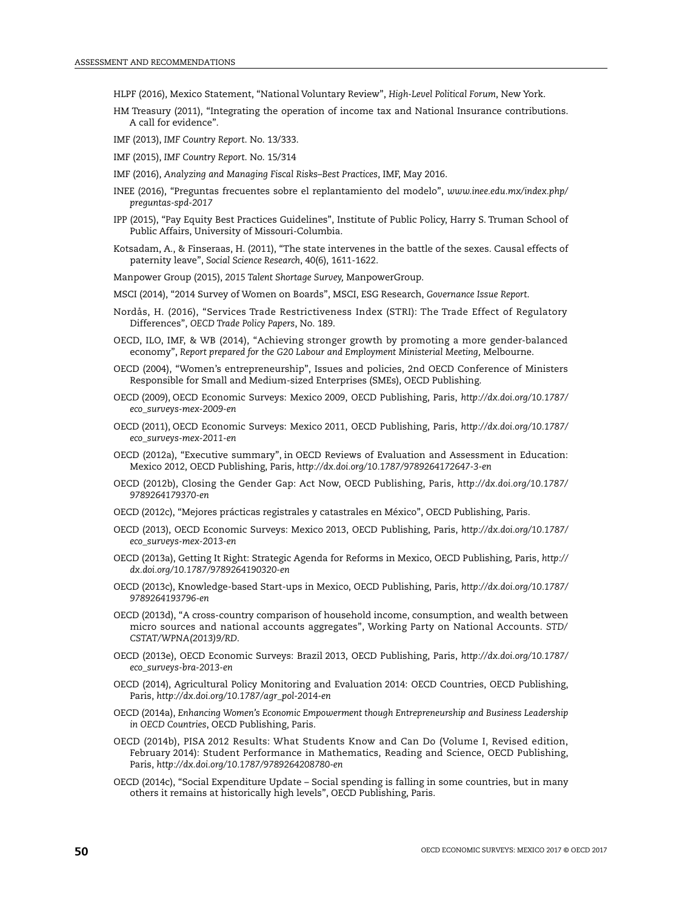HLPF (2016), Mexico Statement, "National Voluntary Review", *High-Level Political Forum*, New York.

HM Treasury (2011), "Integrating the operation of income tax and National Insurance contributions. A call for evidence".

IMF (2013), *IMF Country Report*. No. 13/333.

IMF (2015), *IMF Country Report*. No. 15/314

IMF (2016), *Analyzing and Managing Fiscal Risks–Best Practices*, IMF, May 2016.

INEE (2016), "Preguntas frecuentes sobre el replantamiento del modelo", *www.inee.edu.mx/index.php/preguntas-spd-2017*

IPP (2015), "Pay Equity Best Practices Guidelines", Institute of Public Policy, Harry S. Truman School of Public Affairs, University of Missouri-Columbia.

Kotsadam, A., & Finseraas, H. (2011), "The state intervenes in the battle of the sexes. Causal effects of paternity leave", *Social Science Research*, 40(6), 1611-1622.

Manpower Group (2015), *2015 Talent Shortage Survey*, ManpowerGroup.

MSCI (2014), "2014 Survey of Women on Boards", MSCI, ESG Research, *Governance Issue Report*.

Nordås, H. (2016), "Services Trade Restrictiveness Index (STRI): The Trade Effect of Regulatory Differences", *OECD Trade Policy Papers*, No. 189.

OECD, ILO, IMF, & WB (2014), "Achieving stronger growth by promoting a more gender-balanced economy", *Report prepared for the G20 Labour and Employment Ministerial Meeting*, Melbourne.

OECD (2004), "Women's entrepreneurship", Issues and policies, 2nd OECD Conference of Ministers Responsible for Small and Medium-sized Enterprises (SMEs), OECD Publishing.

OECD (2009), OECD Economic Surveys: Mexico 2009, OECD Publishing, Paris, *http://dx.doi.org/10.1787/eco_surveys-mex-2009-en*

OECD (2011), OECD Economic Surveys: Mexico 2011, OECD Publishing, Paris, *http://dx.doi.org/10.1787/eco_surveys-mex-2011-en*

OECD (2012a), "Executive summary", in OECD Reviews of Evaluation and Assessment in Education: Mexico 2012, OECD Publishing, Paris, *http://dx.doi.org/10.1787/9789264172647-3-en*

OECD (2012b), Closing the Gender Gap: Act Now, OECD Publishing, Paris, *http://dx.doi.org/10.1787/9789264179370-en*

OECD (2012c), "Mejores prácticas registrales y catastrales en México", OECD Publishing, Paris.

OECD (2013), OECD Economic Surveys: Mexico 2013, OECD Publishing, Paris, *http://dx.doi.org/10.1787/eco_surveys-mex-2013-en*

OECD (2013a), Getting It Right: Strategic Agenda for Reforms in Mexico, OECD Publishing, Paris, *http://dx.doi.org/10.1787/9789264190320-en*

OECD (2013c), Knowledge-based Start-ups in Mexico, OECD Publishing, Paris, *http://dx.doi.org/10.1787/9789264193796-en*

OECD (2013d), "A cross-country comparison of household income, consumption, and wealth between micro sources and national accounts aggregates", Working Party on National Accounts. *STD/CSTAT/WPNA(2013)9/RD*.

OECD (2013e), OECD Economic Surveys: Brazil 2013, OECD Publishing, Paris, *http://dx.doi.org/10.1787/eco_surveys-bra-2013-en*

OECD (2014), Agricultural Policy Monitoring and Evaluation 2014: OECD Countries, OECD Publishing, Paris, *http://dx.doi.org/10.1787/agr_pol-2014-en*

OECD (2014a), *Enhancing Women's Economic Empowerment though Entrepreneurship and Business Leadership in OECD Countries*, OECD Publishing, Paris.

OECD (2014b), PISA 2012 Results: What Students Know and Can Do (Volume I, Revised edition, February 2014): Student Performance in Mathematics, Reading and Science, OECD Publishing, Paris, *http://dx.doi.org/10.1787/9789264208780-en*

OECD (2014c), "Social Expenditure Update – Social spending is falling in some countries, but in many others it remains at historically high levels", OECD Publishing, Paris.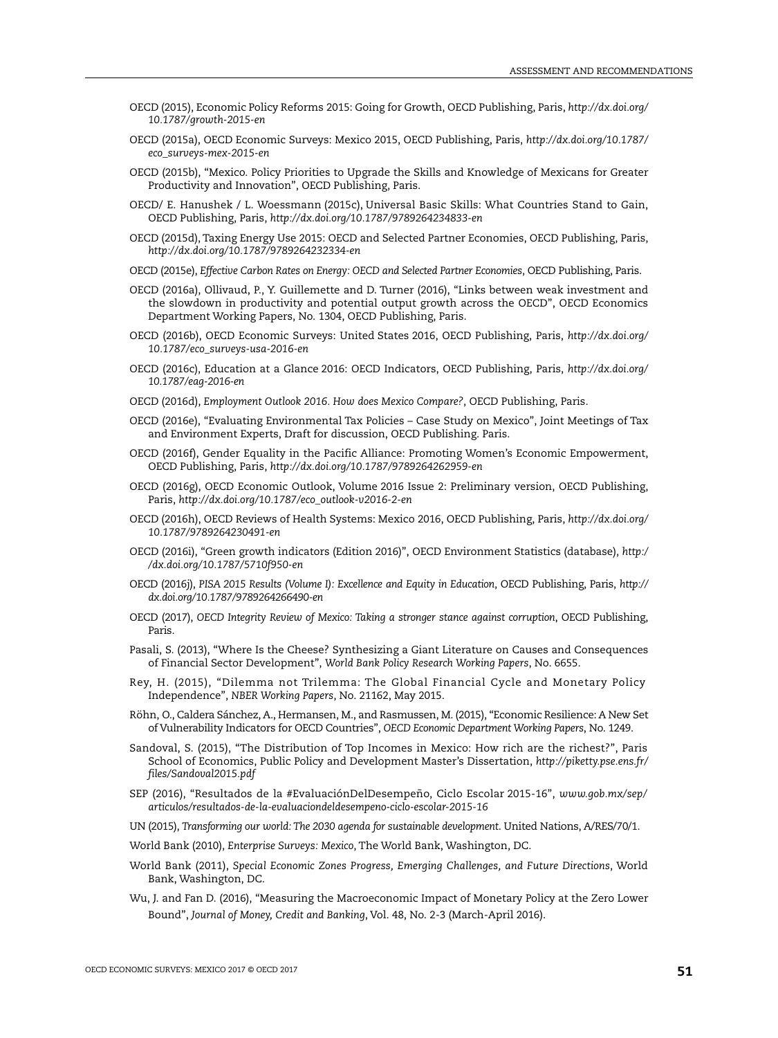OECD (2015), Economic Policy Reforms 2015: Going for Growth, OECD Publishing, Paris, *http://dx.doi.org/10.1787/growth-2015-en*

OECD (2015a), OECD Economic Surveys: Mexico 2015, OECD Publishing, Paris, *http://dx.doi.org/10.1787/eco_surveys-mex-2015-en*

OECD (2015b), "Mexico. Policy Priorities to Upgrade the Skills and Knowledge of Mexicans for Greater Productivity and Innovation", OECD Publishing, Paris.

OECD/ E. Hanushek / L. Woessmann (2015c), Universal Basic Skills: What Countries Stand to Gain, OECD Publishing, Paris, *http://dx.doi.org/10.1787/9789264234833-en*

OECD (2015d), Taxing Energy Use 2015: OECD and Selected Partner Economies, OECD Publishing, Paris, *http://dx.doi.org/10.1787/9789264232334-en*

OECD (2015e), *Effective Carbon Rates on Energy: OECD and Selected Partner Economies*, OECD Publishing, Paris.

OECD (2016a), Ollivaud, P., Y. Guillemette and D. Turner (2016), "Links between weak investment and the slowdown in productivity and potential output growth across the OECD", OECD Economics Department Working Papers, No. 1304, OECD Publishing, Paris.

OECD (2016b), OECD Economic Surveys: United States 2016, OECD Publishing, Paris, *http://dx.doi.org/10.1787/eco_surveys-usa-2016-en*

OECD (2016c), Education at a Glance 2016: OECD Indicators, OECD Publishing, Paris, *http://dx.doi.org/10.1787/eag-2016-en*

OECD (2016d), *Employment Outlook 2016. How does Mexico Compare?*, OECD Publishing, Paris.

OECD (2016e), "Evaluating Environmental Tax Policies – Case Study on Mexico", Joint Meetings of Tax and Environment Experts, Draft for discussion, OECD Publishing. Paris.

OECD (2016f), Gender Equality in the Pacific Alliance: Promoting Women's Economic Empowerment, OECD Publishing, Paris, *http://dx.doi.org/10.1787/9789264262959-en*

OECD (2016g), OECD Economic Outlook, Volume 2016 Issue 2: Preliminary version, OECD Publishing, Paris, *http://dx.doi.org/10.1787/eco_outlook-v2016-2-en*

OECD (2016h), OECD Reviews of Health Systems: Mexico 2016, OECD Publishing, Paris, *http://dx.doi.org/10.1787/9789264230491-en*

OECD (2016i), "Green growth indicators (Edition 2016)", OECD Environment Statistics (database), *http://dx.doi.org/10.1787/5710f950-en*

OECD (2016j), *PISA 2015 Results (Volume I): Excellence and Equity in Education*, OECD Publishing, Paris, *http://dx.doi.org/10.1787/9789264266490-en*

OECD (2017), *OECD Integrity Review of Mexico: Taking a stronger stance against corruption*, OECD Publishing, Paris.

Pasali, S. (2013), "Where Is the Cheese? Synthesizing a Giant Literature on Causes and Consequences of Financial Sector Development", *World Bank Policy Research Working Papers*, No. 6655.

Rey, H. (2015), "Dilemma not Trilemma: The Global Financial Cycle and Monetary Policy Independence", *NBER Working Papers*, No. 21162, May 2015.

Röhn, O., Caldera Sánchez, A., Hermansen, M., and Rasmussen, M. (2015), "Economic Resilience: A New Set of Vulnerability Indicators for OECD Countries", *OECD Economic Department Working Papers*, No. 1249.

Sandoval, S. (2015), "The Distribution of Top Incomes in Mexico: How rich are the richest?", Paris School of Economics, Public Policy and Development Master's Dissertation, *http://piketty.pse.ens.fr/files/Sandoval2015.pdf*

SEP (2016), "Resultados de la #EvaluaciónDelDesempeño, Ciclo Escolar 2015-16", *www.gob.mx/sep/articulos/resultados-de-la-evaluaciondeldesempeno-ciclo-escolar-2015-16*

UN (2015), *Transforming our world: The 2030 agenda for sustainable development*. United Nations, A/RES/70/1.

World Bank (2010), *Enterprise Surveys: Mexico*, The World Bank, Washington, DC.

World Bank (2011), *Special Economic Zones Progress, Emerging Challenges, and Future Directions*, World Bank, Washington, DC.

Wu, J. and Fan D. (2016), "Measuring the Macroeconomic Impact of Monetary Policy at the Zero Lower Bound", *Journal of Money, Credit and Banking*, Vol. 48, No. 2-3 (March-April 2016).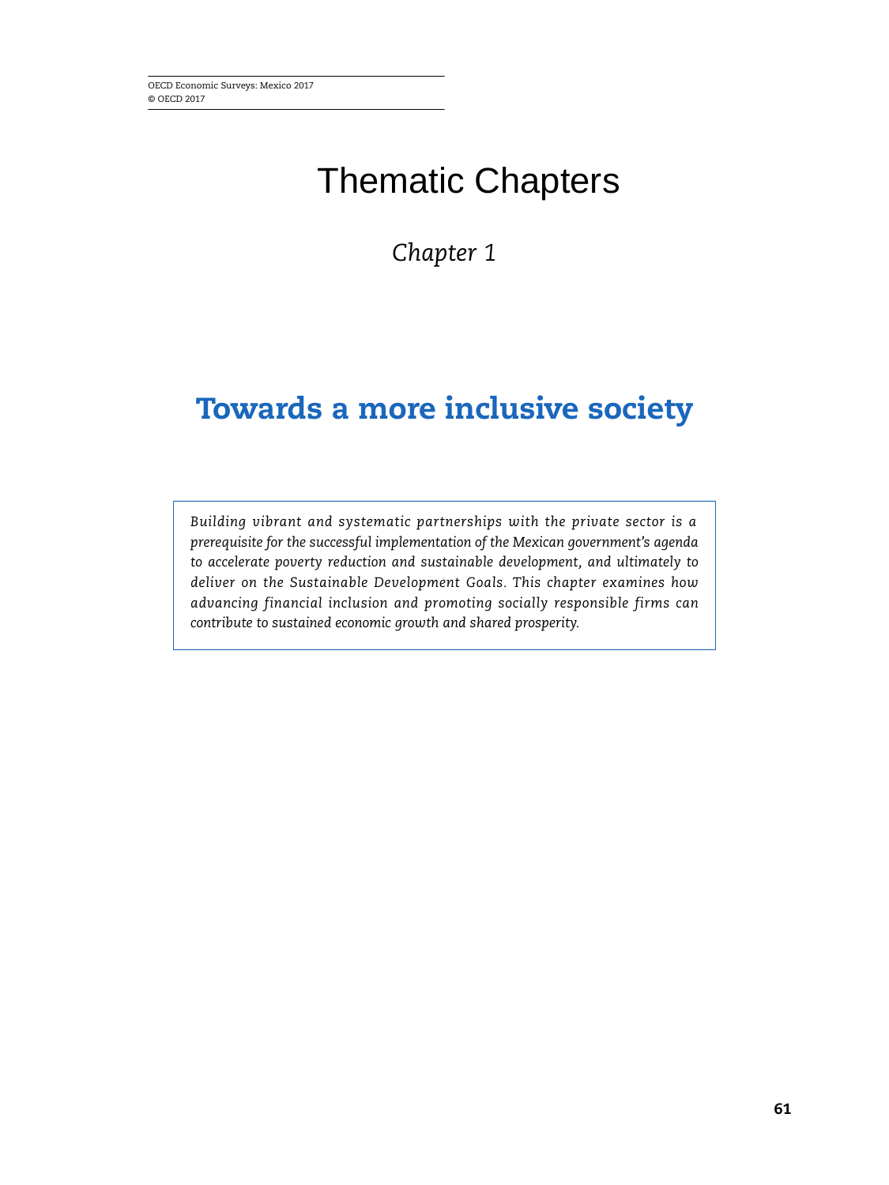# Thematic Chapters

*Chapter 1*

## Towards a more inclusive society

*Building vibrant and systematic partnerships with the private sector is a prerequisite for the successful implementation of the Mexican government's agenda to accelerate poverty reduction and sustainable development, and ultimately to deliver on the Sustainable Development Goals. This chapter examines how advancing financial inclusion and promoting socially responsible firms can contribute to sustained economic growth and shared prosperity.*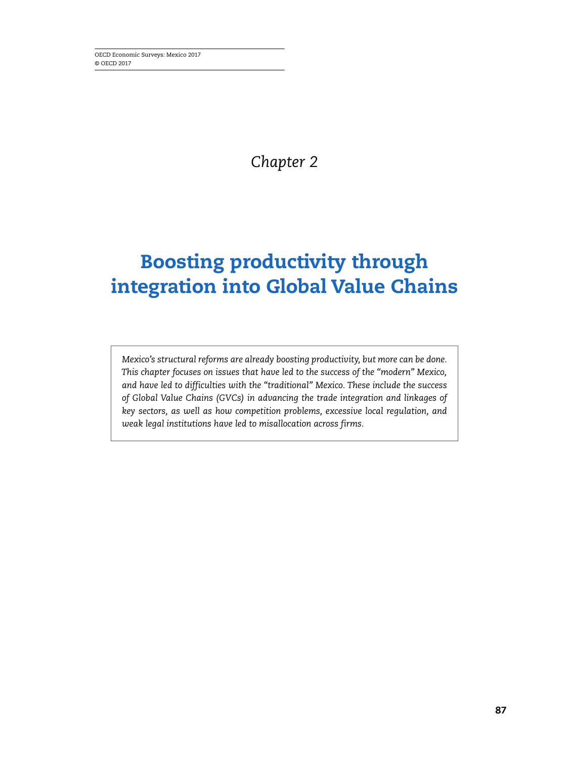*Chapter 2*

# Boosting productivity through integration into Global Value Chains

*Mexico's structural reforms are already boosting productivity, but more can be done. This chapter focuses on issues that have led to the success of the "modern" Mexico, and have led to difficulties with the "traditional" Mexico. These include the success of Global Value Chains (GVCs) in advancing the trade integration and linkages of key sectors, as well as how competition problems, excessive local regulation, and weak legal institutions have led to misallocation across firms.*